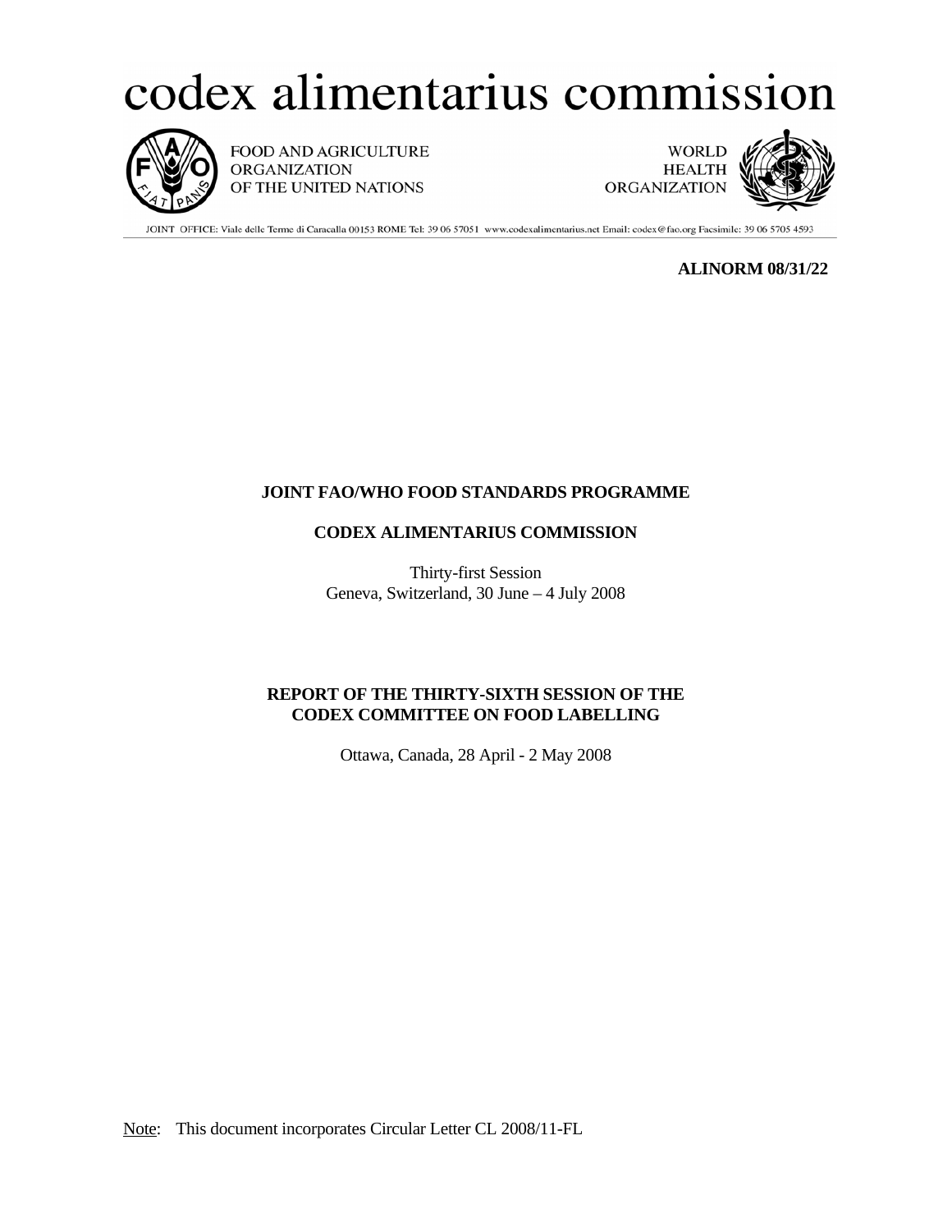# codex alimentarius commission

FOOD AND AGRICULTURE ORGANIZATION OF THE UNITED NATIONS

WORLD HEALTH ORGANIZATION

JOINT OFFICE: Viale delle Terme di Caracalla 00153 ROME Tel: 39 06 57051 www.codexalimentarius.net Email: codex@fao.org Facsimile: 39 06 5705 4593

**ALINORM 08/31/22**

**JOINT FAO/WHO FOOD STANDARDS PROGRAMME**

**CODEX ALIMENTARIUS COMMISSION**

Thirty-first Session
Geneva, Switzerland, 30 June – 4 July 2008

**REPORT OF THE THIRTY-SIXTH SESSION OF THE CODEX COMMITTEE ON FOOD LABELLING**

Ottawa, Canada, 28 April - 2 May 2008

Note: This document incorporates Circular Letter CL 2008/11-FL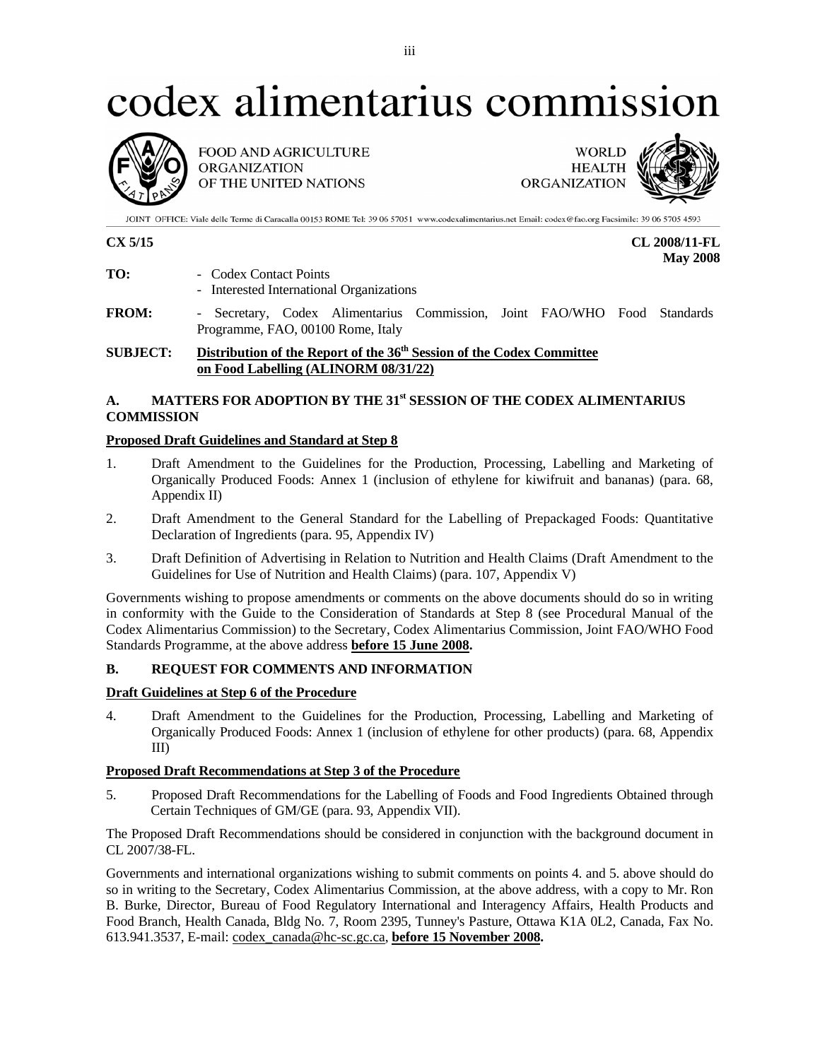# codex alimentarius commission

FOOD AND AGRICULTURE ORGANIZATION OF THE UNITED NATIONS

WORLD HEALTH ORGANIZATION

JOINT OFFICE: Viale delle Terme di Caracalla 00153 ROME Tel: 39 06 57051 www.codexalimentarius.net Email: codex@fao.org Facsimile: 39 06 5705 4593

**CX 5/15** **CL 2008/11-FL**
**May 2008**

**TO:** - Codex Contact Points
- Interested International Organizations

**FROM:** - Secretary, Codex Alimentarius Commission, Joint FAO/WHO Food Standards Programme, FAO, 00100 Rome, Italy

**SUBJECT:** **Distribution of the Report of the 36th Session of the Codex Committee on Food Labelling (ALINORM 08/31/22)**

## A. MATTERS FOR ADOPTION BY THE 31st SESSION OF THE CODEX ALIMENTARIUS COMMISSION

**Proposed Draft Guidelines and Standard at Step 8**

1. Draft Amendment to the Guidelines for the Production, Processing, Labelling and Marketing of Organically Produced Foods: Annex 1 (inclusion of ethylene for kiwifruit and bananas) (para. 68, Appendix II)

2. Draft Amendment to the General Standard for the Labelling of Prepackaged Foods: Quantitative Declaration of Ingredients (para. 95, Appendix IV)

3. Draft Definition of Advertising in Relation to Nutrition and Health Claims (Draft Amendment to the Guidelines for Use of Nutrition and Health Claims) (para. 107, Appendix V)

Governments wishing to propose amendments or comments on the above documents should do so in writing in conformity with the Guide to the Consideration of Standards at Step 8 (see Procedural Manual of the Codex Alimentarius Commission) to the Secretary, Codex Alimentarius Commission, Joint FAO/WHO Food Standards Programme, at the above address **before 15 June 2008.**

## B. REQUEST FOR COMMENTS AND INFORMATION

**Draft Guidelines at Step 6 of the Procedure**

4. Draft Amendment to the Guidelines for the Production, Processing, Labelling and Marketing of Organically Produced Foods: Annex 1 (inclusion of ethylene for other products) (para. 68, Appendix III)

**Proposed Draft Recommendations at Step 3 of the Procedure**

5. Proposed Draft Recommendations for the Labelling of Foods and Food Ingredients Obtained through Certain Techniques of GM/GE (para. 93, Appendix VII).

The Proposed Draft Recommendations should be considered in conjunction with the background document in CL 2007/38-FL.

Governments and international organizations wishing to submit comments on points 4. and 5. above should do so in writing to the Secretary, Codex Alimentarius Commission, at the above address, with a copy to Mr. Ron B. Burke, Director, Bureau of Food Regulatory International and Interagency Affairs, Health Products and Food Branch, Health Canada, Bldg No. 7, Room 2395, Tunney's Pasture, Ottawa K1A 0L2, Canada, Fax No. 613.941.3537, E-mail: codex_canada@hc-sc.gc.ca, **before 15 November 2008.**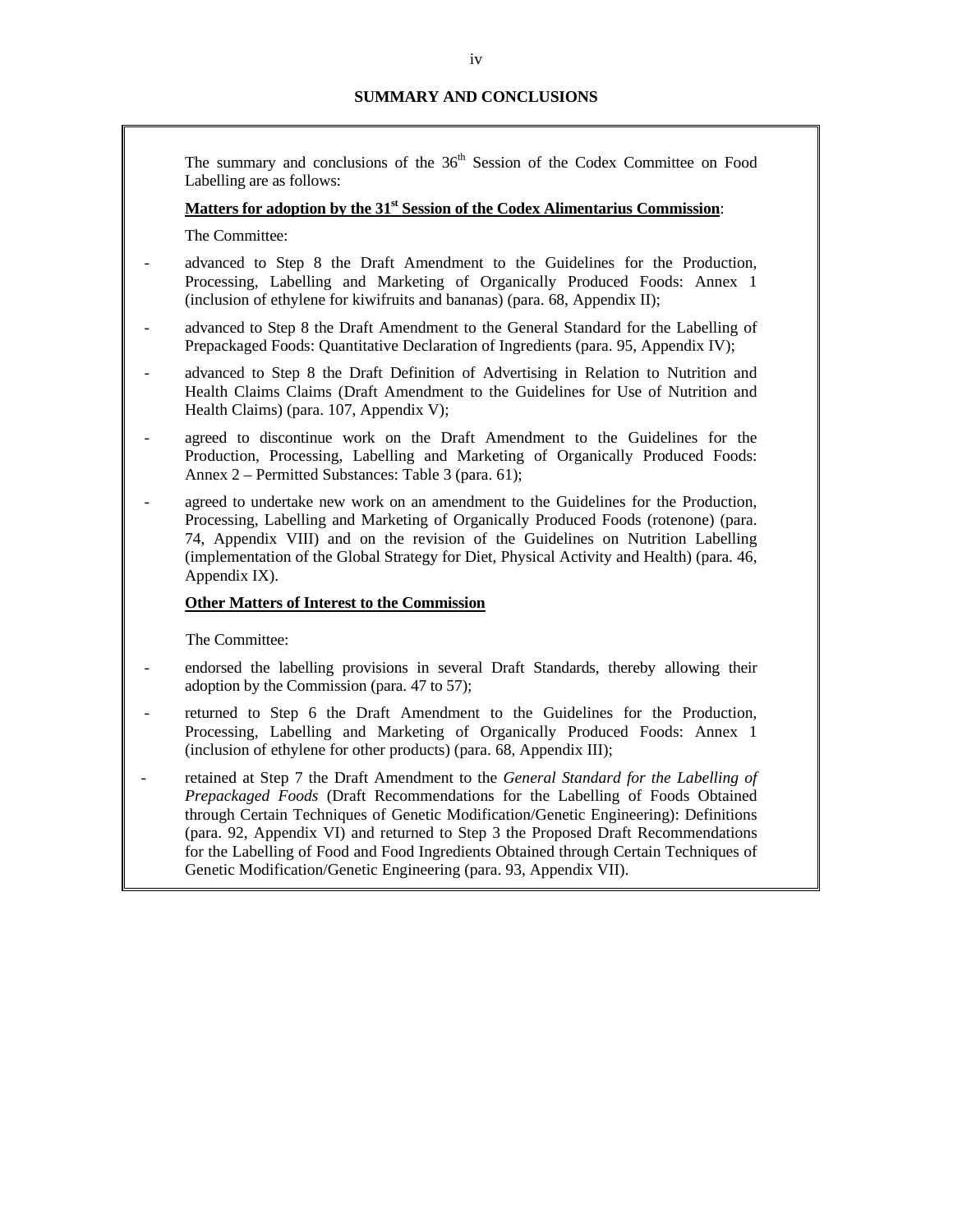## SUMMARY AND CONCLUSIONS

The summary and conclusions of the 36th Session of the Codex Committee on Food Labelling are as follows:

**Matters for adoption by the 31st Session of the Codex Alimentarius Commission**:

The Committee:

- advanced to Step 8 the Draft Amendment to the Guidelines for the Production, Processing, Labelling and Marketing of Organically Produced Foods: Annex 1 (inclusion of ethylene for kiwifruits and bananas) (para. 68, Appendix II);
- advanced to Step 8 the Draft Amendment to the General Standard for the Labelling of Prepackaged Foods: Quantitative Declaration of Ingredients (para. 95, Appendix IV);
- advanced to Step 8 the Draft Definition of Advertising in Relation to Nutrition and Health Claims Claims (Draft Amendment to the Guidelines for Use of Nutrition and Health Claims) (para. 107, Appendix V);
- agreed to discontinue work on the Draft Amendment to the Guidelines for the Production, Processing, Labelling and Marketing of Organically Produced Foods: Annex 2 – Permitted Substances: Table 3 (para. 61);
- agreed to undertake new work on an amendment to the Guidelines for the Production, Processing, Labelling and Marketing of Organically Produced Foods (rotenone) (para. 74, Appendix VIII) and on the revision of the Guidelines on Nutrition Labelling (implementation of the Global Strategy for Diet, Physical Activity and Health) (para. 46, Appendix IX).

**Other Matters of Interest to the Commission**

The Committee:

- endorsed the labelling provisions in several Draft Standards, thereby allowing their adoption by the Commission (para. 47 to 57);
- returned to Step 6 the Draft Amendment to the Guidelines for the Production, Processing, Labelling and Marketing of Organically Produced Foods: Annex 1 (inclusion of ethylene for other products) (para. 68, Appendix III);
- retained at Step 7 the Draft Amendment to the *General Standard for the Labelling of Prepackaged Foods* (Draft Recommendations for the Labelling of Foods Obtained through Certain Techniques of Genetic Modification/Genetic Engineering): Definitions (para. 92, Appendix VI) and returned to Step 3 the Proposed Draft Recommendations for the Labelling of Food and Food Ingredients Obtained through Certain Techniques of Genetic Modification/Genetic Engineering (para. 93, Appendix VII).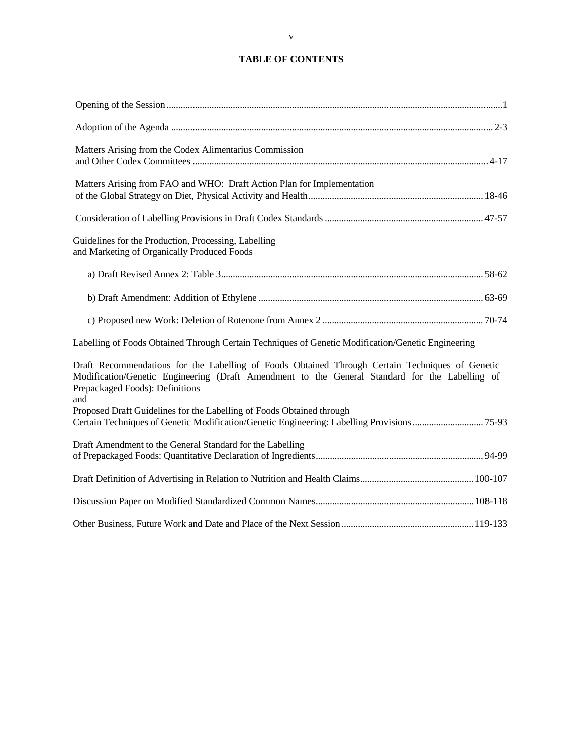## TABLE OF CONTENTS

| | |
|---|---|
| Opening of the Session | 1 |
| Adoption of the Agenda | 2-3 |
| Matters Arising from the Codex Alimentarius Commission and Other Codex Committees | 4-17 |
| Matters Arising from FAO and WHO: Draft Action Plan for Implementation of the Global Strategy on Diet, Physical Activity and Health | 18-46 |
| Consideration of Labelling Provisions in Draft Codex Standards | 47-57 |
| Guidelines for the Production, Processing, Labelling and Marketing of Organically Produced Foods | |
| a) Draft Revised Annex 2: Table 3 | 58-62 |
| b) Draft Amendment: Addition of Ethylene | 63-69 |
| c) Proposed new Work: Deletion of Rotenone from Annex 2 | 70-74 |
| Labelling of Foods Obtained Through Certain Techniques of Genetic Modification/Genetic Engineering | |
| Draft Recommendations for the Labelling of Foods Obtained Through Certain Techniques of Genetic Modification/Genetic Engineering (Draft Amendment to the General Standard for the Labelling of Prepackaged Foods): Definitions and Proposed Draft Guidelines for the Labelling of Foods Obtained through Certain Techniques of Genetic Modification/Genetic Engineering: Labelling Provisions | 75-93 |
| Draft Amendment to the General Standard for the Labelling of Prepackaged Foods: Quantitative Declaration of Ingredients | 94-99 |
| Draft Definition of Advertising in Relation to Nutrition and Health Claims | 100-107 |
| Discussion Paper on Modified Standardized Common Names | 108-118 |
| Other Business, Future Work and Date and Place of the Next Session | 119-133 |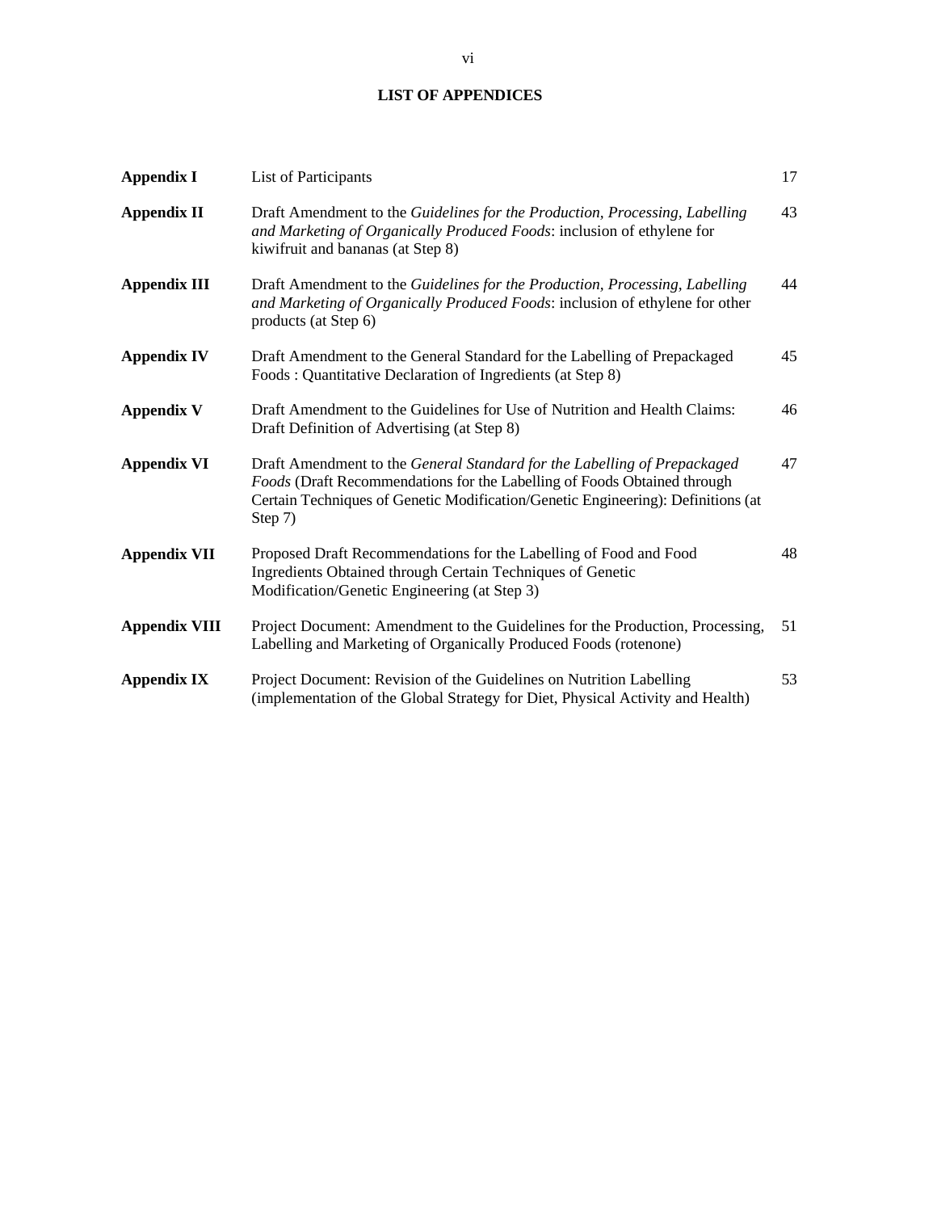## LIST OF APPENDICES

| | | |
|---|---|---|
| **Appendix I** | List of Participants | 17 |
| **Appendix II** | Draft Amendment to the *Guidelines for the Production, Processing, Labelling and Marketing of Organically Produced Foods*: inclusion of ethylene for kiwifruit and bananas (at Step 8) | 43 |
| **Appendix III** | Draft Amendment to the *Guidelines for the Production, Processing, Labelling and Marketing of Organically Produced Foods*: inclusion of ethylene for other products (at Step 6) | 44 |
| **Appendix IV** | Draft Amendment to the General Standard for the Labelling of Prepackaged Foods : Quantitative Declaration of Ingredients (at Step 8) | 45 |
| **Appendix V** | Draft Amendment to the Guidelines for Use of Nutrition and Health Claims: Draft Definition of Advertising (at Step 8) | 46 |
| **Appendix VI** | Draft Amendment to the *General Standard for the Labelling of Prepackaged Foods* (Draft Recommendations for the Labelling of Foods Obtained through Certain Techniques of Genetic Modification/Genetic Engineering): Definitions (at Step 7) | 47 |
| **Appendix VII** | Proposed Draft Recommendations for the Labelling of Food and Food Ingredients Obtained through Certain Techniques of Genetic Modification/Genetic Engineering (at Step 3) | 48 |
| **Appendix VIII** | Project Document: Amendment to the Guidelines for the Production, Processing, Labelling and Marketing of Organically Produced Foods (rotenone) | 51 |
| **Appendix IX** | Project Document: Revision of the Guidelines on Nutrition Labelling (implementation of the Global Strategy for Diet, Physical Activity and Health) | 53 |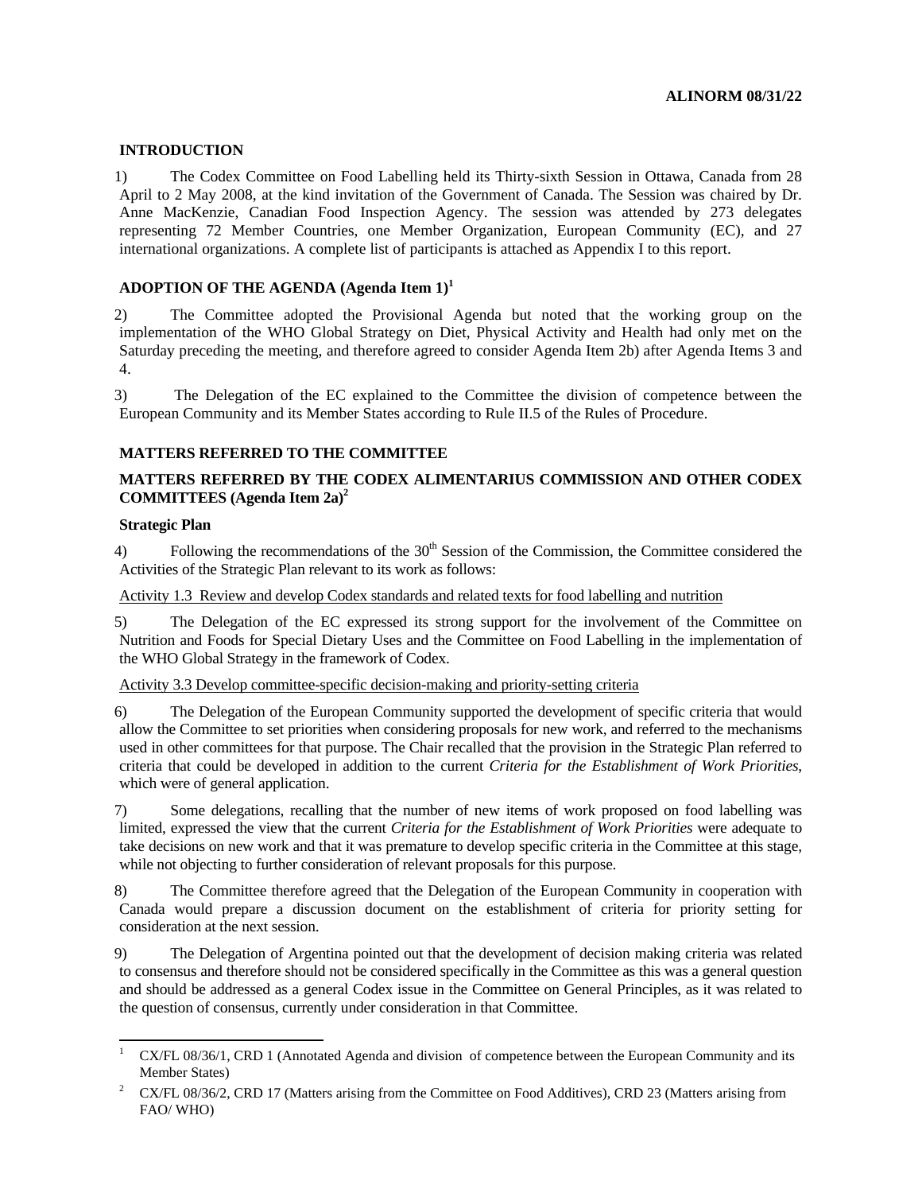ALINORM 08/31/22

## INTRODUCTION

1) The Codex Committee on Food Labelling held its Thirty-sixth Session in Ottawa, Canada from 28 April to 2 May 2008, at the kind invitation of the Government of Canada. The Session was chaired by Dr. Anne MacKenzie, Canadian Food Inspection Agency. The session was attended by 273 delegates representing 72 Member Countries, one Member Organization, European Community (EC), and 27 international organizations. A complete list of participants is attached as Appendix I to this report.

## ADOPTION OF THE AGENDA (Agenda Item 1)[1]

2) The Committee adopted the Provisional Agenda but noted that the working group on the implementation of the WHO Global Strategy on Diet, Physical Activity and Health had only met on the Saturday preceding the meeting, and therefore agreed to consider Agenda Item 2b) after Agenda Items 3 and 4.

3) The Delegation of the EC explained to the Committee the division of competence between the European Community and its Member States according to Rule II.5 of the Rules of Procedure.

## MATTERS REFERRED TO THE COMMITTEE

## MATTERS REFERRED BY THE CODEX ALIMENTARIUS COMMISSION AND OTHER CODEX COMMITTEES (Agenda Item 2a)[2]

### Strategic Plan

4) Following the recommendations of the 30th Session of the Commission, the Committee considered the Activities of the Strategic Plan relevant to its work as follows:

Activity 1.3 Review and develop Codex standards and related texts for food labelling and nutrition

5) The Delegation of the EC expressed its strong support for the involvement of the Committee on Nutrition and Foods for Special Dietary Uses and the Committee on Food Labelling in the implementation of the WHO Global Strategy in the framework of Codex.

Activity 3.3 Develop committee-specific decision-making and priority-setting criteria

6) The Delegation of the European Community supported the development of specific criteria that would allow the Committee to set priorities when considering proposals for new work, and referred to the mechanisms used in other committees for that purpose. The Chair recalled that the provision in the Strategic Plan referred to criteria that could be developed in addition to the current *Criteria for the Establishment of Work Priorities*, which were of general application.

7) Some delegations, recalling that the number of new items of work proposed on food labelling was limited, expressed the view that the current *Criteria for the Establishment of Work Priorities* were adequate to take decisions on new work and that it was premature to develop specific criteria in the Committee at this stage, while not objecting to further consideration of relevant proposals for this purpose.

8) The Committee therefore agreed that the Delegation of the European Community in cooperation with Canada would prepare a discussion document on the establishment of criteria for priority setting for consideration at the next session.

9) The Delegation of Argentina pointed out that the development of decision making criteria was related to consensus and therefore should not be considered specifically in the Committee as this was a general question and should be addressed as a general Codex issue in the Committee on General Principles, as it was related to the question of consensus, currently under consideration in that Committee.

---

[1] CX/FL 08/36/1, CRD 1 (Annotated Agenda and division of competence between the European Community and its Member States)

[2] CX/FL 08/36/2, CRD 17 (Matters arising from the Committee on Food Additives), CRD 23 (Matters arising from FAO/ WHO)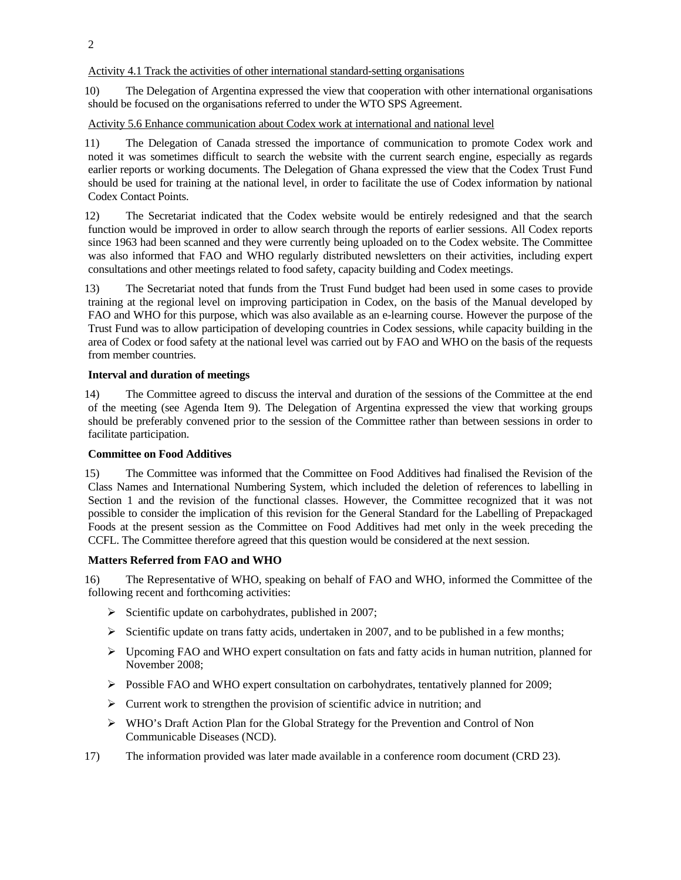Activity 4.1 Track the activities of other international standard-setting organisations

10) The Delegation of Argentina expressed the view that cooperation with other international organisations should be focused on the organisations referred to under the WTO SPS Agreement.

Activity 5.6 Enhance communication about Codex work at international and national level

11) The Delegation of Canada stressed the importance of communication to promote Codex work and noted it was sometimes difficult to search the website with the current search engine, especially as regards earlier reports or working documents. The Delegation of Ghana expressed the view that the Codex Trust Fund should be used for training at the national level, in order to facilitate the use of Codex information by national Codex Contact Points.

12) The Secretariat indicated that the Codex website would be entirely redesigned and that the search function would be improved in order to allow search through the reports of earlier sessions. All Codex reports since 1963 had been scanned and they were currently being uploaded on to the Codex website. The Committee was also informed that FAO and WHO regularly distributed newsletters on their activities, including expert consultations and other meetings related to food safety, capacity building and Codex meetings.

13) The Secretariat noted that funds from the Trust Fund budget had been used in some cases to provide training at the regional level on improving participation in Codex, on the basis of the Manual developed by FAO and WHO for this purpose, which was also available as an e-learning course. However the purpose of the Trust Fund was to allow participation of developing countries in Codex sessions, while capacity building in the area of Codex or food safety at the national level was carried out by FAO and WHO on the basis of the requests from member countries.

**Interval and duration of meetings**

14) The Committee agreed to discuss the interval and duration of the sessions of the Committee at the end of the meeting (see Agenda Item 9). The Delegation of Argentina expressed the view that working groups should be preferably convened prior to the session of the Committee rather than between sessions in order to facilitate participation.

**Committee on Food Additives**

15) The Committee was informed that the Committee on Food Additives had finalised the Revision of the Class Names and International Numbering System, which included the deletion of references to labelling in Section 1 and the revision of the functional classes. However, the Committee recognized that it was not possible to consider the implication of this revision for the General Standard for the Labelling of Prepackaged Foods at the present session as the Committee on Food Additives had met only in the week preceding the CCFL. The Committee therefore agreed that this question would be considered at the next session.

**Matters Referred from FAO and WHO**

16) The Representative of WHO, speaking on behalf of FAO and WHO, informed the Committee of the following recent and forthcoming activities:

- Scientific update on carbohydrates, published in 2007;
- Scientific update on trans fatty acids, undertaken in 2007, and to be published in a few months;
- Upcoming FAO and WHO expert consultation on fats and fatty acids in human nutrition, planned for November 2008;
- Possible FAO and WHO expert consultation on carbohydrates, tentatively planned for 2009;
- Current work to strengthen the provision of scientific advice in nutrition; and
- WHO's Draft Action Plan for the Global Strategy for the Prevention and Control of Non Communicable Diseases (NCD).

17) The information provided was later made available in a conference room document (CRD 23).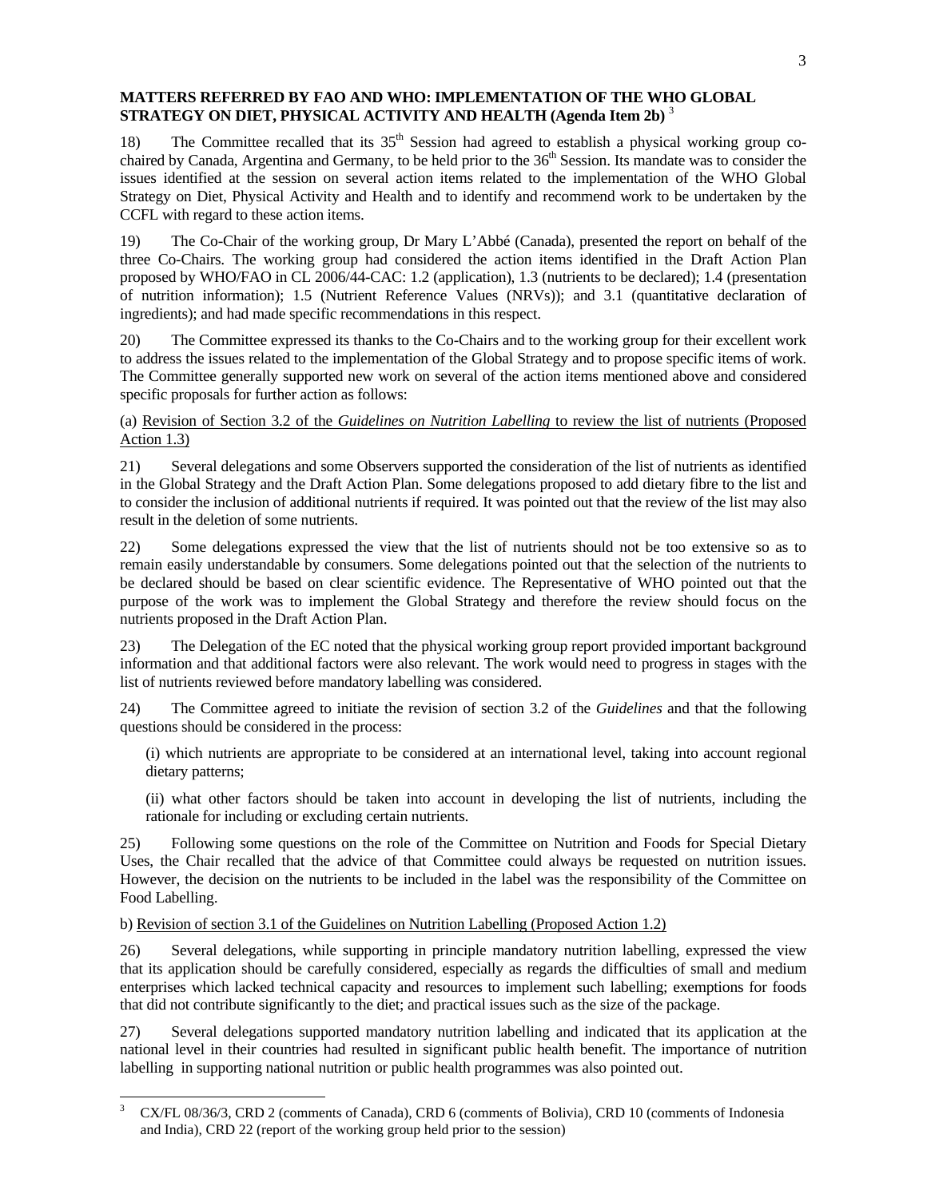**MATTERS REFERRED BY FAO AND WHO: IMPLEMENTATION OF THE WHO GLOBAL STRATEGY ON DIET, PHYSICAL ACTIVITY AND HEALTH (Agenda Item 2b)** [3]

18) The Committee recalled that its 35th Session had agreed to establish a physical working group co-chaired by Canada, Argentina and Germany, to be held prior to the 36th Session. Its mandate was to consider the issues identified at the session on several action items related to the implementation of the WHO Global Strategy on Diet, Physical Activity and Health and to identify and recommend work to be undertaken by the CCFL with regard to these action items.

19) The Co-Chair of the working group, Dr Mary L'Abbé (Canada), presented the report on behalf of the three Co-Chairs. The working group had considered the action items identified in the Draft Action Plan proposed by WHO/FAO in CL 2006/44-CAC: 1.2 (application), 1.3 (nutrients to be declared); 1.4 (presentation of nutrition information); 1.5 (Nutrient Reference Values (NRVs)); and 3.1 (quantitative declaration of ingredients); and had made specific recommendations in this respect.

20) The Committee expressed its thanks to the Co-Chairs and to the working group for their excellent work to address the issues related to the implementation of the Global Strategy and to propose specific items of work. The Committee generally supported new work on several of the action items mentioned above and considered specific proposals for further action as follows:

(a) Revision of Section 3.2 of the *Guidelines on Nutrition Labelling* to review the list of nutrients (Proposed Action 1.3)

21) Several delegations and some Observers supported the consideration of the list of nutrients as identified in the Global Strategy and the Draft Action Plan. Some delegations proposed to add dietary fibre to the list and to consider the inclusion of additional nutrients if required. It was pointed out that the review of the list may also result in the deletion of some nutrients.

22) Some delegations expressed the view that the list of nutrients should not be too extensive so as to remain easily understandable by consumers. Some delegations pointed out that the selection of the nutrients to be declared should be based on clear scientific evidence. The Representative of WHO pointed out that the purpose of the work was to implement the Global Strategy and therefore the review should focus on the nutrients proposed in the Draft Action Plan.

23) The Delegation of the EC noted that the physical working group report provided important background information and that additional factors were also relevant. The work would need to progress in stages with the list of nutrients reviewed before mandatory labelling was considered.

24) The Committee agreed to initiate the revision of section 3.2 of the *Guidelines* and that the following questions should be considered in the process:

(i) which nutrients are appropriate to be considered at an international level, taking into account regional dietary patterns;

(ii) what other factors should be taken into account in developing the list of nutrients, including the rationale for including or excluding certain nutrients.

25) Following some questions on the role of the Committee on Nutrition and Foods for Special Dietary Uses, the Chair recalled that the advice of that Committee could always be requested on nutrition issues. However, the decision on the nutrients to be included in the label was the responsibility of the Committee on Food Labelling.

b) Revision of section 3.1 of the Guidelines on Nutrition Labelling (Proposed Action 1.2)

26) Several delegations, while supporting in principle mandatory nutrition labelling, expressed the view that its application should be carefully considered, especially as regards the difficulties of small and medium enterprises which lacked technical capacity and resources to implement such labelling; exemptions for foods that did not contribute significantly to the diet; and practical issues such as the size of the package.

27) Several delegations supported mandatory nutrition labelling and indicated that its application at the national level in their countries had resulted in significant public health benefit. The importance of nutrition labelling in supporting national nutrition or public health programmes was also pointed out.

[3] CX/FL 08/36/3, CRD 2 (comments of Canada), CRD 6 (comments of Bolivia), CRD 10 (comments of Indonesia and India), CRD 22 (report of the working group held prior to the session)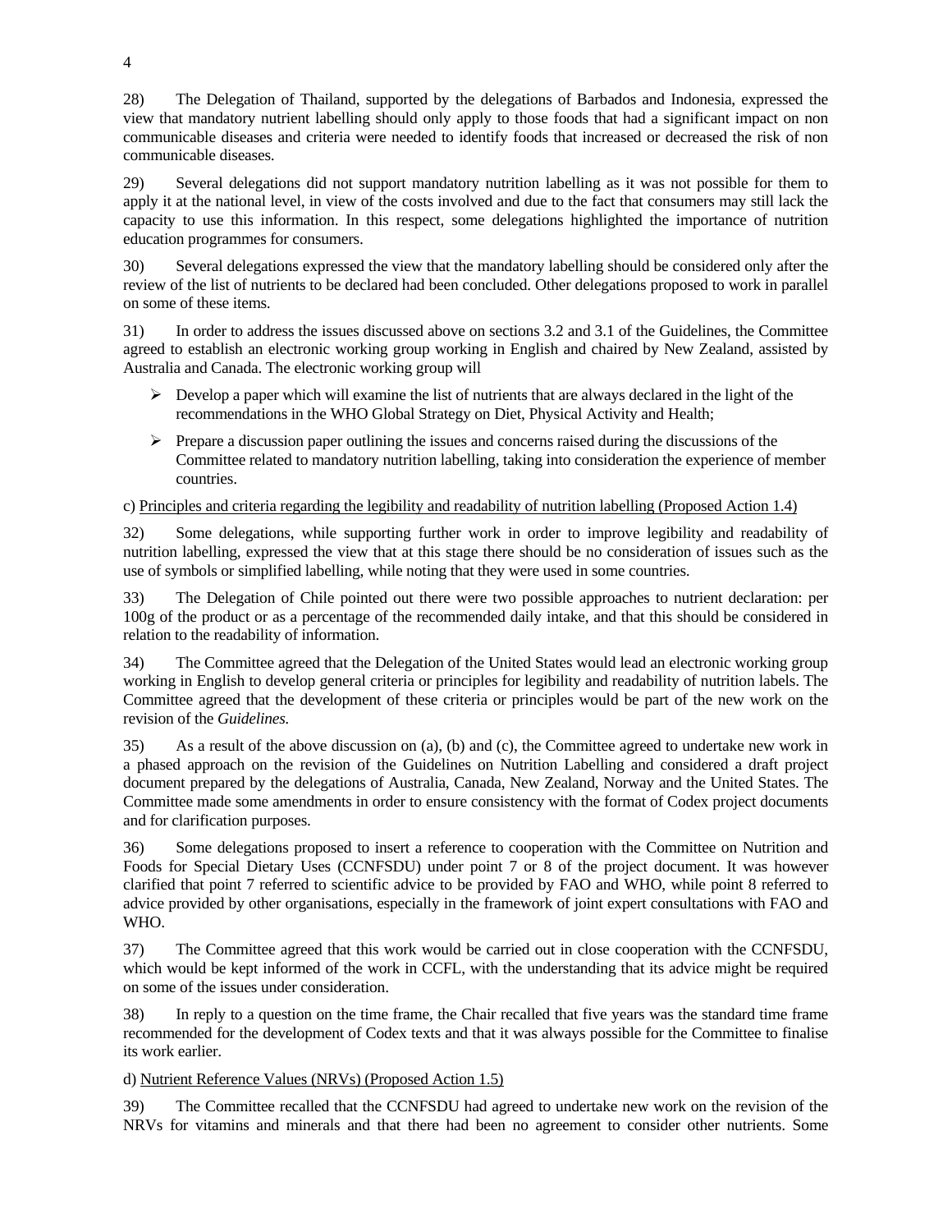28) The Delegation of Thailand, supported by the delegations of Barbados and Indonesia, expressed the view that mandatory nutrient labelling should only apply to those foods that had a significant impact on non communicable diseases and criteria were needed to identify foods that increased or decreased the risk of non communicable diseases.

29) Several delegations did not support mandatory nutrition labelling as it was not possible for them to apply it at the national level, in view of the costs involved and due to the fact that consumers may still lack the capacity to use this information. In this respect, some delegations highlighted the importance of nutrition education programmes for consumers.

30) Several delegations expressed the view that the mandatory labelling should be considered only after the review of the list of nutrients to be declared had been concluded. Other delegations proposed to work in parallel on some of these items.

31) In order to address the issues discussed above on sections 3.2 and 3.1 of the Guidelines, the Committee agreed to establish an electronic working group working in English and chaired by New Zealand, assisted by Australia and Canada. The electronic working group will

- Develop a paper which will examine the list of nutrients that are always declared in the light of the recommendations in the WHO Global Strategy on Diet, Physical Activity and Health;
- Prepare a discussion paper outlining the issues and concerns raised during the discussions of the Committee related to mandatory nutrition labelling, taking into consideration the experience of member countries.

c) <u>Principles and criteria regarding the legibility and readability of nutrition labelling (Proposed Action 1.4)</u>

32) Some delegations, while supporting further work in order to improve legibility and readability of nutrition labelling, expressed the view that at this stage there should be no consideration of issues such as the use of symbols or simplified labelling, while noting that they were used in some countries.

33) The Delegation of Chile pointed out there were two possible approaches to nutrient declaration: per 100g of the product or as a percentage of the recommended daily intake, and that this should be considered in relation to the readability of information.

34) The Committee agreed that the Delegation of the United States would lead an electronic working group working in English to develop general criteria or principles for legibility and readability of nutrition labels. The Committee agreed that the development of these criteria or principles would be part of the new work on the revision of the *Guidelines.*

35) As a result of the above discussion on (a), (b) and (c), the Committee agreed to undertake new work in a phased approach on the revision of the Guidelines on Nutrition Labelling and considered a draft project document prepared by the delegations of Australia, Canada, New Zealand, Norway and the United States. The Committee made some amendments in order to ensure consistency with the format of Codex project documents and for clarification purposes.

36) Some delegations proposed to insert a reference to cooperation with the Committee on Nutrition and Foods for Special Dietary Uses (CCNFSDU) under point 7 or 8 of the project document. It was however clarified that point 7 referred to scientific advice to be provided by FAO and WHO, while point 8 referred to advice provided by other organisations, especially in the framework of joint expert consultations with FAO and WHO.

37) The Committee agreed that this work would be carried out in close cooperation with the CCNFSDU, which would be kept informed of the work in CCFL, with the understanding that its advice might be required on some of the issues under consideration.

38) In reply to a question on the time frame, the Chair recalled that five years was the standard time frame recommended for the development of Codex texts and that it was always possible for the Committee to finalise its work earlier.

d) <u>Nutrient Reference Values (NRVs) (Proposed Action 1.5)</u>

39) The Committee recalled that the CCNFSDU had agreed to undertake new work on the revision of the NRVs for vitamins and minerals and that there had been no agreement to consider other nutrients. Some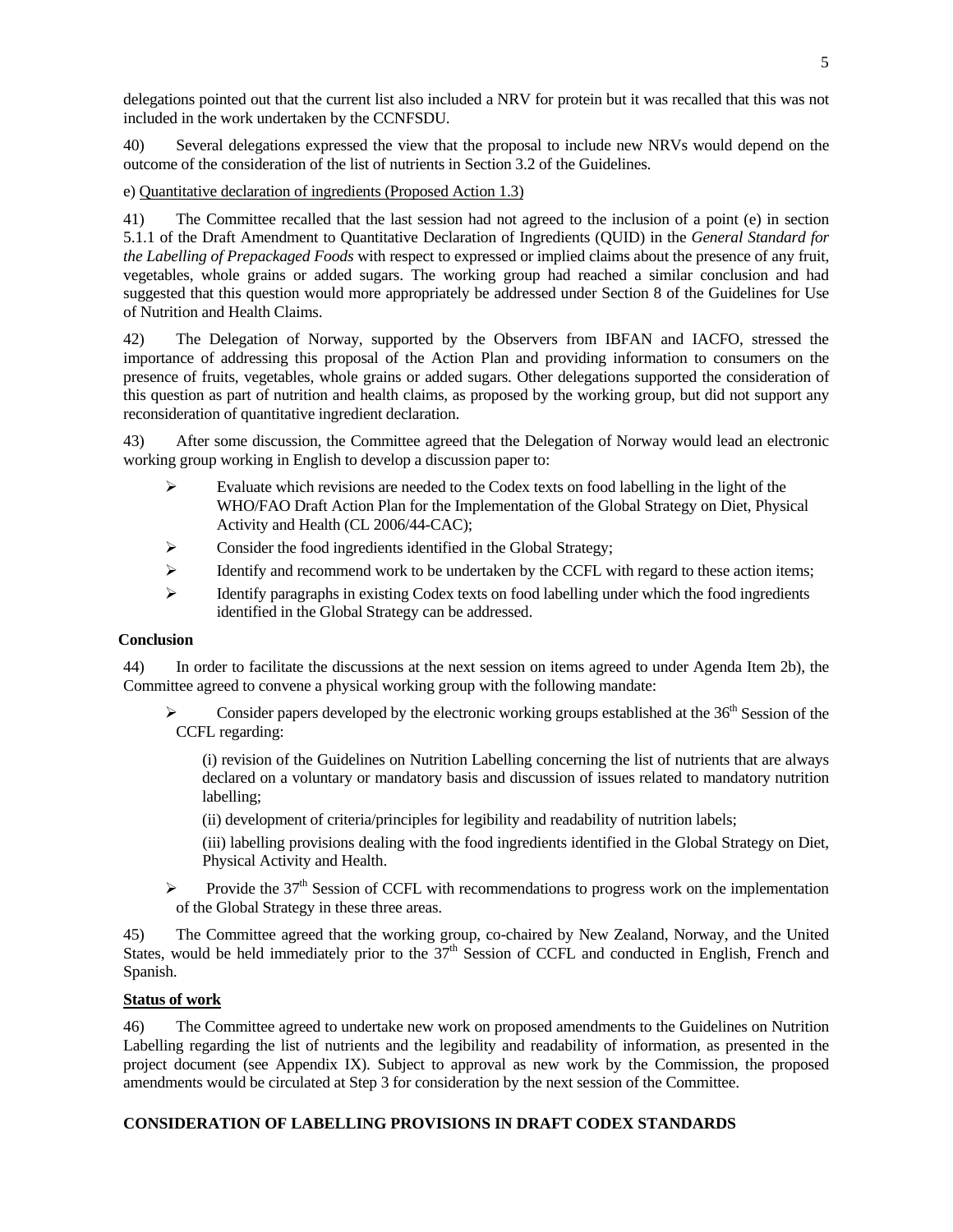delegations pointed out that the current list also included a NRV for protein but it was recalled that this was not included in the work undertaken by the CCNFSDU.

40) Several delegations expressed the view that the proposal to include new NRVs would depend on the outcome of the consideration of the list of nutrients in Section 3.2 of the Guidelines.

e) Quantitative declaration of ingredients (Proposed Action 1.3)

41) The Committee recalled that the last session had not agreed to the inclusion of a point (e) in section 5.1.1 of the Draft Amendment to Quantitative Declaration of Ingredients (QUID) in the *General Standard for the Labelling of Prepackaged Foods* with respect to expressed or implied claims about the presence of any fruit, vegetables, whole grains or added sugars. The working group had reached a similar conclusion and had suggested that this question would more appropriately be addressed under Section 8 of the Guidelines for Use of Nutrition and Health Claims.

42) The Delegation of Norway, supported by the Observers from IBFAN and IACFO, stressed the importance of addressing this proposal of the Action Plan and providing information to consumers on the presence of fruits, vegetables, whole grains or added sugars. Other delegations supported the consideration of this question as part of nutrition and health claims, as proposed by the working group, but did not support any reconsideration of quantitative ingredient declaration.

43) After some discussion, the Committee agreed that the Delegation of Norway would lead an electronic working group working in English to develop a discussion paper to:

- Evaluate which revisions are needed to the Codex texts on food labelling in the light of the WHO/FAO Draft Action Plan for the Implementation of the Global Strategy on Diet, Physical Activity and Health (CL 2006/44-CAC);
- Consider the food ingredients identified in the Global Strategy;
- Identify and recommend work to be undertaken by the CCFL with regard to these action items;
- Identify paragraphs in existing Codex texts on food labelling under which the food ingredients identified in the Global Strategy can be addressed.

**Conclusion**

44) In order to facilitate the discussions at the next session on items agreed to under Agenda Item 2b), the Committee agreed to convene a physical working group with the following mandate:

- Consider papers developed by the electronic working groups established at the 36th Session of the CCFL regarding:

  (i) revision of the Guidelines on Nutrition Labelling concerning the list of nutrients that are always declared on a voluntary or mandatory basis and discussion of issues related to mandatory nutrition labelling;

  (ii) development of criteria/principles for legibility and readability of nutrition labels;

  (iii) labelling provisions dealing with the food ingredients identified in the Global Strategy on Diet, Physical Activity and Health.

- Provide the 37th Session of CCFL with recommendations to progress work on the implementation of the Global Strategy in these three areas.

45) The Committee agreed that the working group, co-chaired by New Zealand, Norway, and the United States, would be held immediately prior to the 37th Session of CCFL and conducted in English, French and Spanish.

**Status of work**

46) The Committee agreed to undertake new work on proposed amendments to the Guidelines on Nutrition Labelling regarding the list of nutrients and the legibility and readability of information, as presented in the project document (see Appendix IX). Subject to approval as new work by the Commission, the proposed amendments would be circulated at Step 3 for consideration by the next session of the Committee.

**CONSIDERATION OF LABELLING PROVISIONS IN DRAFT CODEX STANDARDS**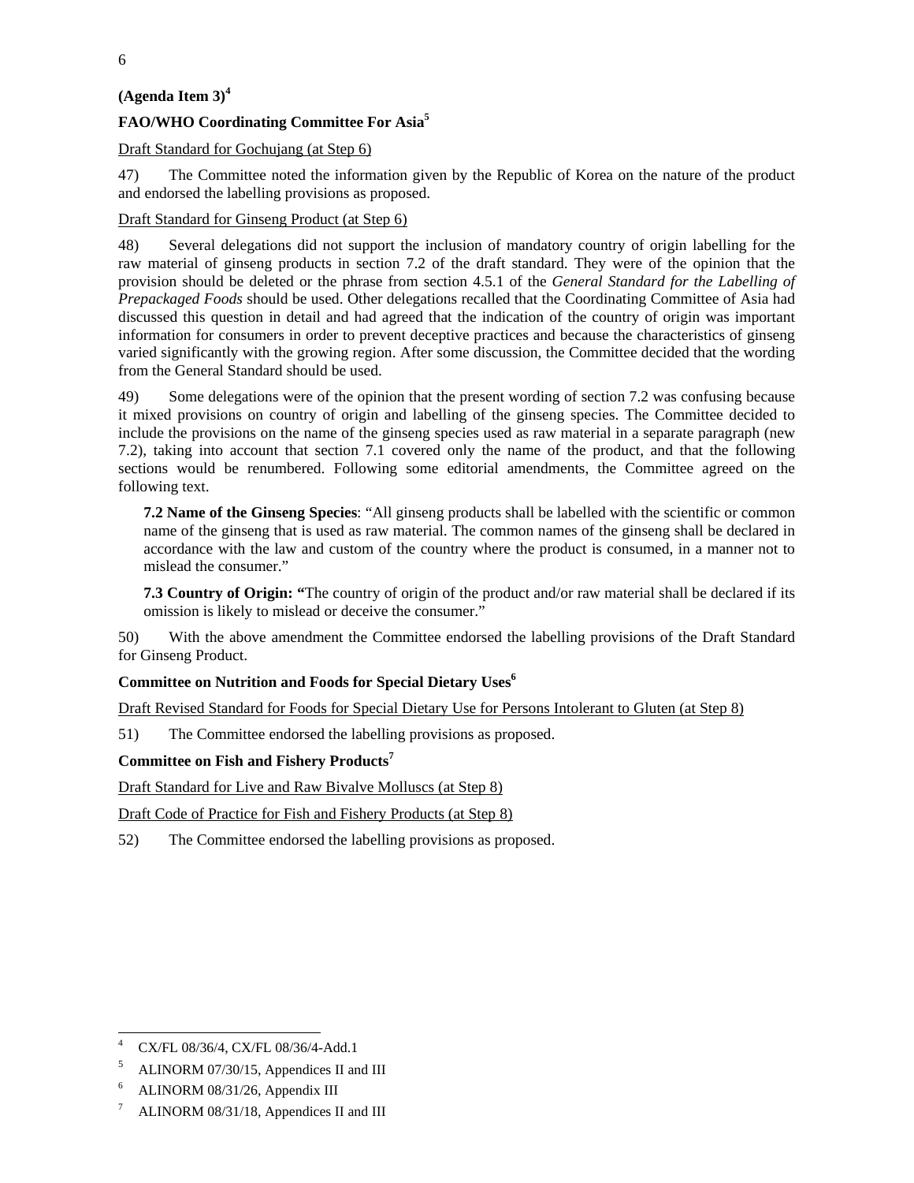**(Agenda Item 3)**[4]

**FAO/WHO Coordinating Committee For Asia**[5]

Draft Standard for Gochujang (at Step 6)

47) The Committee noted the information given by the Republic of Korea on the nature of the product and endorsed the labelling provisions as proposed.

Draft Standard for Ginseng Product (at Step 6)

48) Several delegations did not support the inclusion of mandatory country of origin labelling for the raw material of ginseng products in section 7.2 of the draft standard. They were of the opinion that the provision should be deleted or the phrase from section 4.5.1 of the *General Standard for the Labelling of Prepackaged Foods* should be used. Other delegations recalled that the Coordinating Committee of Asia had discussed this question in detail and had agreed that the indication of the country of origin was important information for consumers in order to prevent deceptive practices and because the characteristics of ginseng varied significantly with the growing region. After some discussion, the Committee decided that the wording from the General Standard should be used.

49) Some delegations were of the opinion that the present wording of section 7.2 was confusing because it mixed provisions on country of origin and labelling of the ginseng species. The Committee decided to include the provisions on the name of the ginseng species used as raw material in a separate paragraph (new 7.2), taking into account that section 7.1 covered only the name of the product, and that the following sections would be renumbered. Following some editorial amendments, the Committee agreed on the following text.

> **7.2 Name of the Ginseng Species**: "All ginseng products shall be labelled with the scientific or common name of the ginseng that is used as raw material. The common names of the ginseng shall be declared in accordance with the law and custom of the country where the product is consumed, in a manner not to mislead the consumer."
>
> **7.3 Country of Origin: "**The country of origin of the product and/or raw material shall be declared if its omission is likely to mislead or deceive the consumer."

50) With the above amendment the Committee endorsed the labelling provisions of the Draft Standard for Ginseng Product.

**Committee on Nutrition and Foods for Special Dietary Uses**[6]

Draft Revised Standard for Foods for Special Dietary Use for Persons Intolerant to Gluten (at Step 8)

51) The Committee endorsed the labelling provisions as proposed.

**Committee on Fish and Fishery Products**[7]

Draft Standard for Live and Raw Bivalve Molluscs (at Step 8)

Draft Code of Practice for Fish and Fishery Products (at Step 8)

52) The Committee endorsed the labelling provisions as proposed.

---

[4] CX/FL 08/36/4, CX/FL 08/36/4-Add.1

[5] ALINORM 07/30/15, Appendices II and III

[6] ALINORM 08/31/26, Appendix III

[7] ALINORM 08/31/18, Appendices II and III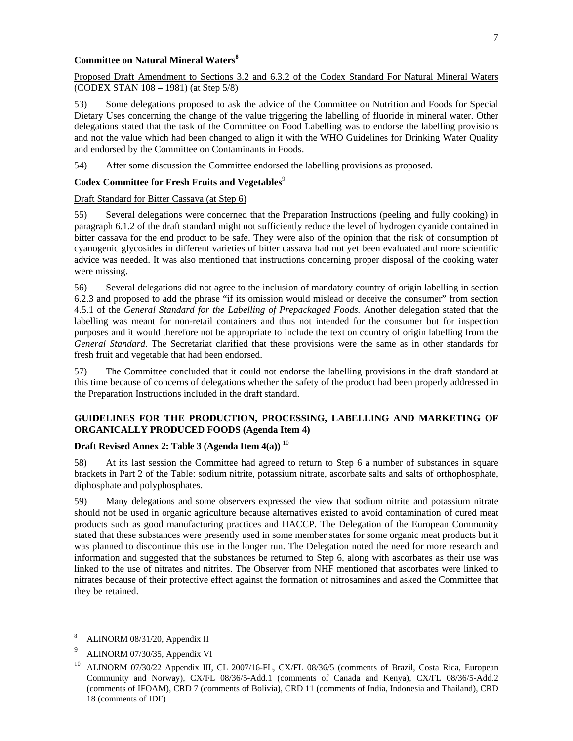**Committee on Natural Mineral Waters**[8]

Proposed Draft Amendment to Sections 3.2 and 6.3.2 of the Codex Standard For Natural Mineral Waters (CODEX STAN 108 – 1981) (at Step 5/8)

53) Some delegations proposed to ask the advice of the Committee on Nutrition and Foods for Special Dietary Uses concerning the change of the value triggering the labelling of fluoride in mineral water. Other delegations stated that the task of the Committee on Food Labelling was to endorse the labelling provisions and not the value which had been changed to align it with the WHO Guidelines for Drinking Water Quality and endorsed by the Committee on Contaminants in Foods.

54) After some discussion the Committee endorsed the labelling provisions as proposed.

**Codex Committee for Fresh Fruits and Vegetables**[9]

Draft Standard for Bitter Cassava (at Step 6)

55) Several delegations were concerned that the Preparation Instructions (peeling and fully cooking) in paragraph 6.1.2 of the draft standard might not sufficiently reduce the level of hydrogen cyanide contained in bitter cassava for the end product to be safe. They were also of the opinion that the risk of consumption of cyanogenic glycosides in different varieties of bitter cassava had not yet been evaluated and more scientific advice was needed. It was also mentioned that instructions concerning proper disposal of the cooking water were missing.

56) Several delegations did not agree to the inclusion of mandatory country of origin labelling in section 6.2.3 and proposed to add the phrase "if its omission would mislead or deceive the consumer" from section 4.5.1 of the *General Standard for the Labelling of Prepackaged Foods.* Another delegation stated that the labelling was meant for non-retail containers and thus not intended for the consumer but for inspection purposes and it would therefore not be appropriate to include the text on country of origin labelling from the *General Standard*. The Secretariat clarified that these provisions were the same as in other standards for fresh fruit and vegetable that had been endorsed.

57) The Committee concluded that it could not endorse the labelling provisions in the draft standard at this time because of concerns of delegations whether the safety of the product had been properly addressed in the Preparation Instructions included in the draft standard.

## GUIDELINES FOR THE PRODUCTION, PROCESSING, LABELLING AND MARKETING OF ORGANICALLY PRODUCED FOODS (Agenda Item 4)

**Draft Revised Annex 2: Table 3 (Agenda Item 4(a))** [10]

58) At its last session the Committee had agreed to return to Step 6 a number of substances in square brackets in Part 2 of the Table: sodium nitrite, potassium nitrate, ascorbate salts and salts of orthophosphate, diphosphate and polyphosphates.

59) Many delegations and some observers expressed the view that sodium nitrite and potassium nitrate should not be used in organic agriculture because alternatives existed to avoid contamination of cured meat products such as good manufacturing practices and HACCP. The Delegation of the European Community stated that these substances were presently used in some member states for some organic meat products but it was planned to discontinue this use in the longer run. The Delegation noted the need for more research and information and suggested that the substances be returned to Step 6, along with ascorbates as their use was linked to the use of nitrates and nitrites. The Observer from NHF mentioned that ascorbates were linked to nitrates because of their protective effect against the formation of nitrosamines and asked the Committee that they be retained.

---

[8] ALINORM 08/31/20, Appendix II

[9] ALINORM 07/30/35, Appendix VI

[10] ALINORM 07/30/22 Appendix III, CL 2007/16-FL, CX/FL 08/36/5 (comments of Brazil, Costa Rica, European Community and Norway), CX/FL 08/36/5-Add.1 (comments of Canada and Kenya), CX/FL 08/36/5-Add.2 (comments of IFOAM), CRD 7 (comments of Bolivia), CRD 11 (comments of India, Indonesia and Thailand), CRD 18 (comments of IDF)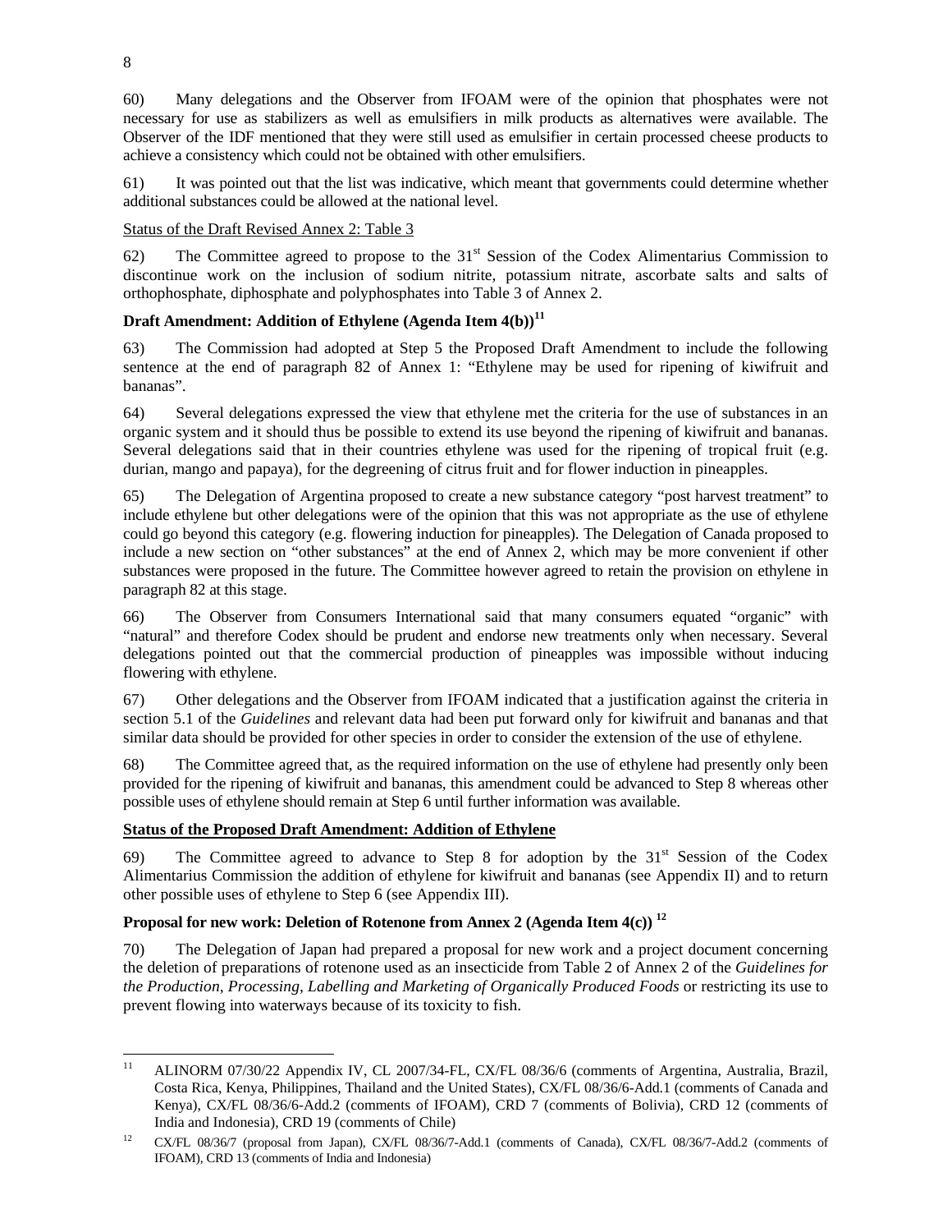60) Many delegations and the Observer from IFOAM were of the opinion that phosphates were not necessary for use as stabilizers as well as emulsifiers in milk products as alternatives were available. The Observer of the IDF mentioned that they were still used as emulsifier in certain processed cheese products to achieve a consistency which could not be obtained with other emulsifiers.

61) It was pointed out that the list was indicative, which meant that governments could determine whether additional substances could be allowed at the national level.

Status of the Draft Revised Annex 2: Table 3

62) The Committee agreed to propose to the 31st Session of the Codex Alimentarius Commission to discontinue work on the inclusion of sodium nitrite, potassium nitrate, ascorbate salts and salts of orthophosphate, diphosphate and polyphosphates into Table 3 of Annex 2.

**Draft Amendment: Addition of Ethylene (Agenda Item 4(b))[11]**

63) The Commission had adopted at Step 5 the Proposed Draft Amendment to include the following sentence at the end of paragraph 82 of Annex 1: "Ethylene may be used for ripening of kiwifruit and bananas".

64) Several delegations expressed the view that ethylene met the criteria for the use of substances in an organic system and it should thus be possible to extend its use beyond the ripening of kiwifruit and bananas. Several delegations said that in their countries ethylene was used for the ripening of tropical fruit (e.g. durian, mango and papaya), for the degreening of citrus fruit and for flower induction in pineapples.

65) The Delegation of Argentina proposed to create a new substance category "post harvest treatment" to include ethylene but other delegations were of the opinion that this was not appropriate as the use of ethylene could go beyond this category (e.g. flowering induction for pineapples). The Delegation of Canada proposed to include a new section on "other substances" at the end of Annex 2, which may be more convenient if other substances were proposed in the future. The Committee however agreed to retain the provision on ethylene in paragraph 82 at this stage.

66) The Observer from Consumers International said that many consumers equated "organic" with "natural" and therefore Codex should be prudent and endorse new treatments only when necessary. Several delegations pointed out that the commercial production of pineapples was impossible without inducing flowering with ethylene.

67) Other delegations and the Observer from IFOAM indicated that a justification against the criteria in section 5.1 of the *Guidelines* and relevant data had been put forward only for kiwifruit and bananas and that similar data should be provided for other species in order to consider the extension of the use of ethylene.

68) The Committee agreed that, as the required information on the use of ethylene had presently only been provided for the ripening of kiwifruit and bananas, this amendment could be advanced to Step 8 whereas other possible uses of ethylene should remain at Step 6 until further information was available.

**Status of the Proposed Draft Amendment: Addition of Ethylene**

69) The Committee agreed to advance to Step 8 for adoption by the 31st Session of the Codex Alimentarius Commission the addition of ethylene for kiwifruit and bananas (see Appendix II) and to return other possible uses of ethylene to Step 6 (see Appendix III).

**Proposal for new work: Deletion of Rotenone from Annex 2 (Agenda Item 4(c))[12]**

70) The Delegation of Japan had prepared a proposal for new work and a project document concerning the deletion of preparations of rotenone used as an insecticide from Table 2 of Annex 2 of the *Guidelines for the Production, Processing, Labelling and Marketing of Organically Produced Foods* or restricting its use to prevent flowing into waterways because of its toxicity to fish.

---

[11] ALINORM 07/30/22 Appendix IV, CL 2007/34-FL, CX/FL 08/36/6 (comments of Argentina, Australia, Brazil, Costa Rica, Kenya, Philippines, Thailand and the United States), CX/FL 08/36/6-Add.1 (comments of Canada and Kenya), CX/FL 08/36/6-Add.2 (comments of IFOAM), CRD 7 (comments of Bolivia), CRD 12 (comments of India and Indonesia), CRD 19 (comments of Chile)

[12] CX/FL 08/36/7 (proposal from Japan), CX/FL 08/36/7-Add.1 (comments of Canada), CX/FL 08/36/7-Add.2 (comments of IFOAM), CRD 13 (comments of India and Indonesia)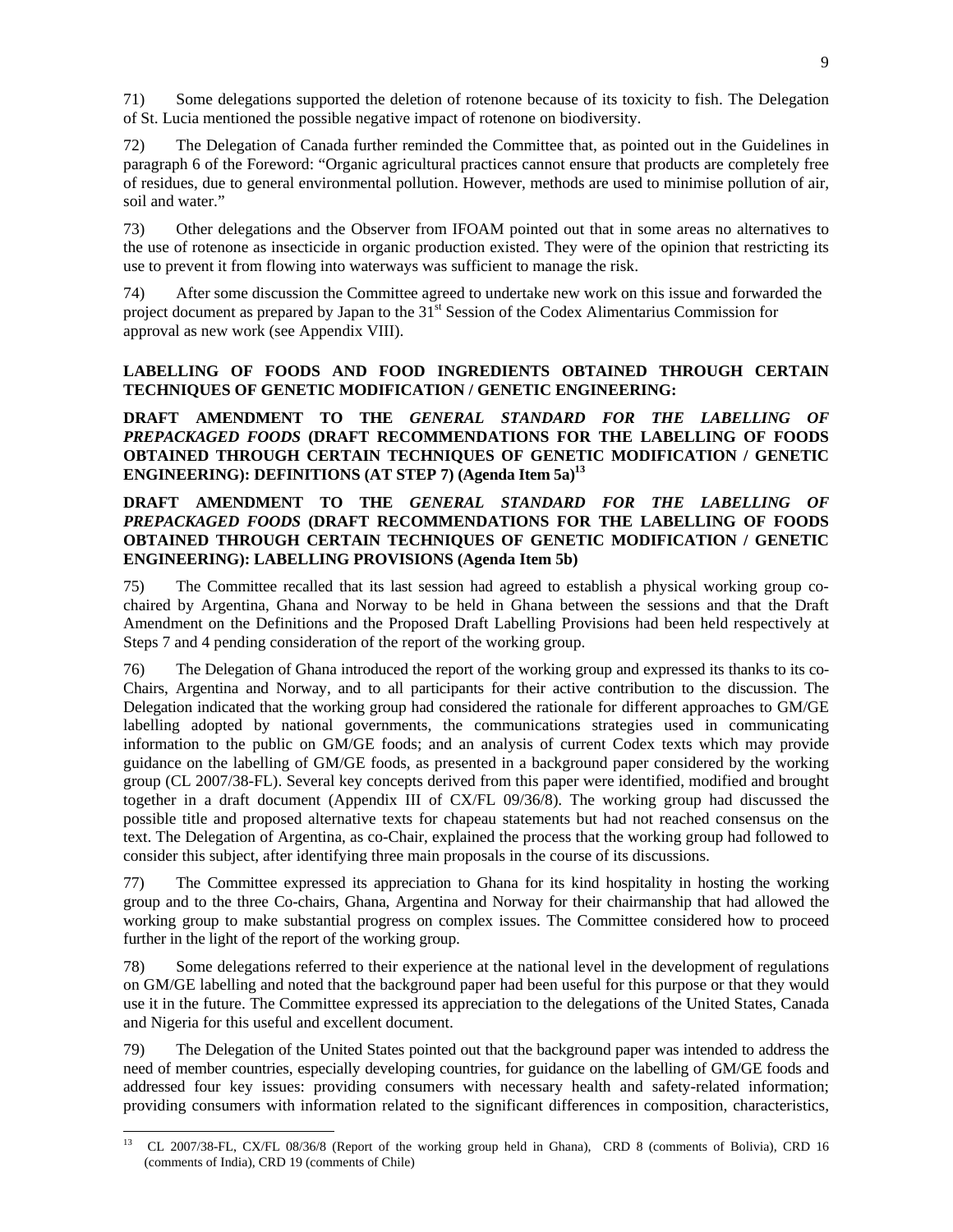71) Some delegations supported the deletion of rotenone because of its toxicity to fish. The Delegation of St. Lucia mentioned the possible negative impact of rotenone on biodiversity.

72) The Delegation of Canada further reminded the Committee that, as pointed out in the Guidelines in paragraph 6 of the Foreword: "Organic agricultural practices cannot ensure that products are completely free of residues, due to general environmental pollution. However, methods are used to minimise pollution of air, soil and water."

73) Other delegations and the Observer from IFOAM pointed out that in some areas no alternatives to the use of rotenone as insecticide in organic production existed. They were of the opinion that restricting its use to prevent it from flowing into waterways was sufficient to manage the risk.

74) After some discussion the Committee agreed to undertake new work on this issue and forwarded the project document as prepared by Japan to the 31st Session of the Codex Alimentarius Commission for approval as new work (see Appendix VIII).

**LABELLING OF FOODS AND FOOD INGREDIENTS OBTAINED THROUGH CERTAIN TECHNIQUES OF GENETIC MODIFICATION / GENETIC ENGINEERING:**

**DRAFT AMENDMENT TO THE *GENERAL STANDARD FOR THE LABELLING OF PREPACKAGED FOODS* (DRAFT RECOMMENDATIONS FOR THE LABELLING OF FOODS OBTAINED THROUGH CERTAIN TECHNIQUES OF GENETIC MODIFICATION / GENETIC ENGINEERING): DEFINITIONS (AT STEP 7) (Agenda Item 5a)[13]**

**DRAFT AMENDMENT TO THE *GENERAL STANDARD FOR THE LABELLING OF PREPACKAGED FOODS* (DRAFT RECOMMENDATIONS FOR THE LABELLING OF FOODS OBTAINED THROUGH CERTAIN TECHNIQUES OF GENETIC MODIFICATION / GENETIC ENGINEERING): LABELLING PROVISIONS (Agenda Item 5b)**

75) The Committee recalled that its last session had agreed to establish a physical working group co-chaired by Argentina, Ghana and Norway to be held in Ghana between the sessions and that the Draft Amendment on the Definitions and the Proposed Draft Labelling Provisions had been held respectively at Steps 7 and 4 pending consideration of the report of the working group.

76) The Delegation of Ghana introduced the report of the working group and expressed its thanks to its co-Chairs, Argentina and Norway, and to all participants for their active contribution to the discussion. The Delegation indicated that the working group had considered the rationale for different approaches to GM/GE labelling adopted by national governments, the communications strategies used in communicating information to the public on GM/GE foods; and an analysis of current Codex texts which may provide guidance on the labelling of GM/GE foods, as presented in a background paper considered by the working group (CL 2007/38-FL). Several key concepts derived from this paper were identified, modified and brought together in a draft document (Appendix III of CX/FL 09/36/8). The working group had discussed the possible title and proposed alternative texts for chapeau statements but had not reached consensus on the text. The Delegation of Argentina, as co-Chair, explained the process that the working group had followed to consider this subject, after identifying three main proposals in the course of its discussions.

77) The Committee expressed its appreciation to Ghana for its kind hospitality in hosting the working group and to the three Co-chairs, Ghana, Argentina and Norway for their chairmanship that had allowed the working group to make substantial progress on complex issues. The Committee considered how to proceed further in the light of the report of the working group.

78) Some delegations referred to their experience at the national level in the development of regulations on GM/GE labelling and noted that the background paper had been useful for this purpose or that they would use it in the future. The Committee expressed its appreciation to the delegations of the United States, Canada and Nigeria for this useful and excellent document.

79) The Delegation of the United States pointed out that the background paper was intended to address the need of member countries, especially developing countries, for guidance on the labelling of GM/GE foods and addressed four key issues: providing consumers with necessary health and safety-related information; providing consumers with information related to the significant differences in composition, characteristics,

---

[13] CL 2007/38-FL, CX/FL 08/36/8 (Report of the working group held in Ghana), CRD 8 (comments of Bolivia), CRD 16 (comments of India), CRD 19 (comments of Chile)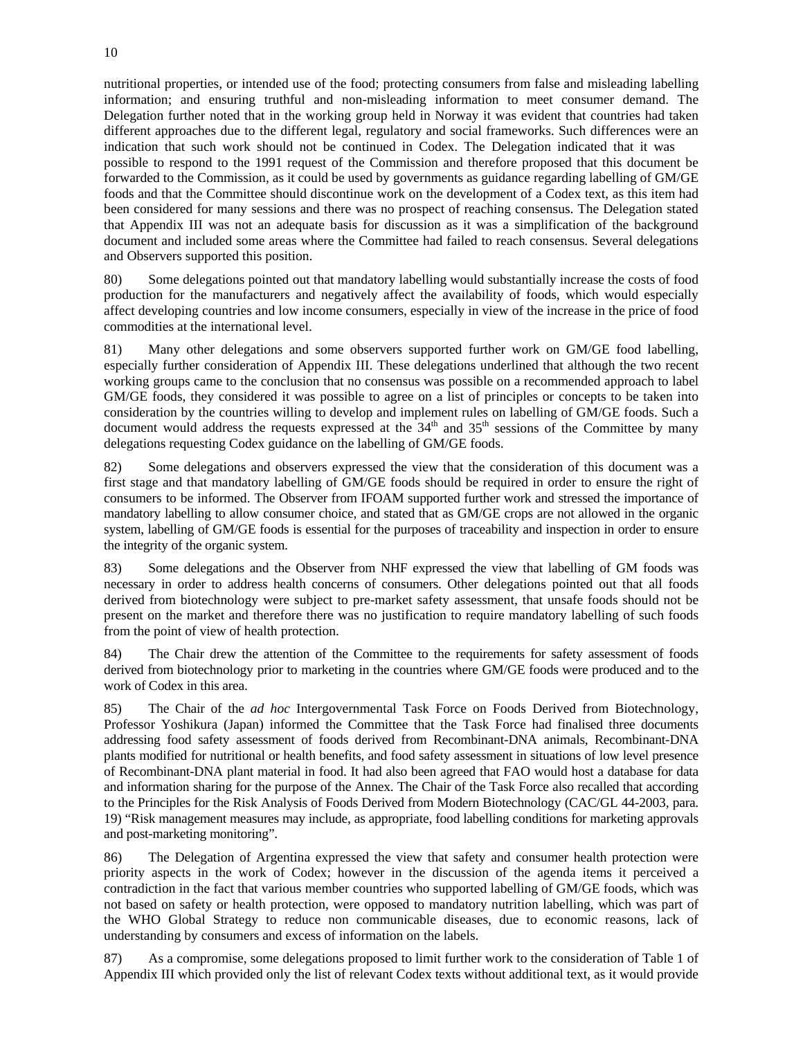nutritional properties, or intended use of the food; protecting consumers from false and misleading labelling information; and ensuring truthful and non-misleading information to meet consumer demand. The Delegation further noted that in the working group held in Norway it was evident that countries had taken different approaches due to the different legal, regulatory and social frameworks. Such differences were an indication that such work should not be continued in Codex. The Delegation indicated that it was possible to respond to the 1991 request of the Commission and therefore proposed that this document be forwarded to the Commission, as it could be used by governments as guidance regarding labelling of GM/GE foods and that the Committee should discontinue work on the development of a Codex text, as this item had been considered for many sessions and there was no prospect of reaching consensus. The Delegation stated that Appendix III was not an adequate basis for discussion as it was a simplification of the background document and included some areas where the Committee had failed to reach consensus. Several delegations and Observers supported this position.

80) Some delegations pointed out that mandatory labelling would substantially increase the costs of food production for the manufacturers and negatively affect the availability of foods, which would especially affect developing countries and low income consumers, especially in view of the increase in the price of food commodities at the international level.

81) Many other delegations and some observers supported further work on GM/GE food labelling, especially further consideration of Appendix III. These delegations underlined that although the two recent working groups came to the conclusion that no consensus was possible on a recommended approach to label GM/GE foods, they considered it was possible to agree on a list of principles or concepts to be taken into consideration by the countries willing to develop and implement rules on labelling of GM/GE foods. Such a document would address the requests expressed at the 34th and 35th sessions of the Committee by many delegations requesting Codex guidance on the labelling of GM/GE foods.

82) Some delegations and observers expressed the view that the consideration of this document was a first stage and that mandatory labelling of GM/GE foods should be required in order to ensure the right of consumers to be informed. The Observer from IFOAM supported further work and stressed the importance of mandatory labelling to allow consumer choice, and stated that as GM/GE crops are not allowed in the organic system, labelling of GM/GE foods is essential for the purposes of traceability and inspection in order to ensure the integrity of the organic system.

83) Some delegations and the Observer from NHF expressed the view that labelling of GM foods was necessary in order to address health concerns of consumers. Other delegations pointed out that all foods derived from biotechnology were subject to pre-market safety assessment, that unsafe foods should not be present on the market and therefore there was no justification to require mandatory labelling of such foods from the point of view of health protection.

84) The Chair drew the attention of the Committee to the requirements for safety assessment of foods derived from biotechnology prior to marketing in the countries where GM/GE foods were produced and to the work of Codex in this area.

85) The Chair of the *ad hoc* Intergovernmental Task Force on Foods Derived from Biotechnology, Professor Yoshikura (Japan) informed the Committee that the Task Force had finalised three documents addressing food safety assessment of foods derived from Recombinant-DNA animals, Recombinant-DNA plants modified for nutritional or health benefits, and food safety assessment in situations of low level presence of Recombinant-DNA plant material in food. It had also been agreed that FAO would host a database for data and information sharing for the purpose of the Annex. The Chair of the Task Force also recalled that according to the Principles for the Risk Analysis of Foods Derived from Modern Biotechnology (CAC/GL 44-2003, para. 19) "Risk management measures may include, as appropriate, food labelling conditions for marketing approvals and post-marketing monitoring".

86) The Delegation of Argentina expressed the view that safety and consumer health protection were priority aspects in the work of Codex; however in the discussion of the agenda items it perceived a contradiction in the fact that various member countries who supported labelling of GM/GE foods, which was not based on safety or health protection, were opposed to mandatory nutrition labelling, which was part of the WHO Global Strategy to reduce non communicable diseases, due to economic reasons, lack of understanding by consumers and excess of information on the labels.

87) As a compromise, some delegations proposed to limit further work to the consideration of Table 1 of Appendix III which provided only the list of relevant Codex texts without additional text, as it would provide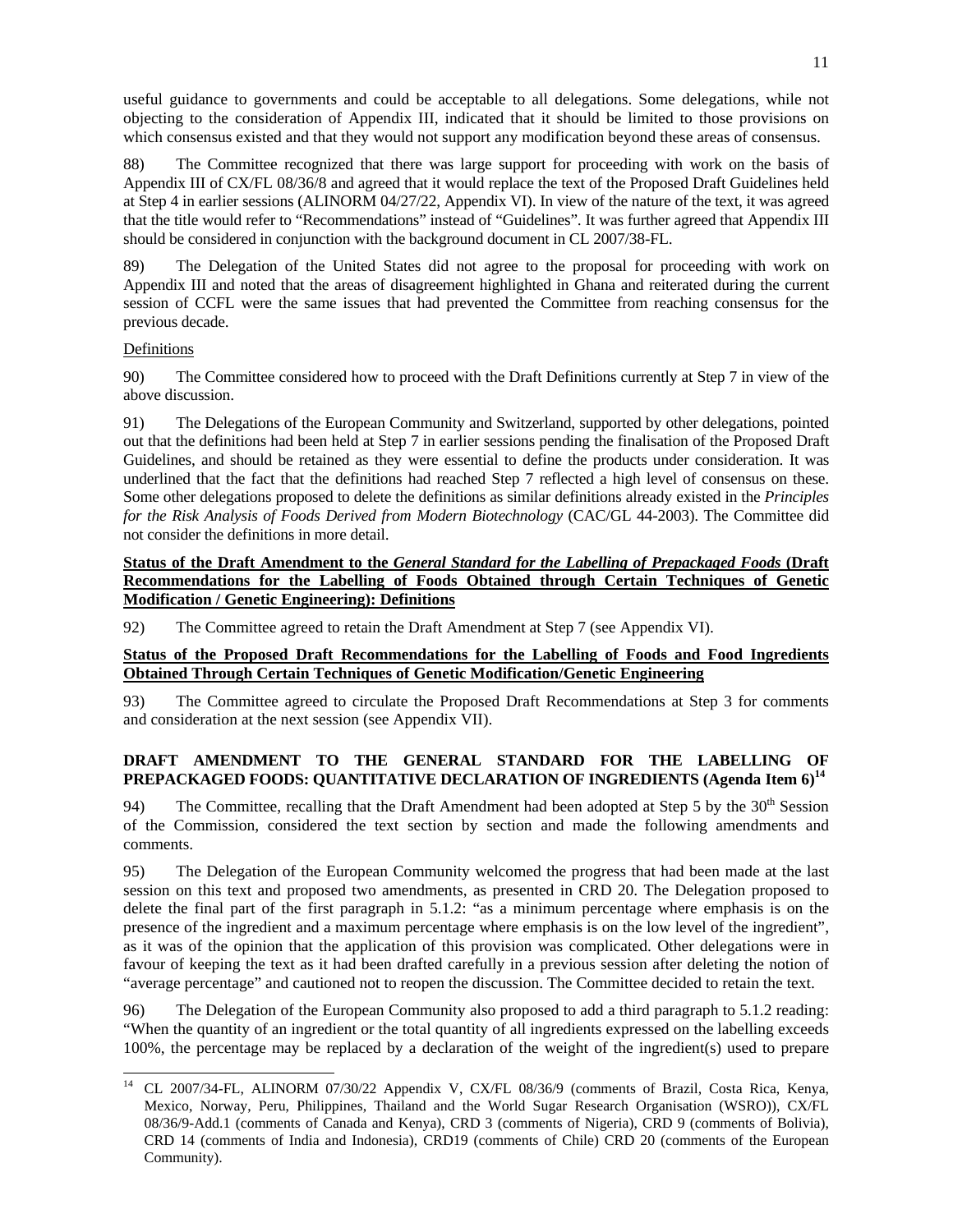useful guidance to governments and could be acceptable to all delegations. Some delegations, while not objecting to the consideration of Appendix III, indicated that it should be limited to those provisions on which consensus existed and that they would not support any modification beyond these areas of consensus.

88) The Committee recognized that there was large support for proceeding with work on the basis of Appendix III of CX/FL 08/36/8 and agreed that it would replace the text of the Proposed Draft Guidelines held at Step 4 in earlier sessions (ALINORM 04/27/22, Appendix VI). In view of the nature of the text, it was agreed that the title would refer to "Recommendations" instead of "Guidelines". It was further agreed that Appendix III should be considered in conjunction with the background document in CL 2007/38-FL.

89) The Delegation of the United States did not agree to the proposal for proceeding with work on Appendix III and noted that the areas of disagreement highlighted in Ghana and reiterated during the current session of CCFL were the same issues that had prevented the Committee from reaching consensus for the previous decade.

Definitions

90) The Committee considered how to proceed with the Draft Definitions currently at Step 7 in view of the above discussion.

91) The Delegations of the European Community and Switzerland, supported by other delegations, pointed out that the definitions had been held at Step 7 in earlier sessions pending the finalisation of the Proposed Draft Guidelines, and should be retained as they were essential to define the products under consideration. It was underlined that the fact that the definitions had reached Step 7 reflected a high level of consensus on these. Some other delegations proposed to delete the definitions as similar definitions already existed in the *Principles for the Risk Analysis of Foods Derived from Modern Biotechnology* (CAC/GL 44-2003). The Committee did not consider the definitions in more detail.

**Status of the Draft Amendment to the *General Standard for the Labelling of Prepackaged Foods* (Draft Recommendations for the Labelling of Foods Obtained through Certain Techniques of Genetic Modification / Genetic Engineering): Definitions**

92) The Committee agreed to retain the Draft Amendment at Step 7 (see Appendix VI).

**Status of the Proposed Draft Recommendations for the Labelling of Foods and Food Ingredients Obtained Through Certain Techniques of Genetic Modification/Genetic Engineering**

93) The Committee agreed to circulate the Proposed Draft Recommendations at Step 3 for comments and consideration at the next session (see Appendix VII).

**DRAFT AMENDMENT TO THE GENERAL STANDARD FOR THE LABELLING OF PREPACKAGED FOODS: QUANTITATIVE DECLARATION OF INGREDIENTS (Agenda Item 6)[14]**

94) The Committee, recalling that the Draft Amendment had been adopted at Step 5 by the 30th Session of the Commission, considered the text section by section and made the following amendments and comments.

95) The Delegation of the European Community welcomed the progress that had been made at the last session on this text and proposed two amendments, as presented in CRD 20. The Delegation proposed to delete the final part of the first paragraph in 5.1.2: "as a minimum percentage where emphasis is on the presence of the ingredient and a maximum percentage where emphasis is on the low level of the ingredient", as it was of the opinion that the application of this provision was complicated. Other delegations were in favour of keeping the text as it had been drafted carefully in a previous session after deleting the notion of "average percentage" and cautioned not to reopen the discussion. The Committee decided to retain the text.

96) The Delegation of the European Community also proposed to add a third paragraph to 5.1.2 reading: "When the quantity of an ingredient or the total quantity of all ingredients expressed on the labelling exceeds 100%, the percentage may be replaced by a declaration of the weight of the ingredient(s) used to prepare

---

[14] CL 2007/34-FL, ALINORM 07/30/22 Appendix V, CX/FL 08/36/9 (comments of Brazil, Costa Rica, Kenya, Mexico, Norway, Peru, Philippines, Thailand and the World Sugar Research Organisation (WSRO)), CX/FL 08/36/9-Add.1 (comments of Canada and Kenya), CRD 3 (comments of Nigeria), CRD 9 (comments of Bolivia), CRD 14 (comments of India and Indonesia), CRD19 (comments of Chile) CRD 20 (comments of the European Community).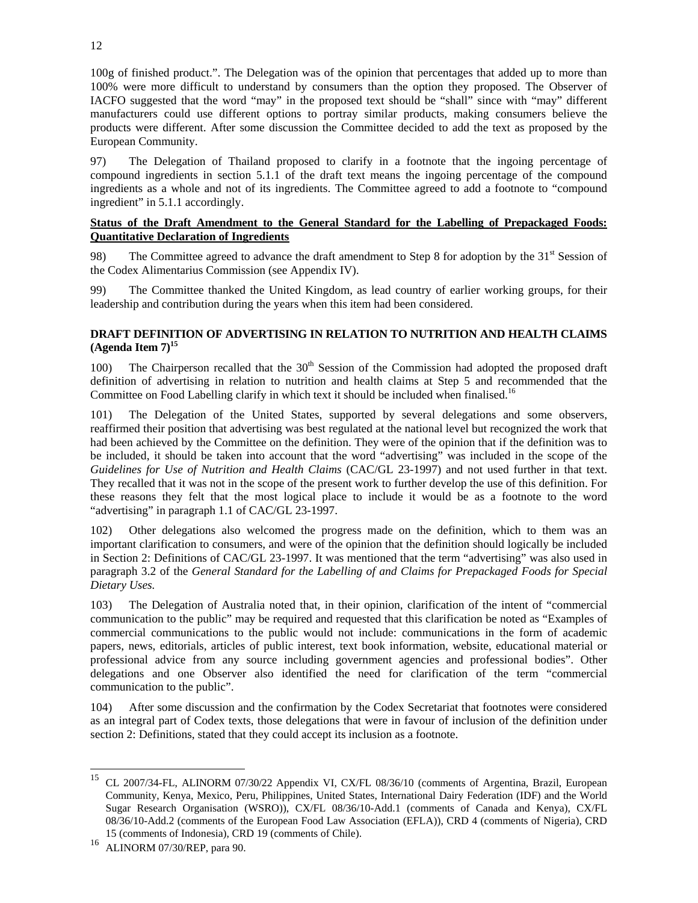100g of finished product.". The Delegation was of the opinion that percentages that added up to more than 100% were more difficult to understand by consumers than the option they proposed. The Observer of IACFO suggested that the word "may" in the proposed text should be "shall" since with "may" different manufacturers could use different options to portray similar products, making consumers believe the products were different. After some discussion the Committee decided to add the text as proposed by the European Community.

97) The Delegation of Thailand proposed to clarify in a footnote that the ingoing percentage of compound ingredients in section 5.1.1 of the draft text means the ingoing percentage of the compound ingredients as a whole and not of its ingredients. The Committee agreed to add a footnote to "compound ingredient" in 5.1.1 accordingly.

**Status of the Draft Amendment to the General Standard for the Labelling of Prepackaged Foods: Quantitative Declaration of Ingredients**

98) The Committee agreed to advance the draft amendment to Step 8 for adoption by the 31st Session of the Codex Alimentarius Commission (see Appendix IV).

99) The Committee thanked the United Kingdom, as lead country of earlier working groups, for their leadership and contribution during the years when this item had been considered.

**DRAFT DEFINITION OF ADVERTISING IN RELATION TO NUTRITION AND HEALTH CLAIMS (Agenda Item 7)[15]**

100) The Chairperson recalled that the 30th Session of the Commission had adopted the proposed draft definition of advertising in relation to nutrition and health claims at Step 5 and recommended that the Committee on Food Labelling clarify in which text it should be included when finalised.[16]

101) The Delegation of the United States, supported by several delegations and some observers, reaffirmed their position that advertising was best regulated at the national level but recognized the work that had been achieved by the Committee on the definition. They were of the opinion that if the definition was to be included, it should be taken into account that the word "advertising" was included in the scope of the *Guidelines for Use of Nutrition and Health Claims* (CAC/GL 23-1997) and not used further in that text. They recalled that it was not in the scope of the present work to further develop the use of this definition. For these reasons they felt that the most logical place to include it would be as a footnote to the word "advertising" in paragraph 1.1 of CAC/GL 23-1997.

102) Other delegations also welcomed the progress made on the definition, which to them was an important clarification to consumers, and were of the opinion that the definition should logically be included in Section 2: Definitions of CAC/GL 23-1997. It was mentioned that the term "advertising" was also used in paragraph 3.2 of the *General Standard for the Labelling of and Claims for Prepackaged Foods for Special Dietary Uses.*

103) The Delegation of Australia noted that, in their opinion, clarification of the intent of "commercial communication to the public" may be required and requested that this clarification be noted as "Examples of commercial communications to the public would not include: communications in the form of academic papers, news, editorials, articles of public interest, text book information, website, educational material or professional advice from any source including government agencies and professional bodies". Other delegations and one Observer also identified the need for clarification of the term "commercial communication to the public".

104) After some discussion and the confirmation by the Codex Secretariat that footnotes were considered as an integral part of Codex texts, those delegations that were in favour of inclusion of the definition under section 2: Definitions, stated that they could accept its inclusion as a footnote.

---

[15] CL 2007/34-FL, ALINORM 07/30/22 Appendix VI, CX/FL 08/36/10 (comments of Argentina, Brazil, European Community, Kenya, Mexico, Peru, Philippines, United States, International Dairy Federation (IDF) and the World Sugar Research Organisation (WSRO)), CX/FL 08/36/10-Add.1 (comments of Canada and Kenya), CX/FL 08/36/10-Add.2 (comments of the European Food Law Association (EFLA)), CRD 4 (comments of Nigeria), CRD 15 (comments of Indonesia), CRD 19 (comments of Chile).

[16] ALINORM 07/30/REP, para 90.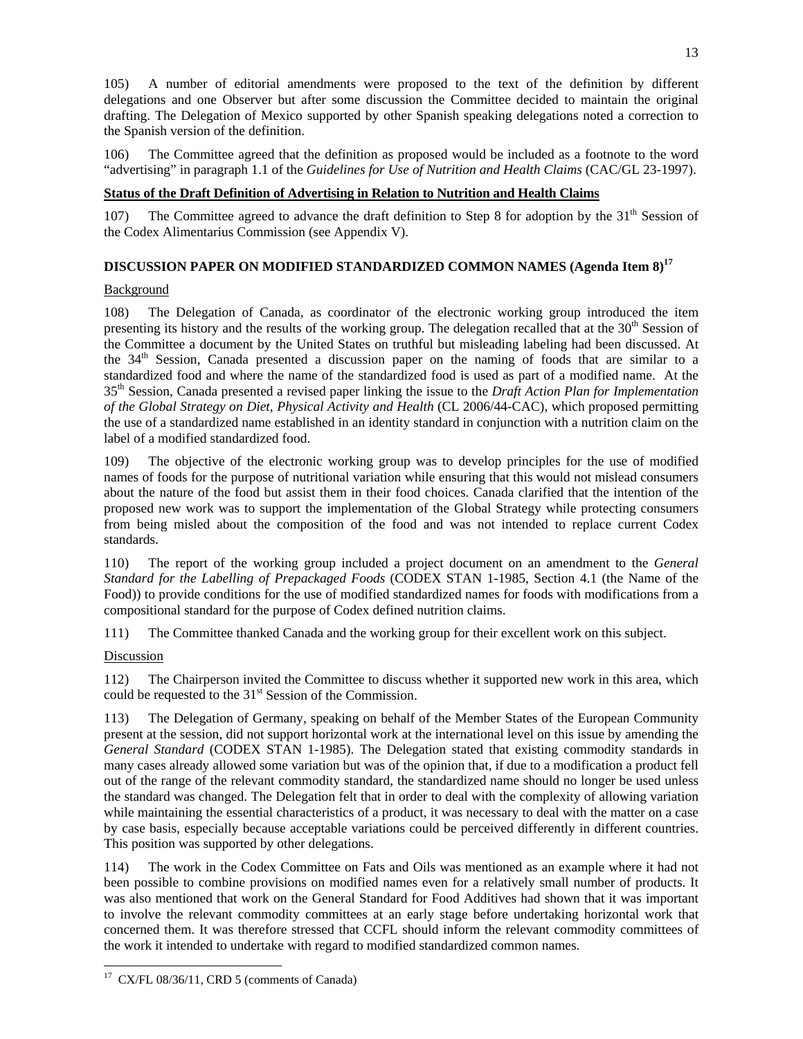105) A number of editorial amendments were proposed to the text of the definition by different delegations and one Observer but after some discussion the Committee decided to maintain the original drafting. The Delegation of Mexico supported by other Spanish speaking delegations noted a correction to the Spanish version of the definition.

106) The Committee agreed that the definition as proposed would be included as a footnote to the word "advertising" in paragraph 1.1 of the *Guidelines for Use of Nutrition and Health Claims* (CAC/GL 23-1997).

**Status of the Draft Definition of Advertising in Relation to Nutrition and Health Claims**

107) The Committee agreed to advance the draft definition to Step 8 for adoption by the 31st Session of the Codex Alimentarius Commission (see Appendix V).

## DISCUSSION PAPER ON MODIFIED STANDARDIZED COMMON NAMES (Agenda Item 8)[17]

Background

108) The Delegation of Canada, as coordinator of the electronic working group introduced the item presenting its history and the results of the working group. The delegation recalled that at the 30th Session of the Committee a document by the United States on truthful but misleading labeling had been discussed. At the 34th Session, Canada presented a discussion paper on the naming of foods that are similar to a standardized food and where the name of the standardized food is used as part of a modified name. At the 35th Session, Canada presented a revised paper linking the issue to the *Draft Action Plan for Implementation of the Global Strategy on Diet, Physical Activity and Health* (CL 2006/44-CAC), which proposed permitting the use of a standardized name established in an identity standard in conjunction with a nutrition claim on the label of a modified standardized food.

109) The objective of the electronic working group was to develop principles for the use of modified names of foods for the purpose of nutritional variation while ensuring that this would not mislead consumers about the nature of the food but assist them in their food choices. Canada clarified that the intention of the proposed new work was to support the implementation of the Global Strategy while protecting consumers from being misled about the composition of the food and was not intended to replace current Codex standards.

110) The report of the working group included a project document on an amendment to the *General Standard for the Labelling of Prepackaged Foods* (CODEX STAN 1-1985, Section 4.1 (the Name of the Food)) to provide conditions for the use of modified standardized names for foods with modifications from a compositional standard for the purpose of Codex defined nutrition claims.

111) The Committee thanked Canada and the working group for their excellent work on this subject.

Discussion

112) The Chairperson invited the Committee to discuss whether it supported new work in this area, which could be requested to the 31st Session of the Commission.

113) The Delegation of Germany, speaking on behalf of the Member States of the European Community present at the session, did not support horizontal work at the international level on this issue by amending the *General Standard* (CODEX STAN 1-1985). The Delegation stated that existing commodity standards in many cases already allowed some variation but was of the opinion that, if due to a modification a product fell out of the range of the relevant commodity standard, the standardized name should no longer be used unless the standard was changed. The Delegation felt that in order to deal with the complexity of allowing variation while maintaining the essential characteristics of a product, it was necessary to deal with the matter on a case by case basis, especially because acceptable variations could be perceived differently in different countries. This position was supported by other delegations.

114) The work in the Codex Committee on Fats and Oils was mentioned as an example where it had not been possible to combine provisions on modified names even for a relatively small number of products. It was also mentioned that work on the General Standard for Food Additives had shown that it was important to involve the relevant commodity committees at an early stage before undertaking horizontal work that concerned them. It was therefore stressed that CCFL should inform the relevant commodity committees of the work it intended to undertake with regard to modified standardized common names.

---

[17] CX/FL 08/36/11, CRD 5 (comments of Canada)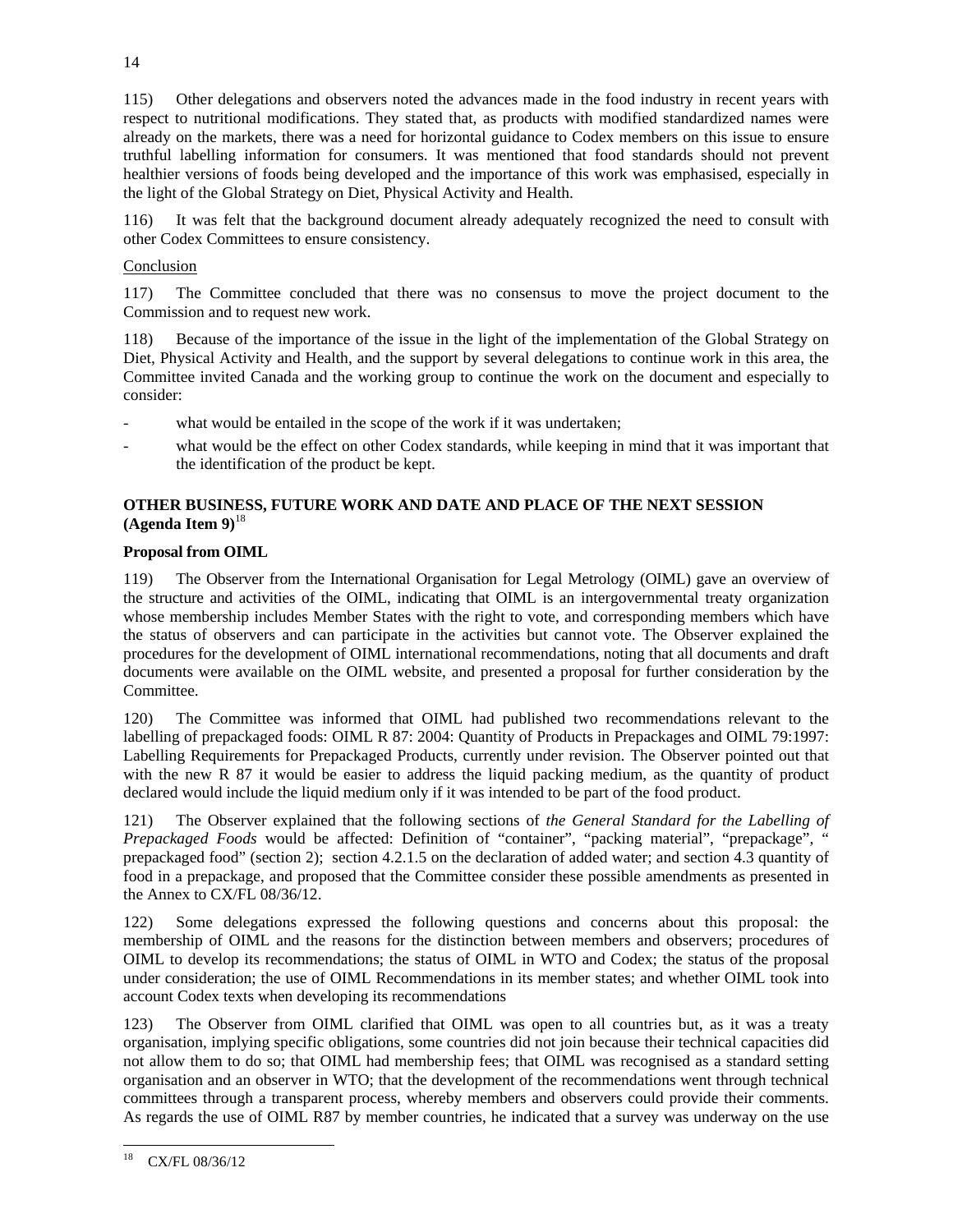115) Other delegations and observers noted the advances made in the food industry in recent years with respect to nutritional modifications. They stated that, as products with modified standardized names were already on the markets, there was a need for horizontal guidance to Codex members on this issue to ensure truthful labelling information for consumers. It was mentioned that food standards should not prevent healthier versions of foods being developed and the importance of this work was emphasised, especially in the light of the Global Strategy on Diet, Physical Activity and Health.

116) It was felt that the background document already adequately recognized the need to consult with other Codex Committees to ensure consistency.

Conclusion

117) The Committee concluded that there was no consensus to move the project document to the Commission and to request new work.

118) Because of the importance of the issue in the light of the implementation of the Global Strategy on Diet, Physical Activity and Health, and the support by several delegations to continue work in this area, the Committee invited Canada and the working group to continue the work on the document and especially to consider:

- what would be entailed in the scope of the work if it was undertaken;
- what would be the effect on other Codex standards, while keeping in mind that it was important that the identification of the product be kept.

### OTHER BUSINESS, FUTURE WORK AND DATE AND PLACE OF THE NEXT SESSION (Agenda Item 9)[18]

**Proposal from OIML**

119) The Observer from the International Organisation for Legal Metrology (OIML) gave an overview of the structure and activities of the OIML, indicating that OIML is an intergovernmental treaty organization whose membership includes Member States with the right to vote, and corresponding members which have the status of observers and can participate in the activities but cannot vote. The Observer explained the procedures for the development of OIML international recommendations, noting that all documents and draft documents were available on the OIML website, and presented a proposal for further consideration by the Committee.

120) The Committee was informed that OIML had published two recommendations relevant to the labelling of prepackaged foods: OIML R 87: 2004: Quantity of Products in Prepackages and OIML 79:1997: Labelling Requirements for Prepackaged Products, currently under revision. The Observer pointed out that with the new R 87 it would be easier to address the liquid packing medium, as the quantity of product declared would include the liquid medium only if it was intended to be part of the food product.

121) The Observer explained that the following sections of *the General Standard for the Labelling of Prepackaged Foods* would be affected: Definition of "container", "packing material", "prepackage", " prepackaged food" (section 2); section 4.2.1.5 on the declaration of added water; and section 4.3 quantity of food in a prepackage, and proposed that the Committee consider these possible amendments as presented in the Annex to CX/FL 08/36/12.

122) Some delegations expressed the following questions and concerns about this proposal: the membership of OIML and the reasons for the distinction between members and observers; procedures of OIML to develop its recommendations; the status of OIML in WTO and Codex; the status of the proposal under consideration; the use of OIML Recommendations in its member states; and whether OIML took into account Codex texts when developing its recommendations

123) The Observer from OIML clarified that OIML was open to all countries but, as it was a treaty organisation, implying specific obligations, some countries did not join because their technical capacities did not allow them to do so; that OIML had membership fees; that OIML was recognised as a standard setting organisation and an observer in WTO; that the development of the recommendations went through technical committees through a transparent process, whereby members and observers could provide their comments. As regards the use of OIML R87 by member countries, he indicated that a survey was underway on the use

---

[18] CX/FL 08/36/12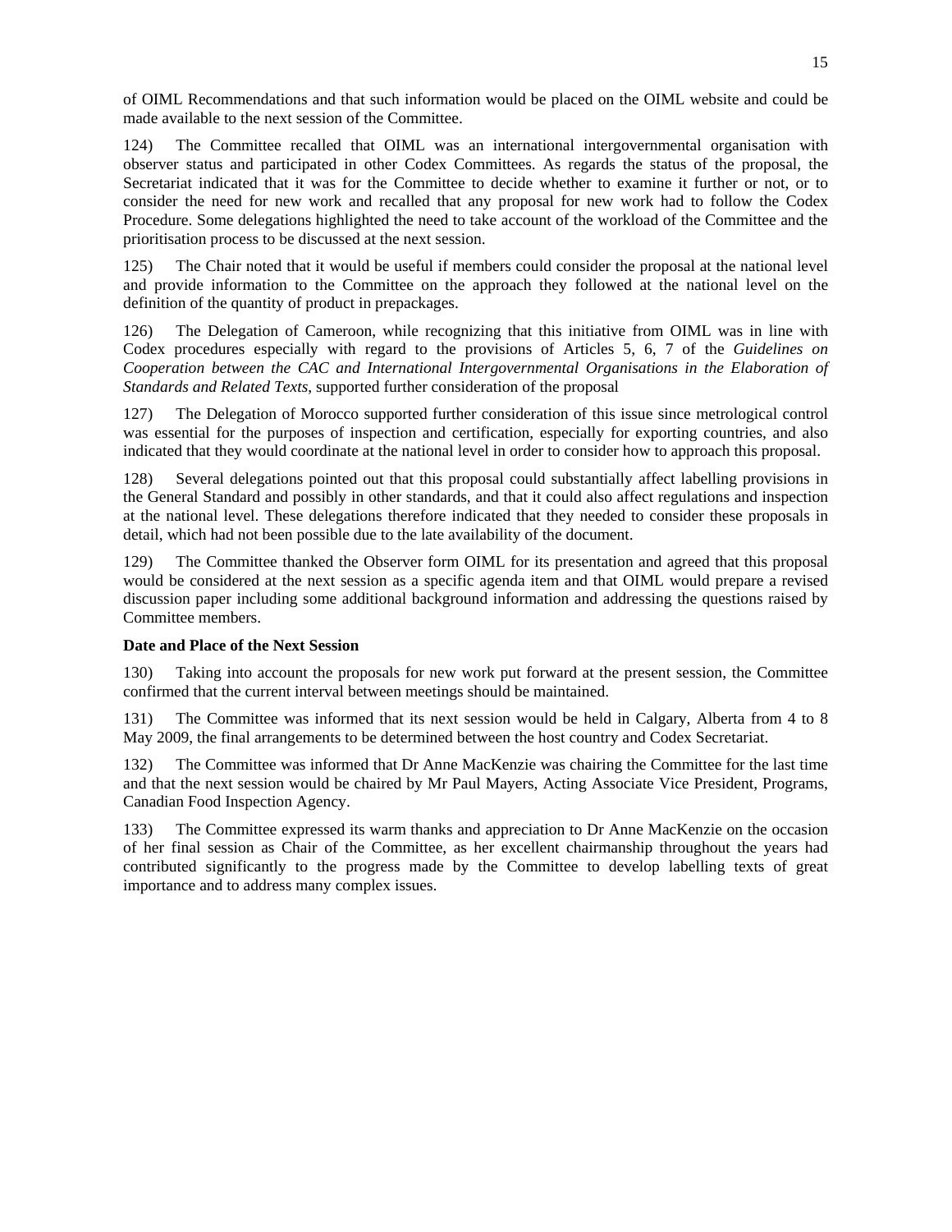of OIML Recommendations and that such information would be placed on the OIML website and could be made available to the next session of the Committee.

124) The Committee recalled that OIML was an international intergovernmental organisation with observer status and participated in other Codex Committees. As regards the status of the proposal, the Secretariat indicated that it was for the Committee to decide whether to examine it further or not, or to consider the need for new work and recalled that any proposal for new work had to follow the Codex Procedure. Some delegations highlighted the need to take account of the workload of the Committee and the prioritisation process to be discussed at the next session.

125) The Chair noted that it would be useful if members could consider the proposal at the national level and provide information to the Committee on the approach they followed at the national level on the definition of the quantity of product in prepackages.

126) The Delegation of Cameroon, while recognizing that this initiative from OIML was in line with Codex procedures especially with regard to the provisions of Articles 5, 6, 7 of the *Guidelines on Cooperation between the CAC and International Intergovernmental Organisations in the Elaboration of Standards and Related Texts*, supported further consideration of the proposal

127) The Delegation of Morocco supported further consideration of this issue since metrological control was essential for the purposes of inspection and certification, especially for exporting countries, and also indicated that they would coordinate at the national level in order to consider how to approach this proposal.

128) Several delegations pointed out that this proposal could substantially affect labelling provisions in the General Standard and possibly in other standards, and that it could also affect regulations and inspection at the national level. These delegations therefore indicated that they needed to consider these proposals in detail, which had not been possible due to the late availability of the document.

129) The Committee thanked the Observer form OIML for its presentation and agreed that this proposal would be considered at the next session as a specific agenda item and that OIML would prepare a revised discussion paper including some additional background information and addressing the questions raised by Committee members.

**Date and Place of the Next Session**

130) Taking into account the proposals for new work put forward at the present session, the Committee confirmed that the current interval between meetings should be maintained.

131) The Committee was informed that its next session would be held in Calgary, Alberta from 4 to 8 May 2009, the final arrangements to be determined between the host country and Codex Secretariat.

132) The Committee was informed that Dr Anne MacKenzie was chairing the Committee for the last time and that the next session would be chaired by Mr Paul Mayers, Acting Associate Vice President, Programs, Canadian Food Inspection Agency.

133) The Committee expressed its warm thanks and appreciation to Dr Anne MacKenzie on the occasion of her final session as Chair of the Committee, as her excellent chairmanship throughout the years had contributed significantly to the progress made by the Committee to develop labelling texts of great importance and to address many complex issues.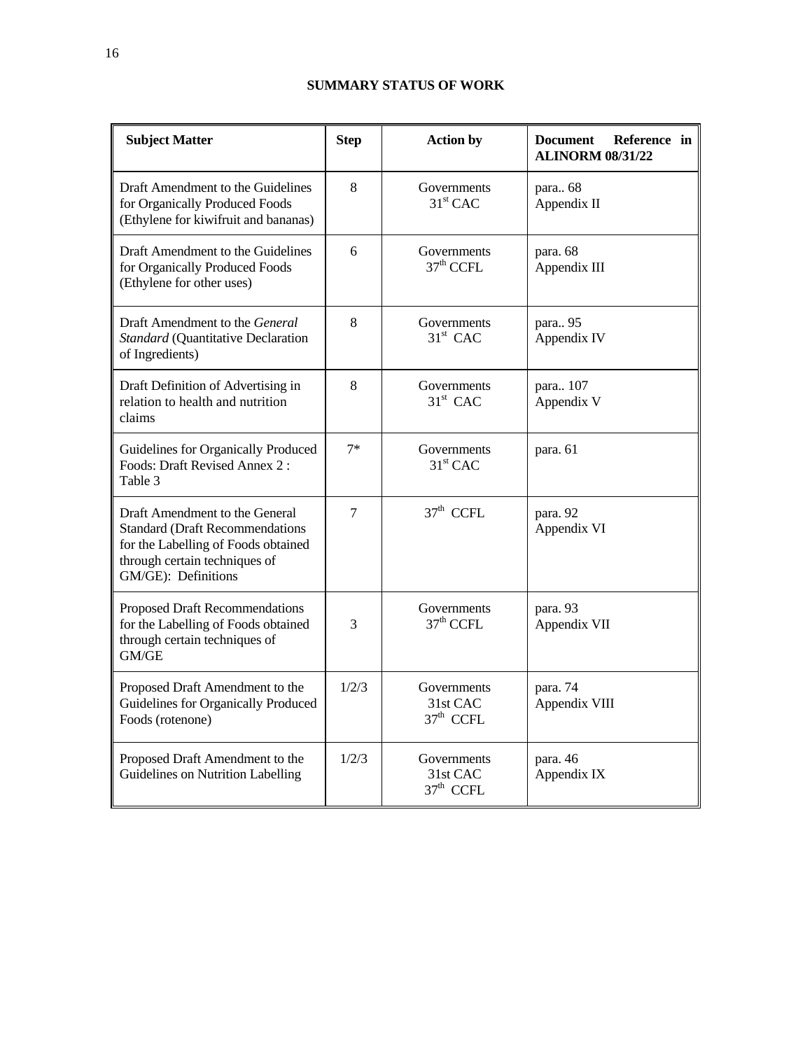## SUMMARY STATUS OF WORK

| Subject Matter | Step | Action by | Document Reference in ALINORM 08/31/22 |
|---|---|---|---|
| Draft Amendment to the Guidelines for Organically Produced Foods (Ethylene for kiwifruit and bananas) | 8 | Governments<br>31st CAC | para.. 68<br>Appendix II |
| Draft Amendment to the Guidelines for Organically Produced Foods (Ethylene for other uses) | 6 | Governments<br>37th CCFL | para. 68<br>Appendix III |
| Draft Amendment to the *General Standard* (Quantitative Declaration of Ingredients) | 8 | Governments<br>31st CAC | para.. 95<br>Appendix IV |
| Draft Definition of Advertising in relation to health and nutrition claims | 8 | Governments<br>31st CAC | para.. 107<br>Appendix V |
| Guidelines for Organically Produced Foods: Draft Revised Annex 2 : Table 3 | 7* | Governments<br>31st CAC | para. 61 |
| Draft Amendment to the General Standard (Draft Recommendations for the Labelling of Foods obtained through certain techniques of GM/GE): Definitions | 7 | 37th CCFL | para. 92<br>Appendix VI |
| Proposed Draft Recommendations for the Labelling of Foods obtained through certain techniques of GM/GE | 3 | Governments<br>37th CCFL | para. 93<br>Appendix VII |
| Proposed Draft Amendment to the Guidelines for Organically Produced Foods (rotenone) | 1/2/3 | Governments<br>31st CAC<br>37th CCFL | para. 74<br>Appendix VIII |
| Proposed Draft Amendment to the Guidelines on Nutrition Labelling | 1/2/3 | Governments<br>31st CAC<br>37th CCFL | para. 46<br>Appendix IX |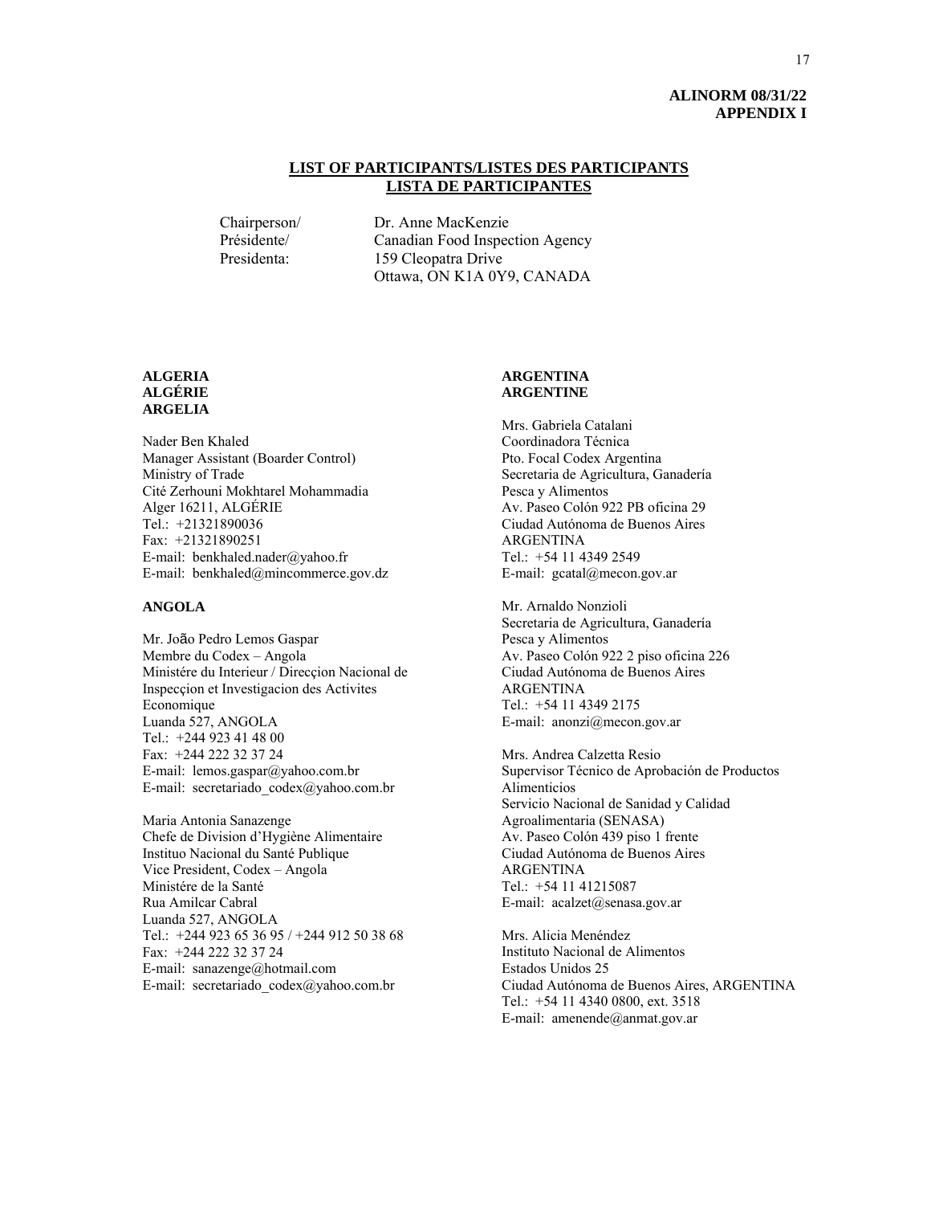**ALINORM 08/31/22**
**APPENDIX I**

## LIST OF PARTICIPANTS/LISTES DES PARTICIPANTS
## LISTA DE PARTICIPANTES

Chairperson/
Présidente/
Presidenta:

Dr. Anne MacKenzie
Canadian Food Inspection Agency
159 Cleopatra Drive
Ottawa, ON K1A 0Y9, CANADA

**ALGERIA**
**ALGÉRIE**
**ARGELIA**

Nader Ben Khaled
Manager Assistant (Boarder Control)
Ministry of Trade
Cité Zerhouni Mokhtarel Mohammadia
Alger 16211, ALGÉRIE
Tel.: +21321890036
Fax: +21321890251
E-mail: benkhaled.nader@yahoo.fr
E-mail: benkhaled@mincommerce.gov.dz

**ANGOLA**

Mr. João Pedro Lemos Gaspar
Membre du Codex – Angola
Ministére du Interieur / Direcçion Nacional de Inspecçion et Investigacion des Activites Economique
Luanda 527, ANGOLA
Tel.: +244 923 41 48 00
Fax: +244 222 32 37 24
E-mail: lemos.gaspar@yahoo.com.br
E-mail: secretariado_codex@yahoo.com.br

Maria Antonia Sanazenge
Chefe de Division d'Hygiène Alimentaire
Instituo Nacional du Santé Publique
Vice President, Codex – Angola
Ministére de la Santé
Rua Amilcar Cabral
Luanda 527, ANGOLA
Tel.: +244 923 65 36 95 / +244 912 50 38 68
Fax: +244 222 32 37 24
E-mail: sanazenge@hotmail.com
E-mail: secretariado_codex@yahoo.com.br

**ARGENTINA**
**ARGENTINE**

Mrs. Gabriela Catalani
Coordinadora Técnica
Pto. Focal Codex Argentina
Secretaria de Agricultura, Ganadería Pesca y Alimentos
Av. Paseo Colón 922 PB oficina 29
Ciudad Autónoma de Buenos Aires
ARGENTINA
Tel.: +54 11 4349 2549
E-mail: gcatal@mecon.gov.ar

Mr. Arnaldo Nonzioli
Secretaria de Agricultura, Ganadería Pesca y Alimentos
Av. Paseo Colón 922 2 piso oficina 226
Ciudad Autónoma de Buenos Aires
ARGENTINA
Tel.: +54 11 4349 2175
E-mail: anonzi@mecon.gov.ar

Mrs. Andrea Calzetta Resio
Supervisor Técnico de Aprobación de Productos Alimenticios
Servicio Nacional de Sanidad y Calidad Agroalimentaria (SENASA)
Av. Paseo Colón 439 piso 1 frente
Ciudad Autónoma de Buenos Aires
ARGENTINA
Tel.: +54 11 41215087
E-mail: acalzet@senasa.gov.ar

Mrs. Alicia Menéndez
Instituto Nacional de Alimentos
Estados Unidos 25
Ciudad Autónoma de Buenos Aires, ARGENTINA
Tel.: +54 11 4340 0800, ext. 3518
E-mail: amenende@anmat.gov.ar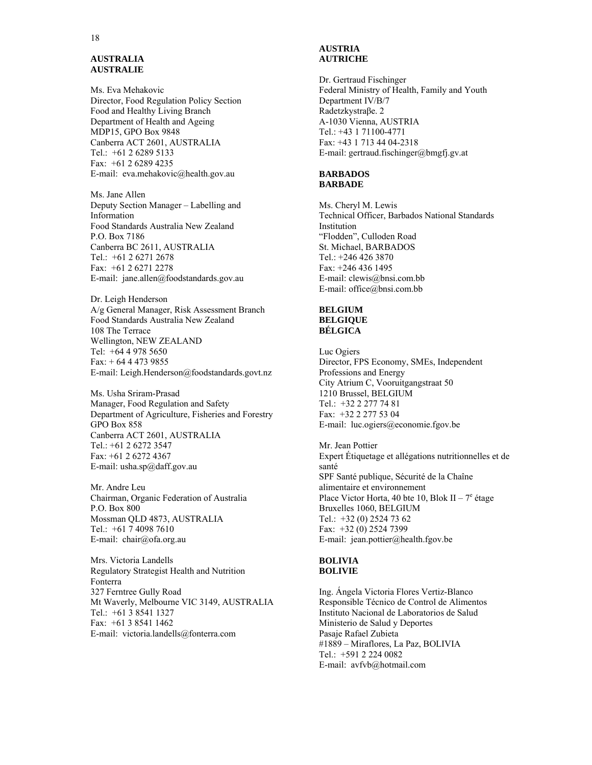**AUSTRALIA**
**AUSTRALIE**

Ms. Eva Mehakovic
Director, Food Regulation Policy Section
Food and Healthy Living Branch
Department of Health and Ageing
MDP15, GPO Box 9848
Canberra ACT 2601, AUSTRALIA
Tel.: +61 2 6289 5133
Fax: +61 2 6289 4235
E-mail: eva.mehakovic@health.gov.au

Ms. Jane Allen
Deputy Section Manager – Labelling and Information
Food Standards Australia New Zealand
P.O. Box 7186
Canberra BC 2611, AUSTRALIA
Tel.: +61 2 6271 2678
Fax: +61 2 6271 2278
E-mail: jane.allen@foodstandards.gov.au

Dr. Leigh Henderson
A/g General Manager, Risk Assessment Branch
Food Standards Australia New Zealand
108 The Terrace
Wellington, NEW ZEALAND
Tel: +64 4 978 5650
Fax: + 64 4 473 9855
E-mail: Leigh.Henderson@foodstandards.govt.nz

Ms. Usha Sriram-Prasad
Manager, Food Regulation and Safety
Department of Agriculture, Fisheries and Forestry
GPO Box 858
Canberra ACT 2601, AUSTRALIA
Tel.: +61 2 6272 3547
Fax: +61 2 6272 4367
E-mail: usha.sp@daff.gov.au

Mr. Andre Leu
Chairman, Organic Federation of Australia
P.O. Box 800
Mossman QLD 4873, AUSTRALIA
Tel.: +61 7 4098 7610
E-mail: chair@ofa.org.au

Mrs. Victoria Landells
Regulatory Strategist Health and Nutrition
Fonterra
327 Ferntree Gully Road
Mt Waverly, Melbourne VIC 3149, AUSTRALIA
Tel.: +61 3 8541 1327
Fax: +61 3 8541 1462
E-mail: victoria.landells@fonterra.com

**AUSTRIA**
**AUTRICHE**

Dr. Gertraud Fischinger
Federal Ministry of Health, Family and Youth
Department IV/B/7
Radetzkystraβe. 2
A-1030 Vienna, AUSTRIA
Tel.: +43 1 71100-4771
Fax: +43 1 713 44 04-2318
E-mail: gertraud.fischinger@bmgfj.gv.at

**BARBADOS**
**BARBADE**

Ms. Cheryl M. Lewis
Technical Officer, Barbados National Standards Institution
"Flodden", Culloden Road
St. Michael, BARBADOS
Tel.: +246 426 3870
Fax: +246 436 1495
E-mail: clewis@bnsi.com.bb
E-mail: office@bnsi.com.bb

**BELGIUM**
**BELGIQUE**
**BÉLGICA**

Luc Ogiers
Director, FPS Economy, SMEs, Independent Professions and Energy
City Atrium C, Vooruitgangstraat 50
1210 Brussel, BELGIUM
Tel.: +32 2 277 74 81
Fax: +32 2 277 53 04
E-mail: luc.ogiers@economie.fgov.be

Mr. Jean Pottier
Expert Étiquetage et allégations nutritionnelles et de santé
SPF Santé publique, Sécurité de la Chaîne alimentaire et environnement
Place Victor Horta, 40 bte 10, Blok II – 7e étage
Bruxelles 1060, BELGIUM
Tel.: +32 (0) 2524 73 62
Fax: +32 (0) 2524 7399
E-mail: jean.pottier@health.fgov.be

**BOLIVIA**
**BOLIVIE**

Ing. Ángela Victoria Flores Vertiz-Blanco
Responsible Técnico de Control de Alimentos
Instituto Nacional de Laboratorios de Salud
Ministerio de Salud y Deportes
Pasaje Rafael Zubieta
#1889 – Miraflores, La Paz, BOLIVIA
Tel.: +591 2 224 0082
E-mail: avfvb@hotmail.com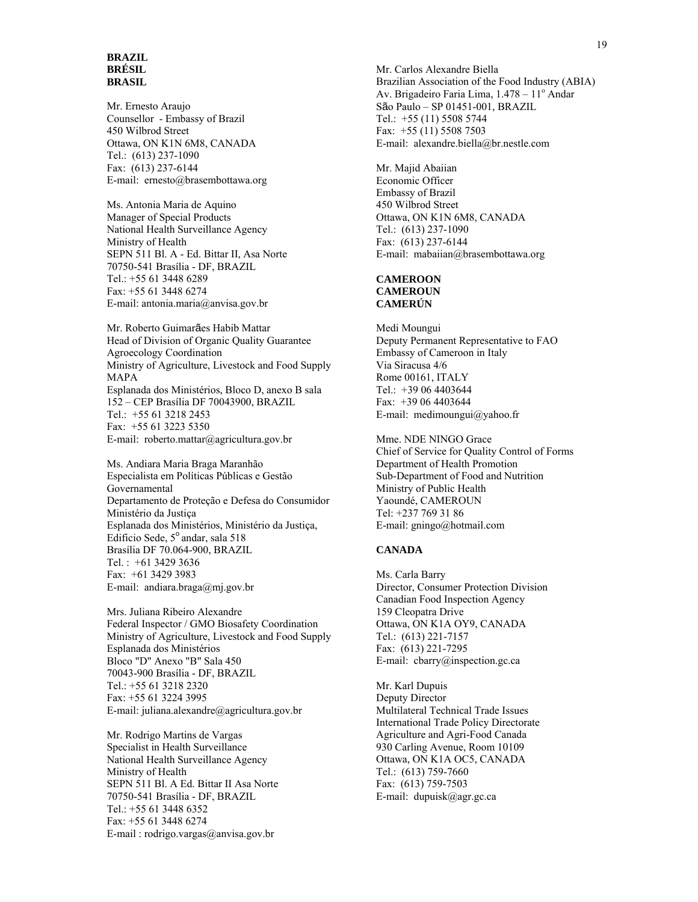**BRAZIL**
**BRÉSIL**
**BRASIL**

Mr. Ernesto Araujo
Counsellor - Embassy of Brazil
450 Wilbrod Street
Ottawa, ON K1N 6M8, CANADA
Tel.: (613) 237-1090
Fax: (613) 237-6144
E-mail: ernesto@brasembottawa.org

Ms. Antonia Maria de Aquino
Manager of Special Products
National Health Surveillance Agency
Ministry of Health
SEPN 511 Bl. A - Ed. Bittar II, Asa Norte
70750-541 Brasília - DF, BRAZIL
Tel.: +55 61 3448 6289
Fax: +55 61 3448 6274
E-mail: antonia.maria@anvisa.gov.br

Mr. Roberto Guimarães Habib Mattar
Head of Division of Organic Quality Guarantee
Agroecology Coordination
Ministry of Agriculture, Livestock and Food Supply
MAPA
Esplanada dos Ministérios, Bloco D, anexo B sala 152 – CEP Brasília DF 70043900, BRAZIL
Tel.: +55 61 3218 2453
Fax: +55 61 3223 5350
E-mail: roberto.mattar@agricultura.gov.br

Ms. Andiara Maria Braga Maranhão
Especialista em Políticas Públicas e Gestão Governamental
Departamento de Proteção e Defesa do Consumidor
Ministério da Justiça
Esplanada dos Ministérios, Ministério da Justiça, Edifício Sede, 5º andar, sala 518
Brasília DF 70.064-900, BRAZIL
Tel. : +61 3429 3636
Fax: +61 3429 3983
E-mail: andiara.braga@mj.gov.br

Mrs. Juliana Ribeiro Alexandre
Federal Inspector / GMO Biosafety Coordination
Ministry of Agriculture, Livestock and Food Supply
Esplanada dos Ministérios
Bloco "D" Anexo "B" Sala 450
70043-900 Brasília - DF, BRAZIL
Tel.: +55 61 3218 2320
Fax: +55 61 3224 3995
E-mail: juliana.alexandre@agricultura.gov.br

Mr. Rodrigo Martins de Vargas
Specialist in Health Surveillance
National Health Surveillance Agency
Ministry of Health
SEPN 511 Bl. A Ed. Bittar II Asa Norte
70750-541 Brasília - DF, BRAZIL
Tel.: +55 61 3448 6352
Fax: +55 61 3448 6274
E-mail : rodrigo.vargas@anvisa.gov.br

Mr. Carlos Alexandre Biella
Brazilian Association of the Food Industry (ABIA)
Av. Brigadeiro Faria Lima, 1.478 – 11º Andar
São Paulo – SP 01451-001, BRAZIL
Tel.: +55 (11) 5508 5744
Fax: +55 (11) 5508 7503
E-mail: alexandre.biella@br.nestle.com

Mr. Majid Abaiian
Economic Officer
Embassy of Brazil
450 Wilbrod Street
Ottawa, ON K1N 6M8, CANADA
Tel.: (613) 237-1090
Fax: (613) 237-6144
E-mail: mabaiian@brasembottawa.org

**CAMEROON**
**CAMEROUN**
**CAMERÚN**

Medi Moungui
Deputy Permanent Representative to FAO
Embassy of Cameroon in Italy
Via Siracusa 4/6
Rome 00161, ITALY
Tel.: +39 06 4403644
Fax: +39 06 4403644
E-mail: medimoungui@yahoo.fr

Mme. NDE NINGO Grace
Chief of Service for Quality Control of Forms
Department of Health Promotion
Sub-Department of Food and Nutrition
Ministry of Public Health
Yaoundé, CAMEROUN
Tel: +237 769 31 86
E-mail: gningo@hotmail.com

**CANADA**

Ms. Carla Barry
Director, Consumer Protection Division
Canadian Food Inspection Agency
159 Cleopatra Drive
Ottawa, ON K1A OY9, CANADA
Tel.: (613) 221-7157
Fax: (613) 221-7295
E-mail: cbarry@inspection.gc.ca

Mr. Karl Dupuis
Deputy Director
Multilateral Technical Trade Issues
International Trade Policy Directorate
Agriculture and Agri-Food Canada
930 Carling Avenue, Room 10109
Ottawa, ON K1A OC5, CANADA
Tel.: (613) 759-7660
Fax: (613) 759-7503
E-mail: dupuisk@agr.gc.ca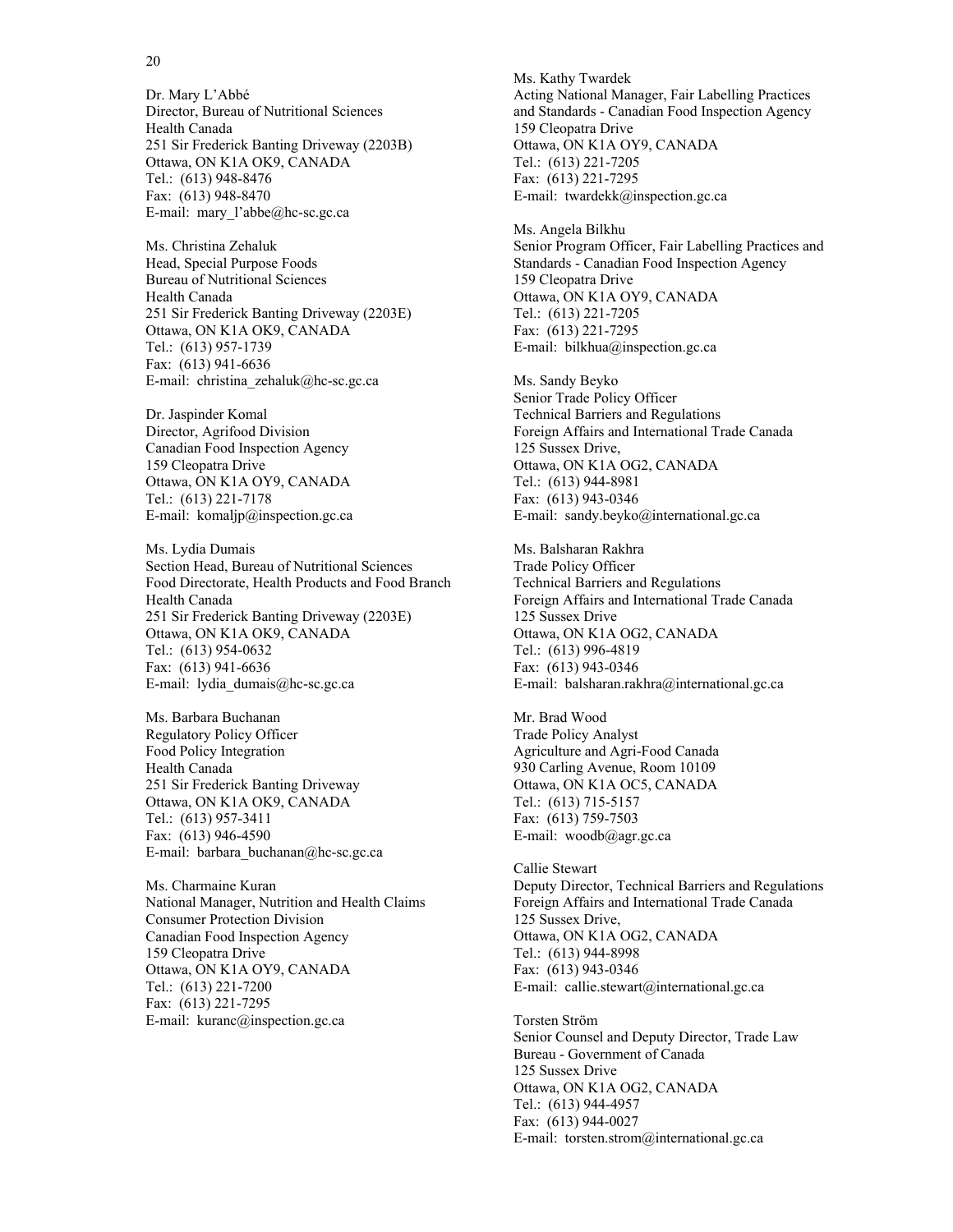Dr. Mary L'Abbé
Director, Bureau of Nutritional Sciences
Health Canada
251 Sir Frederick Banting Driveway (2203B)
Ottawa, ON K1A OK9, CANADA
Tel.: (613) 948-8476
Fax: (613) 948-8470
E-mail: mary_l'abbe@hc-sc.gc.ca

Ms. Christina Zehaluk
Head, Special Purpose Foods
Bureau of Nutritional Sciences
Health Canada
251 Sir Frederick Banting Driveway (2203E)
Ottawa, ON K1A OK9, CANADA
Tel.: (613) 957-1739
Fax: (613) 941-6636
E-mail: christina_zehaluk@hc-sc.gc.ca

Dr. Jaspinder Komal
Director, Agrifood Division
Canadian Food Inspection Agency
159 Cleopatra Drive
Ottawa, ON K1A OY9, CANADA
Tel.: (613) 221-7178
E-mail: komaljp@inspection.gc.ca

Ms. Lydia Dumais
Section Head, Bureau of Nutritional Sciences
Food Directorate, Health Products and Food Branch
Health Canada
251 Sir Frederick Banting Driveway (2203E)
Ottawa, ON K1A OK9, CANADA
Tel.: (613) 954-0632
Fax: (613) 941-6636
E-mail: lydia_dumais@hc-sc.gc.ca

Ms. Barbara Buchanan
Regulatory Policy Officer
Food Policy Integration
Health Canada
251 Sir Frederick Banting Driveway
Ottawa, ON K1A OK9, CANADA
Tel.: (613) 957-3411
Fax: (613) 946-4590
E-mail: barbara_buchanan@hc-sc.gc.ca

Ms. Charmaine Kuran
National Manager, Nutrition and Health Claims
Consumer Protection Division
Canadian Food Inspection Agency
159 Cleopatra Drive
Ottawa, ON K1A OY9, CANADA
Tel.: (613) 221-7200
Fax: (613) 221-7295
E-mail: kuranc@inspection.gc.ca

Ms. Kathy Twardek
Acting National Manager, Fair Labelling Practices and Standards - Canadian Food Inspection Agency
159 Cleopatra Drive
Ottawa, ON K1A OY9, CANADA
Tel.: (613) 221-7205
Fax: (613) 221-7295
E-mail: twardekk@inspection.gc.ca

Ms. Angela Bilkhu
Senior Program Officer, Fair Labelling Practices and Standards - Canadian Food Inspection Agency
159 Cleopatra Drive
Ottawa, ON K1A OY9, CANADA
Tel.: (613) 221-7205
Fax: (613) 221-7295
E-mail: bilkhua@inspection.gc.ca

Ms. Sandy Beyko
Senior Trade Policy Officer
Technical Barriers and Regulations
Foreign Affairs and International Trade Canada
125 Sussex Drive,
Ottawa, ON K1A OG2, CANADA
Tel.: (613) 944-8981
Fax: (613) 943-0346
E-mail: sandy.beyko@international.gc.ca

Ms. Balsharan Rakhra
Trade Policy Officer
Technical Barriers and Regulations
Foreign Affairs and International Trade Canada
125 Sussex Drive
Ottawa, ON K1A OG2, CANADA
Tel.: (613) 996-4819
Fax: (613) 943-0346
E-mail: balsharan.rakhra@international.gc.ca

Mr. Brad Wood
Trade Policy Analyst
Agriculture and Agri-Food Canada
930 Carling Avenue, Room 10109
Ottawa, ON K1A OC5, CANADA
Tel.: (613) 715-5157
Fax: (613) 759-7503
E-mail: woodb@agr.gc.ca

Callie Stewart
Deputy Director, Technical Barriers and Regulations
Foreign Affairs and International Trade Canada
125 Sussex Drive,
Ottawa, ON K1A OG2, CANADA
Tel.: (613) 944-8998
Fax: (613) 943-0346
E-mail: callie.stewart@international.gc.ca

Torsten Ström
Senior Counsel and Deputy Director, Trade Law Bureau - Government of Canada
125 Sussex Drive
Ottawa, ON K1A OG2, CANADA
Tel.: (613) 944-4957
Fax: (613) 944-0027
E-mail: torsten.strom@international.gc.ca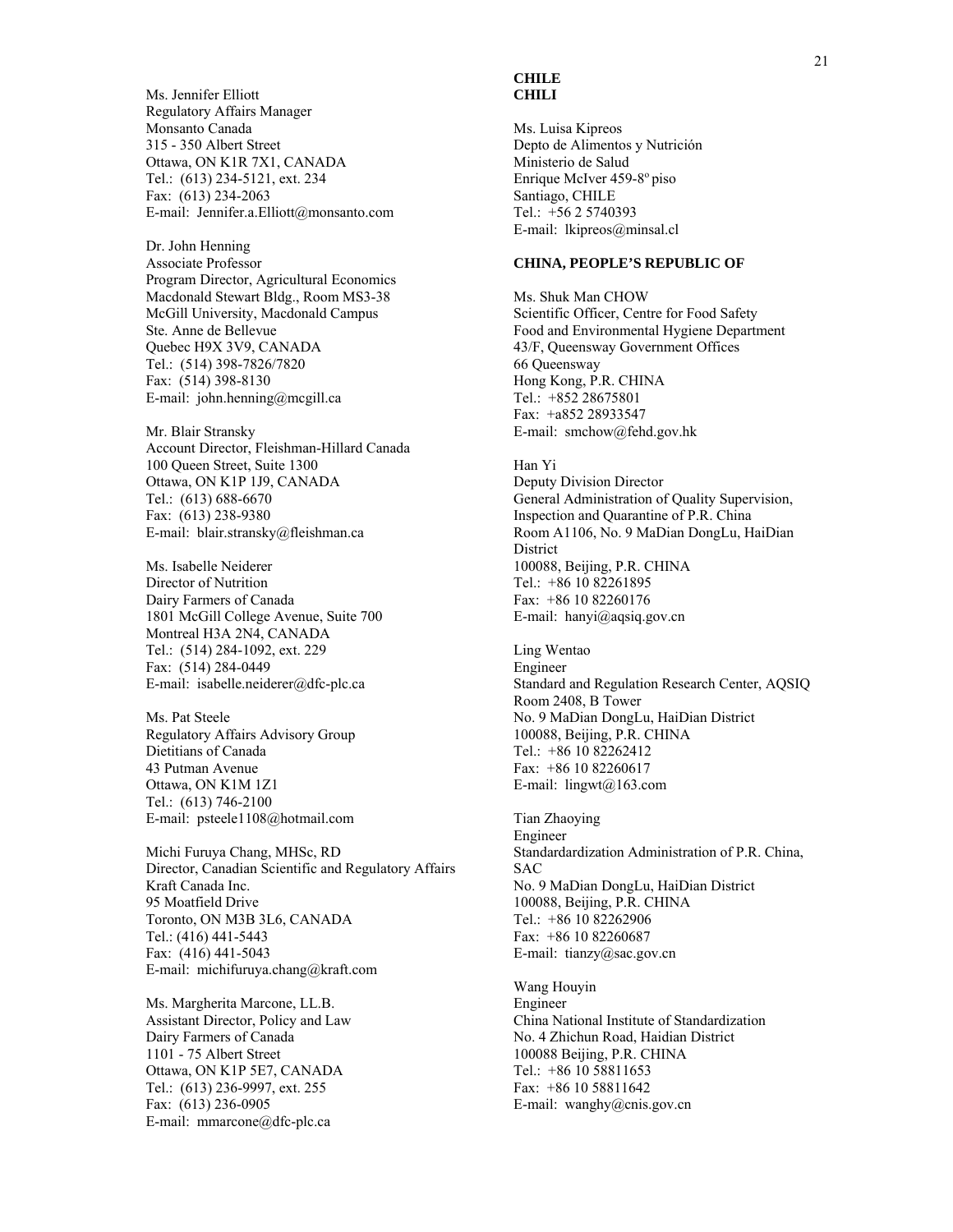Ms. Jennifer Elliott
Regulatory Affairs Manager
Monsanto Canada
315 - 350 Albert Street
Ottawa, ON K1R 7X1, CANADA
Tel.: (613) 234-5121, ext. 234
Fax: (613) 234-2063
E-mail: Jennifer.a.Elliott@monsanto.com

Dr. John Henning
Associate Professor
Program Director, Agricultural Economics
Macdonald Stewart Bldg., Room MS3-38
McGill University, Macdonald Campus
Ste. Anne de Bellevue
Quebec H9X 3V9, CANADA
Tel.: (514) 398-7826/7820
Fax: (514) 398-8130
E-mail: john.henning@mcgill.ca

Mr. Blair Stransky
Account Director, Fleishman-Hillard Canada
100 Queen Street, Suite 1300
Ottawa, ON K1P 1J9, CANADA
Tel.: (613) 688-6670
Fax: (613) 238-9380
E-mail: blair.stransky@fleishman.ca

Ms. Isabelle Neiderer
Director of Nutrition
Dairy Farmers of Canada
1801 McGill College Avenue, Suite 700
Montreal H3A 2N4, CANADA
Tel.: (514) 284-1092, ext. 229
Fax: (514) 284-0449
E-mail: isabelle.neiderer@dfc-plc.ca

Ms. Pat Steele
Regulatory Affairs Advisory Group
Dietitians of Canada
43 Putman Avenue
Ottawa, ON K1M 1Z1
Tel.: (613) 746-2100
E-mail: psteele1108@hotmail.com

Michi Furuya Chang, MHSc, RD
Director, Canadian Scientific and Regulatory Affairs
Kraft Canada Inc.
95 Moatfield Drive
Toronto, ON M3B 3L6, CANADA
Tel.: (416) 441-5443
Fax: (416) 441-5043
E-mail: michifuruya.chang@kraft.com

Ms. Margherita Marcone, LL.B.
Assistant Director, Policy and Law
Dairy Farmers of Canada
1101 - 75 Albert Street
Ottawa, ON K1P 5E7, CANADA
Tel.: (613) 236-9997, ext. 255
Fax: (613) 236-0905
E-mail: mmarcone@dfc-plc.ca

**CHILE**
**CHILI**

Ms. Luisa Kipreos
Depto de Alimentos y Nutrición
Ministerio de Salud
Enrique McIver 459-8º piso
Santiago, CHILE
Tel.: +56 2 5740393
E-mail: lkipreos@minsal.cl

**CHINA, PEOPLE'S REPUBLIC OF**

Ms. Shuk Man CHOW
Scientific Officer, Centre for Food Safety
Food and Environmental Hygiene Department
43/F, Queensway Government Offices
66 Queensway
Hong Kong, P.R. CHINA
Tel.: +852 28675801
Fax: +a852 28933547
E-mail: smchow@fehd.gov.hk

Han Yi
Deputy Division Director
General Administration of Quality Supervision, Inspection and Quarantine of P.R. China
Room A1106, No. 9 MaDian DongLu, HaiDian District
100088, Beijing, P.R. CHINA
Tel.: +86 10 82261895
Fax: +86 10 82260176
E-mail: hanyi@aqsiq.gov.cn

Ling Wentao
Engineer
Standard and Regulation Research Center, AQSIQ
Room 2408, B Tower
No. 9 MaDian DongLu, HaiDian District
100088, Beijing, P.R. CHINA
Tel.: +86 10 82262412
Fax: +86 10 82260617
E-mail: lingwt@163.com

Tian Zhaoying
Engineer
Standardardization Administration of P.R. China, SAC
No. 9 MaDian DongLu, HaiDian District
100088, Beijing, P.R. CHINA
Tel.: +86 10 82262906
Fax: +86 10 82260687
E-mail: tianzy@sac.gov.cn

Wang Houyin
Engineer
China National Institute of Standardization
No. 4 Zhichun Road, Haidian District
100088 Beijing, P.R. CHINA
Tel.: +86 10 58811653
Fax: +86 10 58811642
E-mail: wanghy@cnis.gov.cn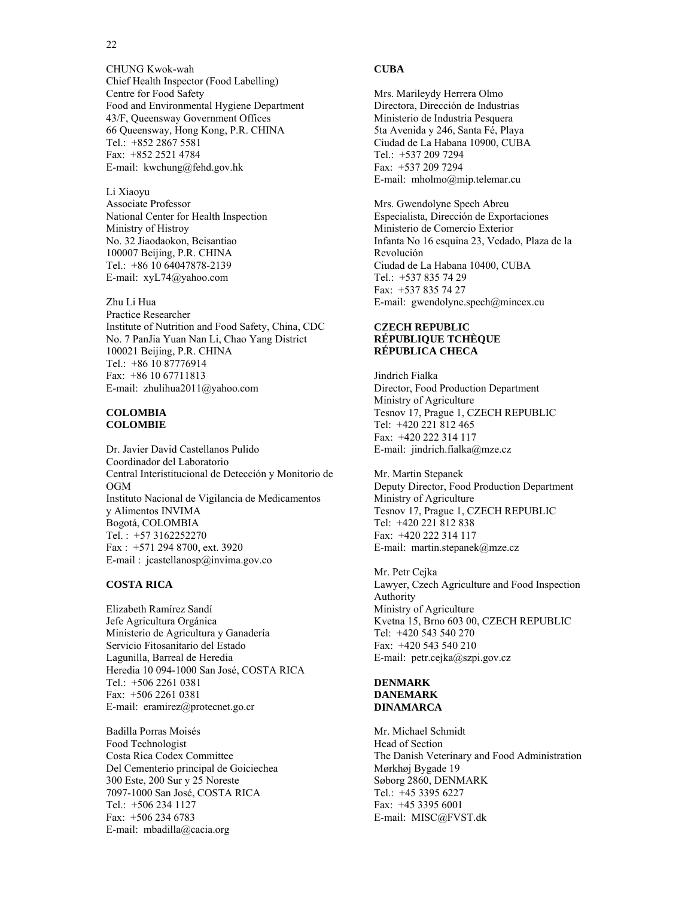CHUNG Kwok-wah
Chief Health Inspector (Food Labelling)
Centre for Food Safety
Food and Environmental Hygiene Department
43/F, Queensway Government Offices
66 Queensway, Hong Kong, P.R. CHINA
Tel.: +852 2867 5581
Fax: +852 2521 4784
E-mail: kwchung@fehd.gov.hk

Li Xiaoyu
Associate Professor
National Center for Health Inspection
Ministry of Histroy
No. 32 Jiaodaokon, Beisantiao
100007 Beijing, P.R. CHINA
Tel.: +86 10 64047878-2139
E-mail: xyL74@yahoo.com

Zhu Li Hua
Practice Researcher
Institute of Nutrition and Food Safety, China, CDC
No. 7 PanJia Yuan Nan Li, Chao Yang District
100021 Beijing, P.R. CHINA
Tel.: +86 10 87776914
Fax: +86 10 67711813
E-mail: zhulihua2011@yahoo.com

**COLOMBIA**
**COLOMBIE**

Dr. Javier David Castellanos Pulido
Coordinador del Laboratorio
Central Interistitucional de Detección y Monitorio de OGM
Instituto Nacional de Vigilancia de Medicamentos y Alimentos INVIMA
Bogotá, COLOMBIA
Tel. : +57 3162252270
Fax : +571 294 8700, ext. 3920
E-mail : jcastellanosp@invima.gov.co

**COSTA RICA**

Elizabeth Ramírez Sandí
Jefe Agricultura Orgánica
Ministerio de Agricultura y Ganadería
Servicio Fitosanitario del Estado
Lagunilla, Barreal de Heredia
Heredia 10 094-1000 San José, COSTA RICA
Tel.: +506 2261 0381
Fax: +506 2261 0381
E-mail: eramirez@protecnet.go.cr

Badilla Porras Moisés
Food Technologist
Costa Rica Codex Committee
Del Cementerio principal de Goiciechea
300 Este, 200 Sur y 25 Noreste
7097-1000 San José, COSTA RICA
Tel.: +506 234 1127
Fax: +506 234 6783
E-mail: mbadilla@cacia.org

**CUBA**

Mrs. Marileydy Herrera Olmo
Directora, Dirección de Industrias
Ministerio de Industria Pesquera
5ta Avenida y 246, Santa Fé, Playa
Ciudad de La Habana 10900, CUBA
Tel.: +537 209 7294
Fax: +537 209 7294
E-mail: mholmo@mip.telemar.cu

Mrs. Gwendolyne Spech Abreu
Especialista, Dirección de Exportaciones
Ministerio de Comercio Exterior
Infanta No 16 esquina 23, Vedado, Plaza de la Revolución
Ciudad de La Habana 10400, CUBA
Tel.: +537 835 74 29
Fax: +537 835 74 27
E-mail: gwendolyne.spech@mincex.cu

**CZECH REPUBLIC**
**RÉPUBLIQUE TCHÈQUE**
**RÉPUBLICA CHECA**

Jindrich Fialka
Director, Food Production Department
Ministry of Agriculture
Tesnov 17, Prague 1, CZECH REPUBLIC
Tel: +420 221 812 465
Fax: +420 222 314 117
E-mail: jindrich.fialka@mze.cz

Mr. Martin Stepanek
Deputy Director, Food Production Department
Ministry of Agriculture
Tesnov 17, Prague 1, CZECH REPUBLIC
Tel: +420 221 812 838
Fax: +420 222 314 117
E-mail: martin.stepanek@mze.cz

Mr. Petr Cejka
Lawyer, Czech Agriculture and Food Inspection Authority
Ministry of Agriculture
Kvetna 15, Brno 603 00, CZECH REPUBLIC
Tel: +420 543 540 270
Fax: +420 543 540 210
E-mail: petr.cejka@szpi.gov.cz

**DENMARK**
**DANEMARK**
**DINAMARCA**

Mr. Michael Schmidt
Head of Section
The Danish Veterinary and Food Administration
Mørkhøj Bygade 19
Søborg 2860, DENMARK
Tel.: +45 3395 6227
Fax: +45 3395 6001
E-mail: MISC@FVST.dk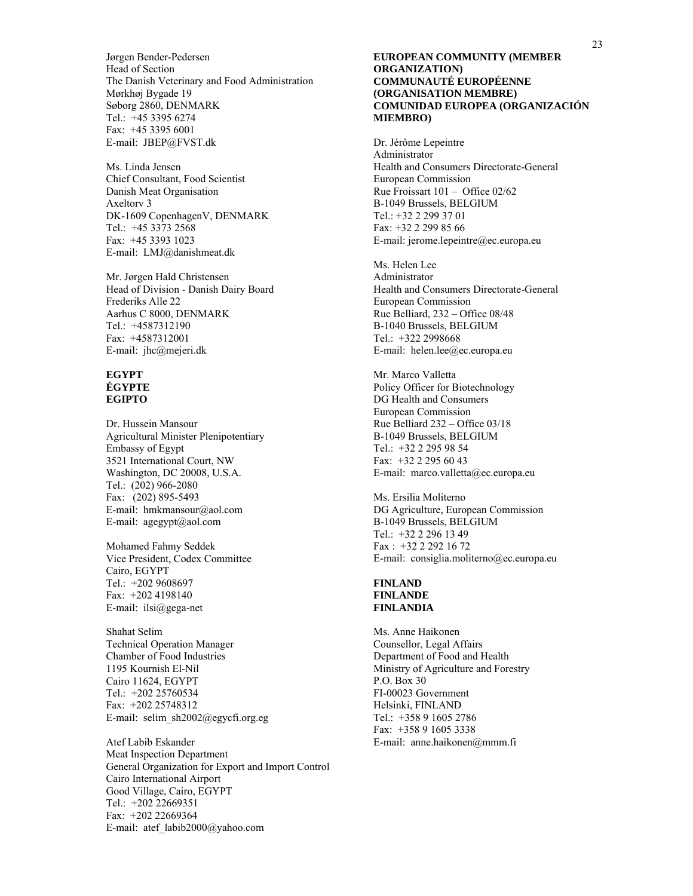Jørgen Bender-Pedersen
Head of Section
The Danish Veterinary and Food Administration
Mørkhøj Bygade 19
Søborg 2860, DENMARK
Tel.: +45 3395 6274
Fax: +45 3395 6001
E-mail: JBEP@FVST.dk

Ms. Linda Jensen
Chief Consultant, Food Scientist
Danish Meat Organisation
Axeltorv 3
DK-1609 CopenhagenV, DENMARK
Tel.: +45 3373 2568
Fax: +45 3393 1023
E-mail: LMJ@danishmeat.dk

Mr. Jørgen Hald Christensen
Head of Division - Danish Dairy Board
Frederiks Alle 22
Aarhus C 8000, DENMARK
Tel.: +4587312190
Fax: +4587312001
E-mail: jhc@mejeri.dk

**EGYPT**
**ÉGYPTE**
**EGIPTO**

Dr. Hussein Mansour
Agricultural Minister Plenipotentiary
Embassy of Egypt
3521 International Court, NW
Washington, DC 20008, U.S.A.
Tel.: (202) 966-2080
Fax: (202) 895-5493
E-mail: hmkmansour@aol.com
E-mail: agegypt@aol.com

Mohamed Fahmy Seddek
Vice President, Codex Committee
Cairo, EGYPT
Tel.: +202 9608697
Fax: +202 4198140
E-mail: ilsi@gega-net

Shahat Selim
Technical Operation Manager
Chamber of Food Industries
1195 Kournish El-Nil
Cairo 11624, EGYPT
Tel.: +202 25760534
Fax: +202 25748312
E-mail: selim_sh2002@egycfi.org.eg

Atef Labib Eskander
Meat Inspection Department
General Organization for Export and Import Control
Cairo International Airport
Good Village, Cairo, EGYPT
Tel.: +202 22669351
Fax: +202 22669364
E-mail: atef_labib2000@yahoo.com

**EUROPEAN COMMUNITY (MEMBER ORGANIZATION)**
**COMMUNAUTÉ EUROPÉENNE (ORGANISATION MEMBRE)**
**COMUNIDAD EUROPEA (ORGANIZACIÓN MIEMBRO)**

Dr. Jérôme Lepeintre
Administrator
Health and Consumers Directorate-General
European Commission
Rue Froissart 101 – Office 02/62
B-1049 Brussels, BELGIUM
Tel.: +32 2 299 37 01
Fax: +32 2 299 85 66
E-mail: jerome.lepeintre@ec.europa.eu

Ms. Helen Lee
Administrator
Health and Consumers Directorate-General
European Commission
Rue Belliard, 232 – Office 08/48
B-1040 Brussels, BELGIUM
Tel.: +322 2998668
E-mail: helen.lee@ec.europa.eu

Mr. Marco Valletta
Policy Officer for Biotechnology
DG Health and Consumers
European Commission
Rue Belliard 232 – Office 03/18
B-1049 Brussels, BELGIUM
Tel.: +32 2 295 98 54
Fax: +32 2 295 60 43
E-mail: marco.valletta@ec.europa.eu

Ms. Ersilia Moliterno
DG Agriculture, European Commission
B-1049 Brussels, BELGIUM
Tel.: +32 2 296 13 49
Fax : +32 2 292 16 72
E-mail: consiglia.moliterno@ec.europa.eu

**FINLAND**
**FINLANDE**
**FINLANDIA**

Ms. Anne Haikonen
Counsellor, Legal Affairs
Department of Food and Health
Ministry of Agriculture and Forestry
P.O. Box 30
FI-00023 Government
Helsinki, FINLAND
Tel.: +358 9 1605 2786
Fax: +358 9 1605 3338
E-mail: anne.haikonen@mmm.fi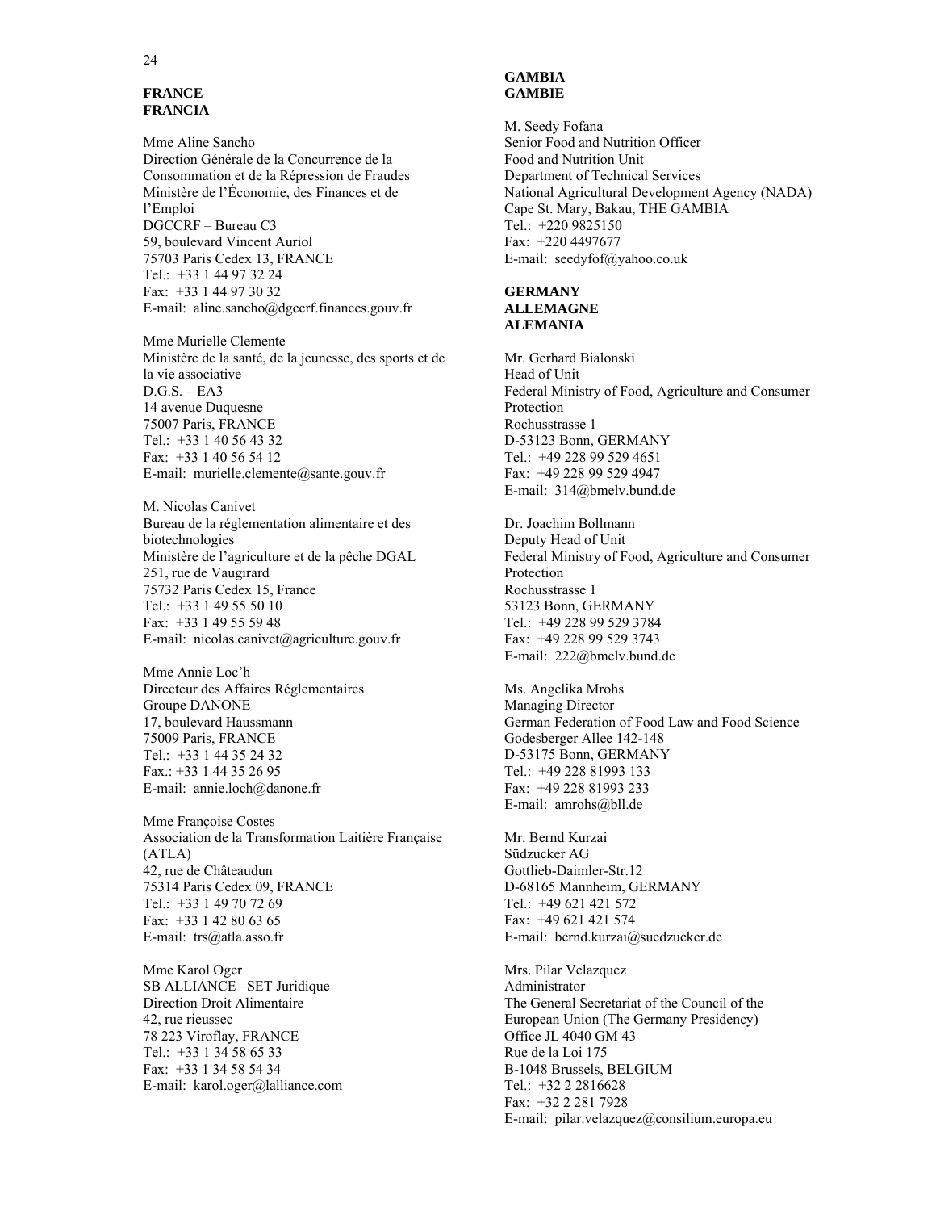**FRANCE**
**FRANCIA**

Mme Aline Sancho
Direction Générale de la Concurrence de la Consommation et de la Répression de Fraudes
Ministère de l'Économie, des Finances et de l'Emploi
DGCCRF – Bureau C3
59, boulevard Vincent Auriol
75703 Paris Cedex 13, FRANCE
Tel.: +33 1 44 97 32 24
Fax: +33 1 44 97 30 32
E-mail: aline.sancho@dgccrf.finances.gouv.fr

Mme Murielle Clemente
Ministère de la santé, de la jeunesse, des sports et de la vie associative
D.G.S. – EA3
14 avenue Duquesne
75007 Paris, FRANCE
Tel.: +33 1 40 56 43 32
Fax: +33 1 40 56 54 12
E-mail: murielle.clemente@sante.gouv.fr

M. Nicolas Canivet
Bureau de la réglementation alimentaire et des biotechnologies
Ministère de l'agriculture et de la pêche DGAL
251, rue de Vaugirard
75732 Paris Cedex 15, France
Tel.: +33 1 49 55 50 10
Fax: +33 1 49 55 59 48
E-mail: nicolas.canivet@agriculture.gouv.fr

Mme Annie Loc'h
Directeur des Affaires Réglementaires
Groupe DANONE
17, boulevard Haussmann
75009 Paris, FRANCE
Tel.: +33 1 44 35 24 32
Fax.: +33 1 44 35 26 95
E-mail: annie.loch@danone.fr

Mme Françoise Costes
Association de la Transformation Laitière Française (ATLA)
42, rue de Châteaudun
75314 Paris Cedex 09, FRANCE
Tel.: +33 1 49 70 72 69
Fax: +33 1 42 80 63 65
E-mail: trs@atla.asso.fr

Mme Karol Oger
SB ALLIANCE –SET Juridique
Direction Droit Alimentaire
42, rue rieussec
78 223 Viroflay, FRANCE
Tel.: +33 1 34 58 65 33
Fax: +33 1 34 58 54 34
E-mail: karol.oger@lalliance.com

**GAMBIA**
**GAMBIE**

M. Seedy Fofana
Senior Food and Nutrition Officer
Food and Nutrition Unit
Department of Technical Services
National Agricultural Development Agency (NADA)
Cape St. Mary, Bakau, THE GAMBIA
Tel.: +220 9825150
Fax: +220 4497677
E-mail: seedyfof@yahoo.co.uk

**GERMANY**
**ALLEMAGNE**
**ALEMANIA**

Mr. Gerhard Bialonski
Head of Unit
Federal Ministry of Food, Agriculture and Consumer Protection
Rochusstrasse 1
D-53123 Bonn, GERMANY
Tel.: +49 228 99 529 4651
Fax: +49 228 99 529 4947
E-mail: 314@bmelv.bund.de

Dr. Joachim Bollmann
Deputy Head of Unit
Federal Ministry of Food, Agriculture and Consumer Protection
Rochusstrasse 1
53123 Bonn, GERMANY
Tel.: +49 228 99 529 3784
Fax: +49 228 99 529 3743
E-mail: 222@bmelv.bund.de

Ms. Angelika Mrohs
Managing Director
German Federation of Food Law and Food Science
Godesberger Allee 142-148
D-53175 Bonn, GERMANY
Tel.: +49 228 81993 133
Fax: +49 228 81993 233
E-mail: amrohs@bll.de

Mr. Bernd Kurzai
Südzucker AG
Gottlieb-Daimler-Str.12
D-68165 Mannheim, GERMANY
Tel.: +49 621 421 572
Fax: +49 621 421 574
E-mail: bernd.kurzai@suedzucker.de

Mrs. Pilar Velazquez
Administrator
The General Secretariat of the Council of the European Union (The Germany Presidency)
Office JL 4040 GM 43
Rue de la Loi 175
B-1048 Brussels, BELGIUM
Tel.: +32 2 2816628
Fax: +32 2 281 7928
E-mail: pilar.velazquez@consilium.europa.eu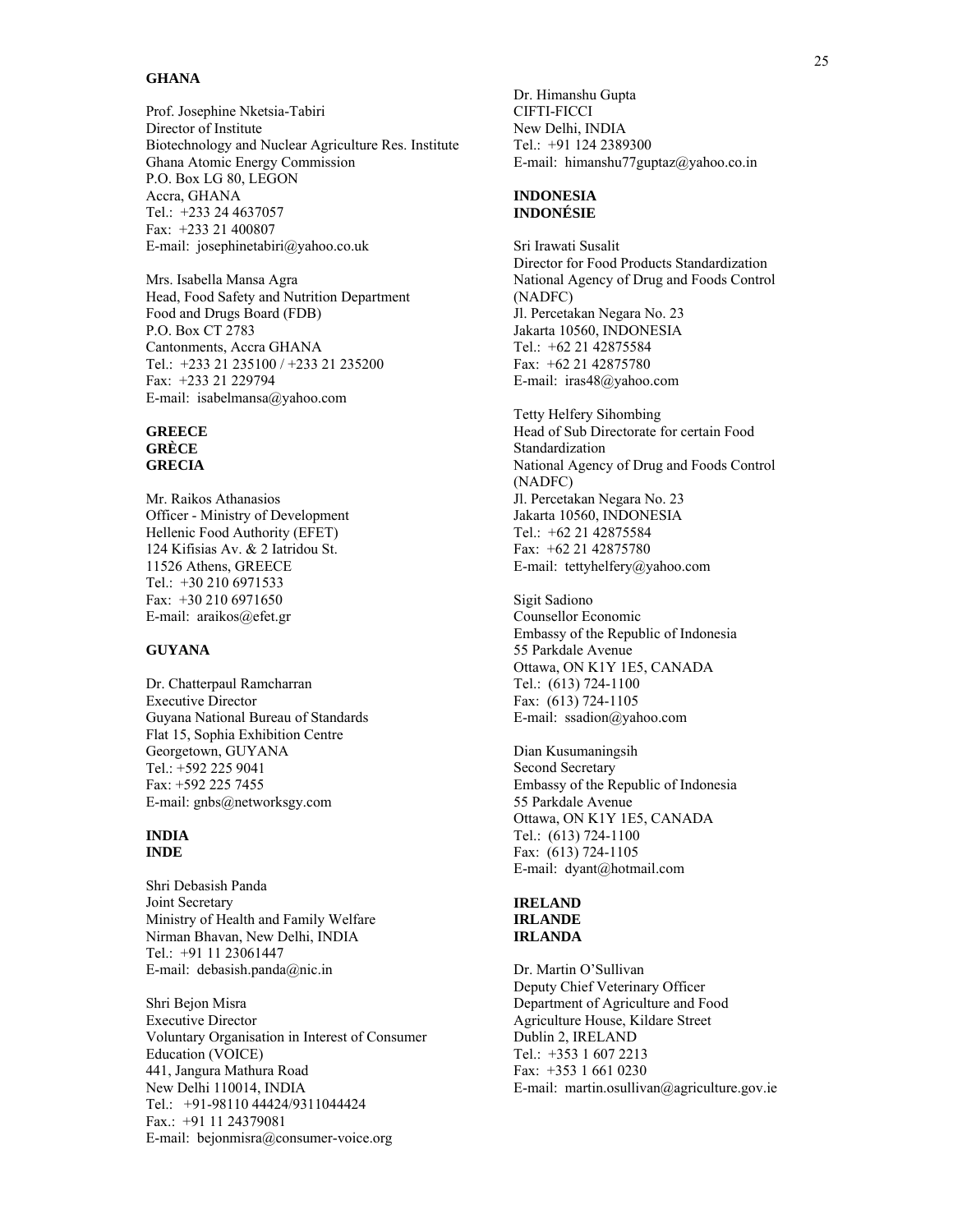**GHANA**

Prof. Josephine Nketsia-Tabiri
Director of Institute
Biotechnology and Nuclear Agriculture Res. Institute
Ghana Atomic Energy Commission
P.O. Box LG 80, LEGON
Accra, GHANA
Tel.: +233 24 4637057
Fax: +233 21 400807
E-mail: josephinetabiri@yahoo.co.uk

Mrs. Isabella Mansa Agra
Head, Food Safety and Nutrition Department
Food and Drugs Board (FDB)
P.O. Box CT 2783
Cantonments, Accra GHANA
Tel.: +233 21 235100 / +233 21 235200
Fax: +233 21 229794
E-mail: isabelmansa@yahoo.com

**GREECE**
**GRÈCE**
**GRECIA**

Mr. Raikos Athanasios
Officer - Ministry of Development
Hellenic Food Authority (EFET)
124 Kifisias Av. & 2 Iatridou St.
11526 Athens, GREECE
Tel.: +30 210 6971533
Fax: +30 210 6971650
E-mail: araikos@efet.gr

**GUYANA**

Dr. Chatterpaul Ramcharran
Executive Director
Guyana National Bureau of Standards
Flat 15, Sophia Exhibition Centre
Georgetown, GUYANA
Tel.: +592 225 9041
Fax: +592 225 7455
E-mail: gnbs@networksgy.com

**INDIA**
**INDE**

Shri Debasish Panda
Joint Secretary
Ministry of Health and Family Welfare
Nirman Bhavan, New Delhi, INDIA
Tel.: +91 11 23061447
E-mail: debasish.panda@nic.in

Shri Bejon Misra
Executive Director
Voluntary Organisation in Interest of Consumer Education (VOICE)
441, Jangura Mathura Road
New Delhi 110014, INDIA
Tel.: +91-98110 44424/9311044424
Fax.: +91 11 24379081
E-mail: bejonmisra@consumer-voice.org

Dr. Himanshu Gupta
CIFTI-FICCI
New Delhi, INDIA
Tel.: +91 124 2389300
E-mail: himanshu77guptaz@yahoo.co.in

**INDONESIA**
**INDONÉSIE**

Sri Irawati Susalit
Director for Food Products Standardization
National Agency of Drug and Foods Control (NADFC)
Jl. Percetakan Negara No. 23
Jakarta 10560, INDONESIA
Tel.: +62 21 42875584
Fax: +62 21 42875780
E-mail: iras48@yahoo.com

Tetty Helfery Sihombing
Head of Sub Directorate for certain Food Standardization
National Agency of Drug and Foods Control (NADFC)
Jl. Percetakan Negara No. 23
Jakarta 10560, INDONESIA
Tel.: +62 21 42875584
Fax: +62 21 42875780
E-mail: tettyhelfery@yahoo.com

Sigit Sadiono
Counsellor Economic
Embassy of the Republic of Indonesia
55 Parkdale Avenue
Ottawa, ON K1Y 1E5, CANADA
Tel.: (613) 724-1100
Fax: (613) 724-1105
E-mail: ssadion@yahoo.com

Dian Kusumaningsih
Second Secretary
Embassy of the Republic of Indonesia
55 Parkdale Avenue
Ottawa, ON K1Y 1E5, CANADA
Tel.: (613) 724-1100
Fax: (613) 724-1105
E-mail: dyant@hotmail.com

**IRELAND**
**IRLANDE**
**IRLANDA**

Dr. Martin O'Sullivan
Deputy Chief Veterinary Officer
Department of Agriculture and Food
Agriculture House, Kildare Street
Dublin 2, IRELAND
Tel.: +353 1 607 2213
Fax: +353 1 661 0230
E-mail: martin.osullivan@agriculture.gov.ie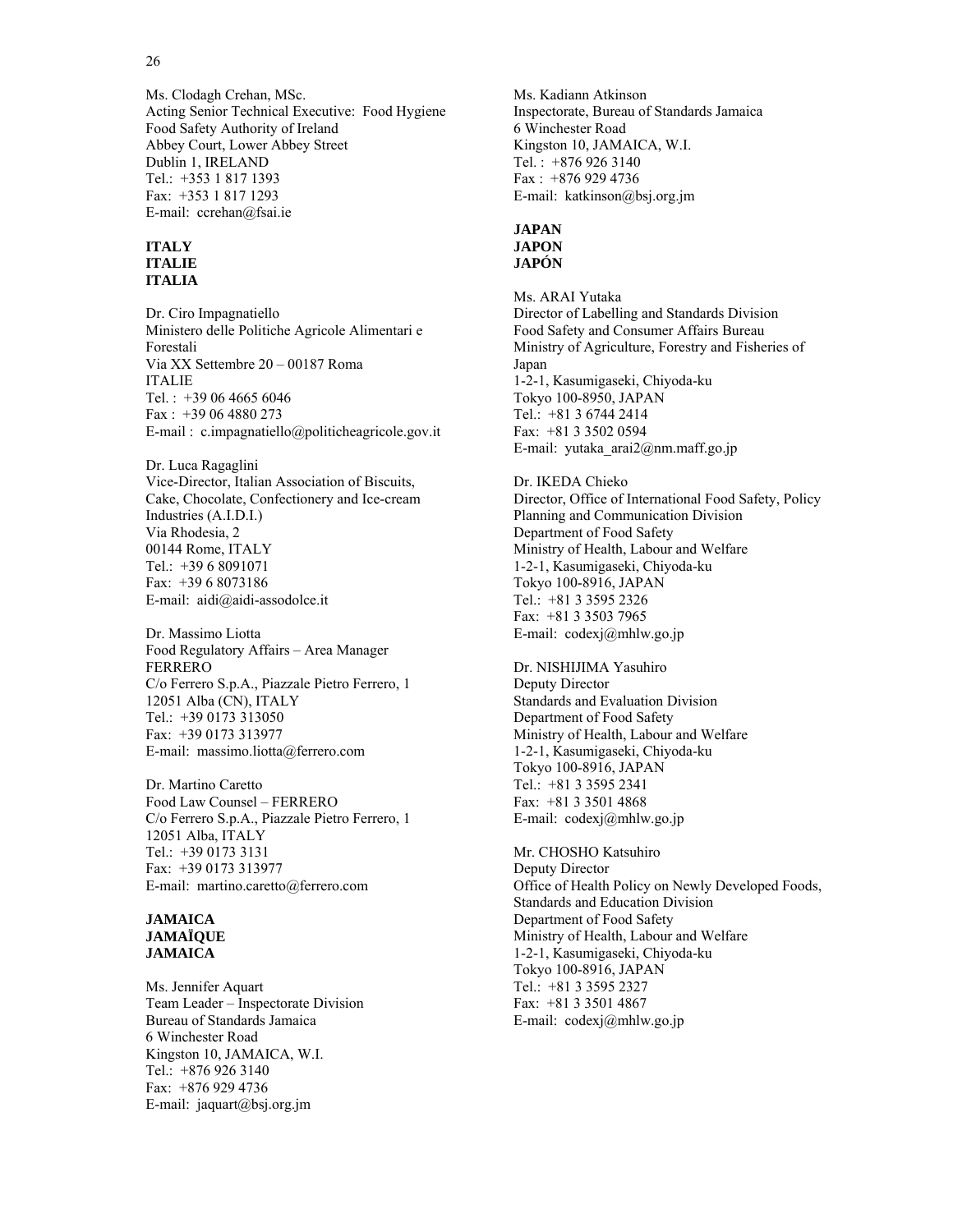Ms. Clodagh Crehan, MSc.
Acting Senior Technical Executive: Food Hygiene
Food Safety Authority of Ireland
Abbey Court, Lower Abbey Street
Dublin 1, IRELAND
Tel.: +353 1 817 1393
Fax: +353 1 817 1293
E-mail: ccrehan@fsai.ie

**ITALY**
**ITALIE**
**ITALIA**

Dr. Ciro Impagnatiello
Ministero delle Politiche Agricole Alimentari e Forestali
Via XX Settembre 20 – 00187 Roma
ITALIE
Tel. : +39 06 4665 6046
Fax : +39 06 4880 273
E-mail : c.impagnatiello@politicheagricole.gov.it

Dr. Luca Ragaglini
Vice-Director, Italian Association of Biscuits, Cake, Chocolate, Confectionery and Ice-cream Industries (A.I.D.I.)
Via Rhodesia, 2
00144 Rome, ITALY
Tel.: +39 6 8091071
Fax: +39 6 8073186
E-mail: aidi@aidi-assodolce.it

Dr. Massimo Liotta
Food Regulatory Affairs – Area Manager
FERRERO
C/o Ferrero S.p.A., Piazzale Pietro Ferrero, 1
12051 Alba (CN), ITALY
Tel.: +39 0173 313050
Fax: +39 0173 313977
E-mail: massimo.liotta@ferrero.com

Dr. Martino Caretto
Food Law Counsel – FERRERO
C/o Ferrero S.p.A., Piazzale Pietro Ferrero, 1
12051 Alba, ITALY
Tel.: +39 0173 3131
Fax: +39 0173 313977
E-mail: martino.caretto@ferrero.com

**JAMAICA**
**JAMAÏQUE**
**JAMAICA**

Ms. Jennifer Aquart
Team Leader – Inspectorate Division
Bureau of Standards Jamaica
6 Winchester Road
Kingston 10, JAMAICA, W.I.
Tel.: +876 926 3140
Fax: +876 929 4736
E-mail: jaquart@bsj.org.jm

Ms. Kadiann Atkinson
Inspectorate, Bureau of Standards Jamaica
6 Winchester Road
Kingston 10, JAMAICA, W.I.
Tel. : +876 926 3140
Fax : +876 929 4736
E-mail: katkinson@bsj.org.jm

**JAPAN**
**JAPON**
**JAPÓN**

Ms. ARAI Yutaka
Director of Labelling and Standards Division
Food Safety and Consumer Affairs Bureau
Ministry of Agriculture, Forestry and Fisheries of Japan
1-2-1, Kasumigaseki, Chiyoda-ku
Tokyo 100-8950, JAPAN
Tel.: +81 3 6744 2414
Fax: +81 3 3502 0594
E-mail: yutaka_arai2@nm.maff.go.jp

Dr. IKEDA Chieko
Director, Office of International Food Safety, Policy Planning and Communication Division
Department of Food Safety
Ministry of Health, Labour and Welfare
1-2-1, Kasumigaseki, Chiyoda-ku
Tokyo 100-8916, JAPAN
Tel.: +81 3 3595 2326
Fax: +81 3 3503 7965
E-mail: codexj@mhlw.go.jp

Dr. NISHIJIMA Yasuhiro
Deputy Director
Standards and Evaluation Division
Department of Food Safety
Ministry of Health, Labour and Welfare
1-2-1, Kasumigaseki, Chiyoda-ku
Tokyo 100-8916, JAPAN
Tel.: +81 3 3595 2341
Fax: +81 3 3501 4868
E-mail: codexj@mhlw.go.jp

Mr. CHOSHO Katsuhiro
Deputy Director
Office of Health Policy on Newly Developed Foods, Standards and Education Division
Department of Food Safety
Ministry of Health, Labour and Welfare
1-2-1, Kasumigaseki, Chiyoda-ku
Tokyo 100-8916, JAPAN
Tel.: +81 3 3595 2327
Fax: +81 3 3501 4867
E-mail: codexj@mhlw.go.jp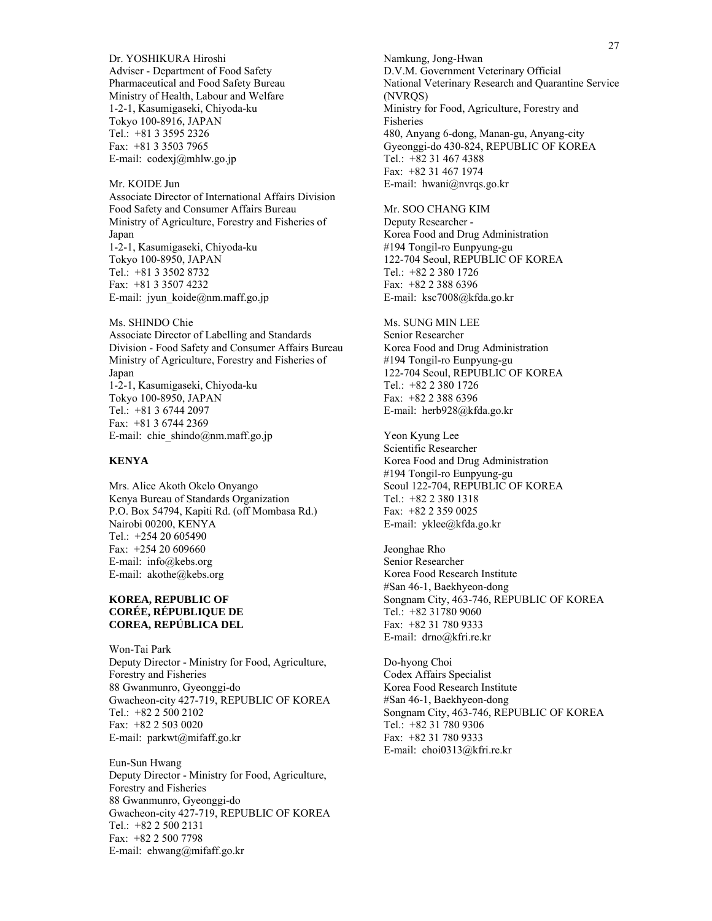Dr. YOSHIKURA Hiroshi
Adviser - Department of Food Safety
Pharmaceutical and Food Safety Bureau
Ministry of Health, Labour and Welfare
1-2-1, Kasumigaseki, Chiyoda-ku
Tokyo 100-8916, JAPAN
Tel.: +81 3 3595 2326
Fax: +81 3 3503 7965
E-mail: codexj@mhlw.go.jp

Mr. KOIDE Jun
Associate Director of International Affairs Division
Food Safety and Consumer Affairs Bureau
Ministry of Agriculture, Forestry and Fisheries of Japan
1-2-1, Kasumigaseki, Chiyoda-ku
Tokyo 100-8950, JAPAN
Tel.: +81 3 3502 8732
Fax: +81 3 3507 4232
E-mail: jyun_koide@nm.maff.go.jp

Ms. SHINDO Chie
Associate Director of Labelling and Standards Division - Food Safety and Consumer Affairs Bureau
Ministry of Agriculture, Forestry and Fisheries of Japan
1-2-1, Kasumigaseki, Chiyoda-ku
Tokyo 100-8950, JAPAN
Tel.: +81 3 6744 2097
Fax: +81 3 6744 2369
E-mail: chie_shindo@nm.maff.go.jp

**KENYA**

Mrs. Alice Akoth Okelo Onyango
Kenya Bureau of Standards Organization
P.O. Box 54794, Kapiti Rd. (off Mombasa Rd.)
Nairobi 00200, KENYA
Tel.: +254 20 605490
Fax: +254 20 609660
E-mail: info@kebs.org
E-mail: akothe@kebs.org

**KOREA, REPUBLIC OF**
**CORÉE, RÉPUBLIQUE DE**
**COREA, REPÚBLICA DEL**

Won-Tai Park
Deputy Director - Ministry for Food, Agriculture, Forestry and Fisheries
88 Gwanmunro, Gyeonggi-do
Gwacheon-city 427-719, REPUBLIC OF KOREA
Tel.: +82 2 500 2102
Fax: +82 2 503 0020
E-mail: parkwt@mifaff.go.kr

Eun-Sun Hwang
Deputy Director - Ministry for Food, Agriculture, Forestry and Fisheries
88 Gwanmunro, Gyeonggi-do
Gwacheon-city 427-719, REPUBLIC OF KOREA
Tel.: +82 2 500 2131
Fax: +82 2 500 7798
E-mail: ehwang@mifaff.go.kr

Namkung, Jong-Hwan
D.V.M. Government Veterinary Official
National Veterinary Research and Quarantine Service (NVRQS)
Ministry for Food, Agriculture, Forestry and Fisheries
480, Anyang 6-dong, Manan-gu, Anyang-city
Gyeonggi-do 430-824, REPUBLIC OF KOREA
Tel.: +82 31 467 4388
Fax: +82 31 467 1974
E-mail: hwani@nvrqs.go.kr

Mr. SOO CHANG KIM
Deputy Researcher -
Korea Food and Drug Administration
#194 Tongil-ro Eunpyung-gu
122-704 Seoul, REPUBLIC OF KOREA
Tel.: +82 2 380 1726
Fax: +82 2 388 6396
E-mail: ksc7008@kfda.go.kr

Ms. SUNG MIN LEE
Senior Researcher
Korea Food and Drug Administration
#194 Tongil-ro Eunpyung-gu
122-704 Seoul, REPUBLIC OF KOREA
Tel.: +82 2 380 1726
Fax: +82 2 388 6396
E-mail: herb928@kfda.go.kr

Yeon Kyung Lee
Scientific Researcher
Korea Food and Drug Administration
#194 Tongil-ro Eunpyung-gu
Seoul 122-704, REPUBLIC OF KOREA
Tel.: +82 2 380 1318
Fax: +82 2 359 0025
E-mail: yklee@kfda.go.kr

Jeonghae Rho
Senior Researcher
Korea Food Research Institute
#San 46-1, Baekhyeon-dong
Songnam City, 463-746, REPUBLIC OF KOREA
Tel.: +82 31780 9060
Fax: +82 31 780 9333
E-mail: drno@kfri.re.kr

Do-hyong Choi
Codex Affairs Specialist
Korea Food Research Institute
#San 46-1, Baekhyeon-dong
Songnam City, 463-746, REPUBLIC OF KOREA
Tel.: +82 31 780 9306
Fax: +82 31 780 9333
E-mail: choi0313@kfri.re.kr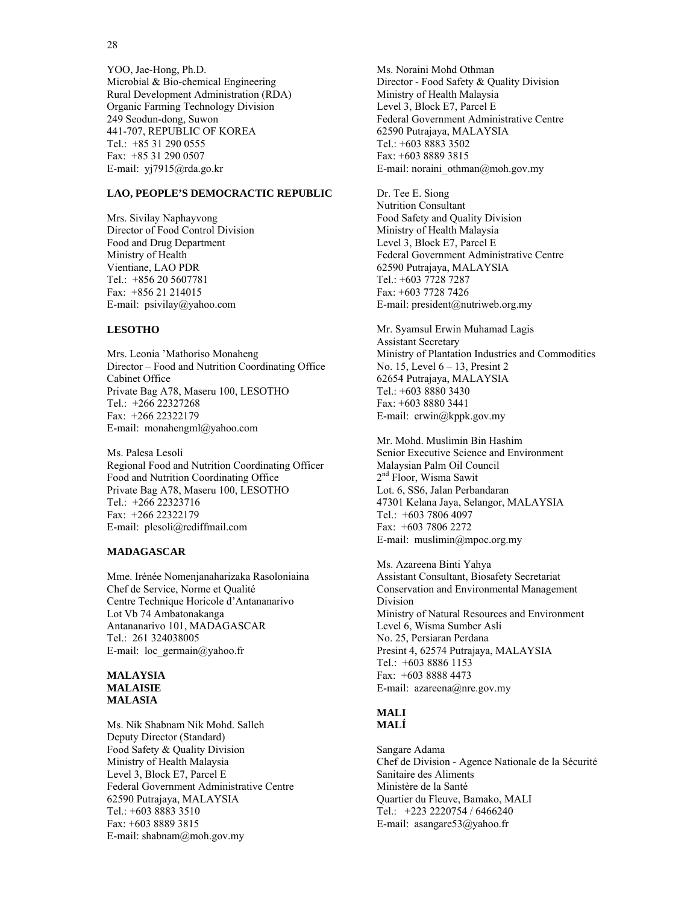YOO, Jae-Hong, Ph.D.
Microbial & Bio-chemical Engineering
Rural Development Administration (RDA)
Organic Farming Technology Division
249 Seodun-dong, Suwon
441-707, REPUBLIC OF KOREA
Tel.: +85 31 290 0555
Fax: +85 31 290 0507
E-mail: yj7915@rda.go.kr

**LAO, PEOPLE'S DEMOCRACTIC REPUBLIC**

Mrs. Sivilay Naphayvong
Director of Food Control Division
Food and Drug Department
Ministry of Health
Vientiane, LAO PDR
Tel.: +856 20 5607781
Fax: +856 21 214015
E-mail: psivilay@yahoo.com

**LESOTHO**

Mrs. Leonia 'Mathoriso Monaheng
Director – Food and Nutrition Coordinating Office
Cabinet Office
Private Bag A78, Maseru 100, LESOTHO
Tel.: +266 22327268
Fax: +266 22322179
E-mail: monahengml@yahoo.com

Ms. Palesa Lesoli
Regional Food and Nutrition Coordinating Officer
Food and Nutrition Coordinating Office
Private Bag A78, Maseru 100, LESOTHO
Tel.: +266 22323716
Fax: +266 22322179
E-mail: plesoli@rediffmail.com

**MADAGASCAR**

Mme. Irénée Nomenjanaharizaka Rasoloniaina
Chef de Service, Norme et Qualité
Centre Technique Horicole d'Antananarivo
Lot Vb 74 Ambatonakanga
Antananarivo 101, MADAGASCAR
Tel.: 261 324038005
E-mail: loc_germain@yahoo.fr

**MALAYSIA**
**MALAISIE**
**MALASIA**

Ms. Nik Shabnam Nik Mohd. Salleh
Deputy Director (Standard)
Food Safety & Quality Division
Ministry of Health Malaysia
Level 3, Block E7, Parcel E
Federal Government Administrative Centre
62590 Putrajaya, MALAYSIA
Tel.: +603 8883 3510
Fax: +603 8889 3815
E-mail: shabnam@moh.gov.my

Ms. Noraini Mohd Othman
Director - Food Safety & Quality Division
Ministry of Health Malaysia
Level 3, Block E7, Parcel E
Federal Government Administrative Centre
62590 Putrajaya, MALAYSIA
Tel.: +603 8883 3502
Fax: +603 8889 3815
E-mail: noraini_othman@moh.gov.my

Dr. Tee E. Siong
Nutrition Consultant
Food Safety and Quality Division
Ministry of Health Malaysia
Level 3, Block E7, Parcel E
Federal Government Administrative Centre
62590 Putrajaya, MALAYSIA
Tel.: +603 7728 7287
Fax: +603 7728 7426
E-mail: president@nutriweb.org.my

Mr. Syamsul Erwin Muhamad Lagis
Assistant Secretary
Ministry of Plantation Industries and Commodities
No. 15, Level 6 – 13, Presint 2
62654 Putrajaya, MALAYSIA
Tel.: +603 8880 3430
Fax: +603 8880 3441
E-mail: erwin@kppk.gov.my

Mr. Mohd. Muslimin Bin Hashim
Senior Executive Science and Environment
Malaysian Palm Oil Council
2nd Floor, Wisma Sawit
Lot. 6, SS6, Jalan Perbandaran
47301 Kelana Jaya, Selangor, MALAYSIA
Tel.: +603 7806 4097
Fax: +603 7806 2272
E-mail: muslimin@mpoc.org.my

Ms. Azareena Binti Yahya
Assistant Consultant, Biosafety Secretariat
Conservation and Environmental Management Division
Ministry of Natural Resources and Environment
Level 6, Wisma Sumber Asli
No. 25, Persiaran Perdana
Presint 4, 62574 Putrajaya, MALAYSIA
Tel.: +603 8886 1153
Fax: +603 8888 4473
E-mail: azareena@nre.gov.my

**MALI**
**MALÍ**

Sangare Adama
Chef de Division - Agence Nationale de la Sécurité Sanitaire des Aliments
Ministère de la Santé
Quartier du Fleuve, Bamako, MALI
Tel.: +223 2220754 / 6466240
E-mail: asangare53@yahoo.fr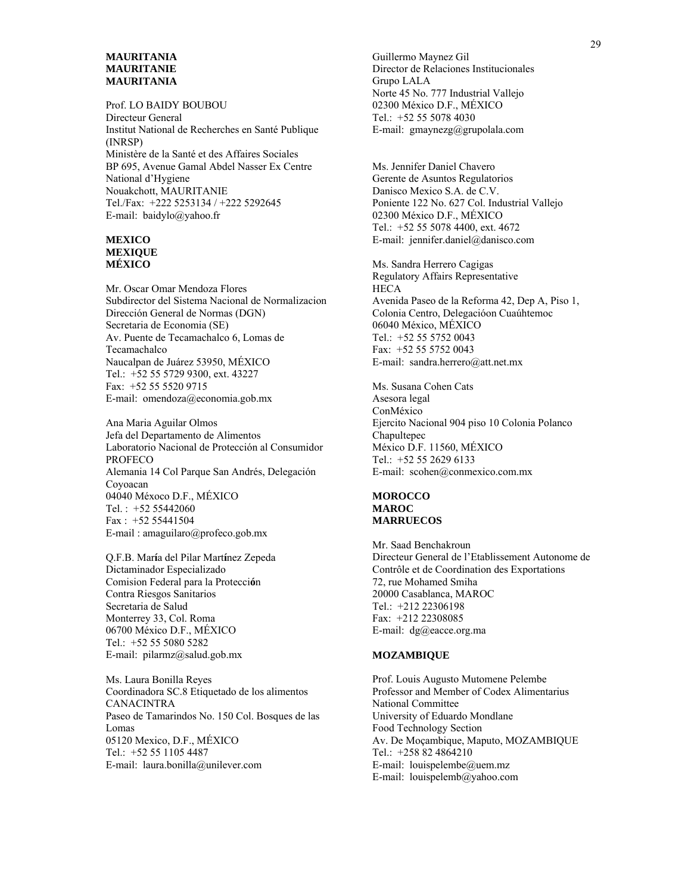**MAURITANIA**
**MAURITANIE**
**MAURITANIA**

Prof. LO BAIDY BOUBOU
Directeur General
Institut National de Recherches en Santé Publique (INRSP)
Ministère de la Santé et des Affaires Sociales
BP 695, Avenue Gamal Abdel Nasser Ex Centre National d'Hygiene
Nouakchott, MAURITANIE
Tel./Fax: +222 5253134 / +222 5292645
E-mail: baidylo@yahoo.fr

**MEXICO**
**MEXIQUE**
**MÉXICO**

Mr. Oscar Omar Mendoza Flores
Subdirector del Sistema Nacional de Normalizacion
Dirección General de Normas (DGN)
Secretaria de Economia (SE)
Av. Puente de Tecamachalco 6, Lomas de Tecamachalco
Naucalpan de Juárez 53950, MÉXICO
Tel.: +52 55 5729 9300, ext. 43227
Fax: +52 55 5520 9715
E-mail: omendoza@economia.gob.mx

Ana Maria Aguilar Olmos
Jefa del Departamento de Alimentos
Laboratorio Nacional de Protección al Consumidor
PROFECO
Alemania 14 Col Parque San Andrés, Delegación Coyoacan
04040 Méxoco D.F., MÉXICO
Tel. : +52 55442060
Fax : +52 55441504
E-mail : amaguilaro@profeco.gob.mx

Q.F.B. María del Pilar Martínez Zepeda
Dictaminador Especializado
Comision Federal para la Protección Contra Riesgos Sanitarios
Secretaria de Salud
Monterrey 33, Col. Roma
06700 México D.F., MÉXICO
Tel.: +52 55 5080 5282
E-mail: pilarmz@salud.gob.mx

Ms. Laura Bonilla Reyes
Coordinadora SC.8 Etiquetado de los alimentos
CANACINTRA
Paseo de Tamarindos No. 150 Col. Bosques de las Lomas
05120 Mexico, D.F., MÉXICO
Tel.: +52 55 1105 4487
E-mail: laura.bonilla@unilever.com

Guillermo Maynez Gil
Director de Relaciones Institucionales
Grupo LALA
Norte 45 No. 777 Industrial Vallejo
02300 México D.F., MÉXICO
Tel.: +52 55 5078 4030
E-mail: gmaynezg@grupolala.com

Ms. Jennifer Daniel Chavero
Gerente de Asuntos Regulatorios
Danisco Mexico S.A. de C.V.
Poniente 122 No. 627 Col. Industrial Vallejo
02300 México D.F., MÉXICO
Tel.: +52 55 5078 4400, ext. 4672
E-mail: jennifer.daniel@danisco.com

Ms. Sandra Herrero Cagigas
Regulatory Affairs Representative
HECA
Avenida Paseo de la Reforma 42, Dep A, Piso 1, Colonia Centro, Delegacióon Cuaúhtemoc
06040 México, MÉXICO
Tel.: +52 55 5752 0043
Fax: +52 55 5752 0043
E-mail: sandra.herrero@att.net.mx

Ms. Susana Cohen Cats
Asesora legal
ConMéxico
Ejercito Nacional 904 piso 10 Colonia Polanco Chapultepec
México D.F. 11560, MÉXICO
Tel.: +52 55 2629 6133
E-mail: scohen@conmexico.com.mx

**MOROCCO**
**MAROC**
**MARRUECOS**

Mr. Saad Benchakroun
Directeur General de l'Etablissement Autonome de Contrôle et de Coordination des Exportations
72, rue Mohamed Smiha
20000 Casablanca, MAROC
Tel.: +212 22306198
Fax: +212 22308085
E-mail: dg@eacce.org.ma

**MOZAMBIQUE**

Prof. Louis Augusto Mutomene Pelembe
Professor and Member of Codex Alimentarius National Committee
University of Eduardo Mondlane
Food Technology Section
Av. De Moçambique, Maputo, MOZAMBIQUE
Tel.: +258 82 4864210
E-mail: louispelembe@uem.mz
E-mail: louispelemb@yahoo.com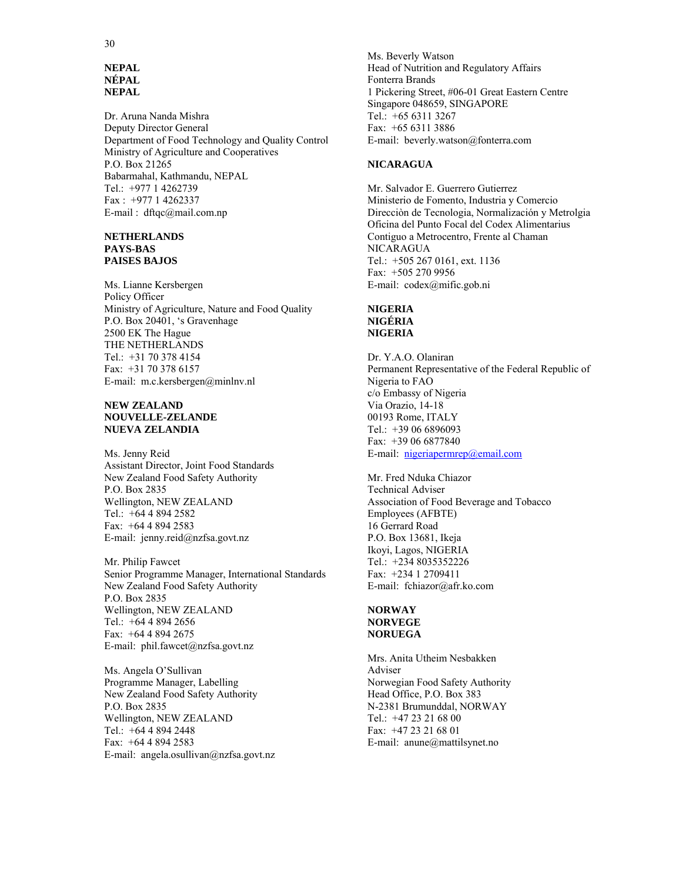**NEPAL**
**NÉPAL**
**NEPAL**

Dr. Aruna Nanda Mishra
Deputy Director General
Department of Food Technology and Quality Control
Ministry of Agriculture and Cooperatives
P.O. Box 21265
Babarmahal, Kathmandu, NEPAL
Tel.: +977 1 4262739
Fax : +977 1 4262337
E-mail : dftqc@mail.com.np

**NETHERLANDS**
**PAYS-BAS**
**PAISES BAJOS**

Ms. Lianne Kersbergen
Policy Officer
Ministry of Agriculture, Nature and Food Quality
P.O. Box 20401, 's Gravenhage
2500 EK The Hague
THE NETHERLANDS
Tel.: +31 70 378 4154
Fax: +31 70 378 6157
E-mail: m.c.kersbergen@minlnv.nl

**NEW ZEALAND**
**NOUVELLE-ZELANDE**
**NUEVA ZELANDIA**

Ms. Jenny Reid
Assistant Director, Joint Food Standards
New Zealand Food Safety Authority
P.O. Box 2835
Wellington, NEW ZEALAND
Tel.: +64 4 894 2582
Fax: +64 4 894 2583
E-mail: jenny.reid@nzfsa.govt.nz

Mr. Philip Fawcet
Senior Programme Manager, International Standards
New Zealand Food Safety Authority
P.O. Box 2835
Wellington, NEW ZEALAND
Tel.: +64 4 894 2656
Fax: +64 4 894 2675
E-mail: phil.fawcet@nzfsa.govt.nz

Ms. Angela O'Sullivan
Programme Manager, Labelling
New Zealand Food Safety Authority
P.O. Box 2835
Wellington, NEW ZEALAND
Tel.: +64 4 894 2448
Fax: +64 4 894 2583
E-mail: angela.osullivan@nzfsa.govt.nz

Ms. Beverly Watson
Head of Nutrition and Regulatory Affairs
Fonterra Brands
1 Pickering Street, #06-01 Great Eastern Centre
Singapore 048659, SINGAPORE
Tel.: +65 6311 3267
Fax: +65 6311 3886
E-mail: beverly.watson@fonterra.com

**NICARAGUA**

Mr. Salvador E. Guerrero Gutierrez
Ministerio de Fomento, Industria y Comercio
Dirección de Tecnologia, Normalización y Metrolgia
Oficina del Punto Focal del Codex Alimentarius
Contiguo a Metrocentro, Frente al Chaman
NICARAGUA
Tel.: +505 267 0161, ext. 1136
Fax: +505 270 9956
E-mail: codex@mific.gob.ni

**NIGERIA**
**NIGÉRIA**
**NIGERIA**

Dr. Y.A.O. Olaniran
Permanent Representative of the Federal Republic of Nigeria to FAO
c/o Embassy of Nigeria
Via Orazio, 14-18
00193 Rome, ITALY
Tel.: +39 06 6896093
Fax: +39 06 6877840
E-mail: nigeriapermrep@email.com

Mr. Fred Nduka Chiazor
Technical Adviser
Association of Food Beverage and Tobacco Employees (AFBTE)
16 Gerrard Road
P.O. Box 13681, Ikeja
Ikoyi, Lagos, NIGERIA
Tel.: +234 8035352226
Fax: +234 1 2709411
E-mail: fchiazor@afr.ko.com

**NORWAY**
**NORVEGE**
**NORUEGA**

Mrs. Anita Utheim Nesbakken
Adviser
Norwegian Food Safety Authority
Head Office, P.O. Box 383
N-2381 Brumunddal, NORWAY
Tel.: +47 23 21 68 00
Fax: +47 23 21 68 01
E-mail: anune@mattilsynet.no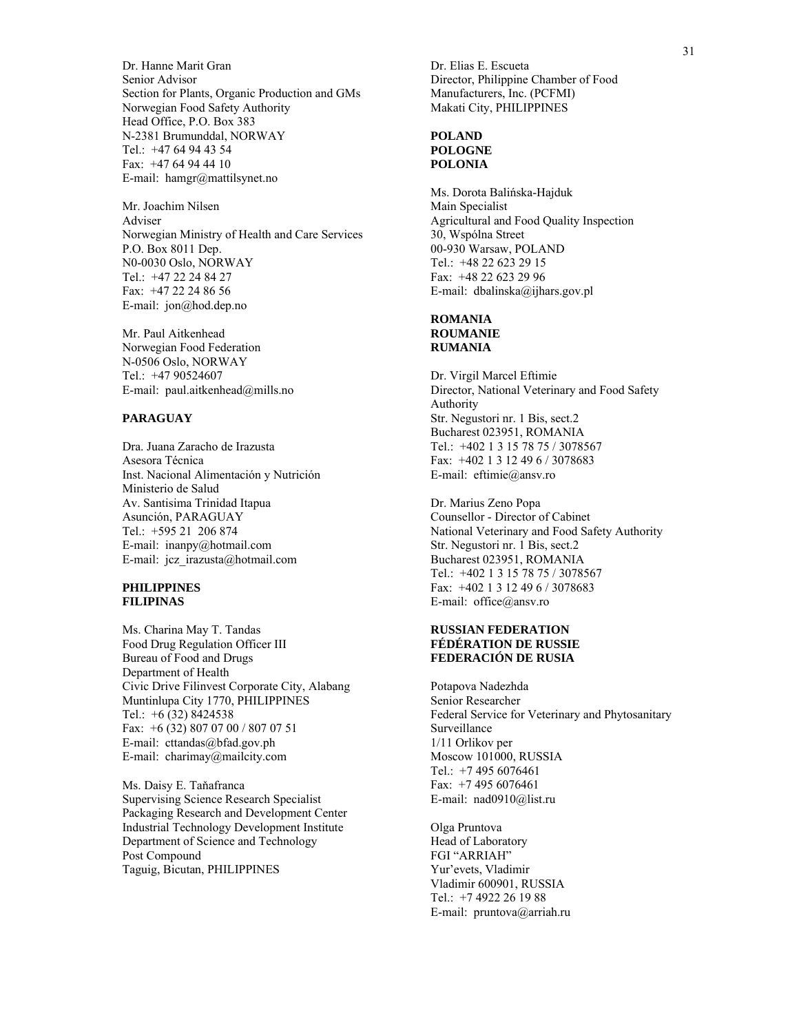Dr. Hanne Marit Gran
Senior Advisor
Section for Plants, Organic Production and GMs
Norwegian Food Safety Authority
Head Office, P.O. Box 383
N-2381 Brumunddal, NORWAY
Tel.: +47 64 94 43 54
Fax: +47 64 94 44 10
E-mail: hamgr@mattilsynet.no

Mr. Joachim Nilsen
Adviser
Norwegian Ministry of Health and Care Services
P.O. Box 8011 Dep.
N0-0030 Oslo, NORWAY
Tel.: +47 22 24 84 27
Fax: +47 22 24 86 56
E-mail: jon@hod.dep.no

Mr. Paul Aitkenhead
Norwegian Food Federation
N-0506 Oslo, NORWAY
Tel.: +47 90524607
E-mail: paul.aitkenhead@mills.no

**PARAGUAY**

Dra. Juana Zaracho de Irazusta
Asesora Técnica
Inst. Nacional Alimentación y Nutrición
Ministerio de Salud
Av. Santisima Trinidad Itapua
Asunción, PARAGUAY
Tel.: +595 21 206 874
E-mail: inanpy@hotmail.com
E-mail: jcz_irazusta@hotmail.com

**PHILIPPINES**
**FILIPINAS**

Ms. Charina May T. Tandas
Food Drug Regulation Officer III
Bureau of Food and Drugs
Department of Health
Civic Drive Filinvest Corporate City, Alabang
Muntinlupa City 1770, PHILIPPINES
Tel.: +6 (32) 8424538
Fax: +6 (32) 807 07 00 / 807 07 51
E-mail: cttandas@bfad.gov.ph
E-mail: charimay@mailcity.com

Ms. Daisy E. Taňafranca
Supervising Science Research Specialist
Packaging Research and Development Center
Industrial Technology Development Institute
Department of Science and Technology
Post Compound
Taguig, Bicutan, PHILIPPINES

Dr. Elias E. Escueta
Director, Philippine Chamber of Food Manufacturers, Inc. (PCFMI)
Makati City, PHILIPPINES

**POLAND**
**POLOGNE**
**POLONIA**

Ms. Dorota Balińska-Hajduk
Main Specialist
Agricultural and Food Quality Inspection
30, Wspólna Street
00-930 Warsaw, POLAND
Tel.: +48 22 623 29 15
Fax: +48 22 623 29 96
E-mail: dbalinska@ijhars.gov.pl

**ROMANIA**
**ROUMANIE**
**RUMANIA**

Dr. Virgil Marcel Eftimie
Director, National Veterinary and Food Safety Authority
Str. Negustori nr. 1 Bis, sect.2
Bucharest 023951, ROMANIA
Tel.: +402 1 3 15 78 75 / 3078567
Fax: +402 1 3 12 49 6 / 3078683
E-mail: eftimie@ansv.ro

Dr. Marius Zeno Popa
Counsellor - Director of Cabinet
National Veterinary and Food Safety Authority
Str. Negustori nr. 1 Bis, sect.2
Bucharest 023951, ROMANIA
Tel.: +402 1 3 15 78 75 / 3078567
Fax: +402 1 3 12 49 6 / 3078683
E-mail: office@ansv.ro

**RUSSIAN FEDERATION**
**FÉDÉRATION DE RUSSIE**
**FEDERACIÓN DE RUSIA**

Potapova Nadezhda
Senior Researcher
Federal Service for Veterinary and Phytosanitary Surveillance
1/11 Orlikov per
Moscow 101000, RUSSIA
Tel.: +7 495 6076461
Fax: +7 495 6076461
E-mail: nad0910@list.ru

Olga Pruntova
Head of Laboratory
FGI "ARRIAH"
Yur'evets, Vladimir
Vladimir 600901, RUSSIA
Tel.: +7 4922 26 19 88
E-mail: pruntova@arriah.ru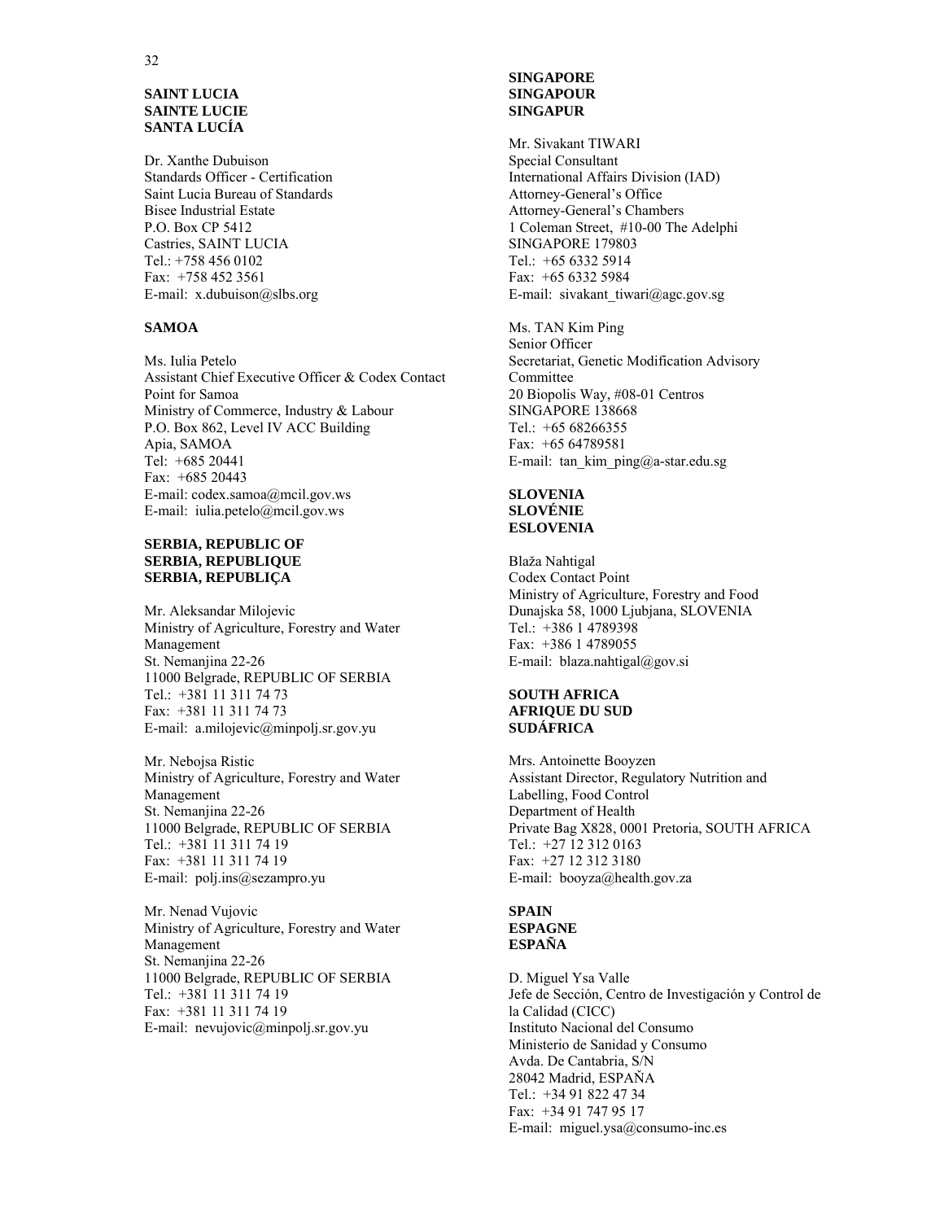**SAINT LUCIA**
**SAINTE LUCIE**
**SANTA LUCÍA**

Dr. Xanthe Dubuison
Standards Officer - Certification
Saint Lucia Bureau of Standards
Bisee Industrial Estate
P.O. Box CP 5412
Castries, SAINT LUCIA
Tel.: +758 456 0102
Fax: +758 452 3561
E-mail: x.dubuison@slbs.org

**SAMOA**

Ms. Iulia Petelo
Assistant Chief Executive Officer & Codex Contact Point for Samoa
Ministry of Commerce, Industry & Labour
P.O. Box 862, Level IV ACC Building
Apia, SAMOA
Tel: +685 20441
Fax: +685 20443
E-mail: codex.samoa@mcil.gov.ws
E-mail: iulia.petelo@mcil.gov.ws

**SERBIA, REPUBLIC OF**
**SERBIA, REPUBLIQUE**
**SERBIA, REPUBLIÇA**

Mr. Aleksandar Milojevic
Ministry of Agriculture, Forestry and Water Management
St. Nemanjina 22-26
11000 Belgrade, REPUBLIC OF SERBIA
Tel.: +381 11 311 74 73
Fax: +381 11 311 74 73
E-mail: a.milojevic@minpolj.sr.gov.yu

Mr. Nebojsa Ristic
Ministry of Agriculture, Forestry and Water Management
St. Nemanjina 22-26
11000 Belgrade, REPUBLIC OF SERBIA
Tel.: +381 11 311 74 19
Fax: +381 11 311 74 19
E-mail: polj.ins@sezampro.yu

Mr. Nenad Vujovic
Ministry of Agriculture, Forestry and Water Management
St. Nemanjina 22-26
11000 Belgrade, REPUBLIC OF SERBIA
Tel.: +381 11 311 74 19
Fax: +381 11 311 74 19
E-mail: nevujovic@minpolj.sr.gov.yu

**SINGAPORE**
**SINGAPOUR**
**SINGAPUR**

Mr. Sivakant TIWARI
Special Consultant
International Affairs Division (IAD)
Attorney-General's Office
Attorney-General's Chambers
1 Coleman Street, #10-00 The Adelphi
SINGAPORE 179803
Tel.: +65 6332 5914
Fax: +65 6332 5984
E-mail: sivakant_tiwari@agc.gov.sg

Ms. TAN Kim Ping
Senior Officer
Secretariat, Genetic Modification Advisory Committee
20 Biopolis Way, #08-01 Centros
SINGAPORE 138668
Tel.: +65 68266355
Fax: +65 64789581
E-mail: tan_kim_ping@a-star.edu.sg

**SLOVENIA**
**SLOVÉNIE**
**ESLOVENIA**

Blaža Nahtigal
Codex Contact Point
Ministry of Agriculture, Forestry and Food
Dunajska 58, 1000 Ljubjana, SLOVENIA
Tel.: +386 1 4789398
Fax: +386 1 4789055
E-mail: blaza.nahtigal@gov.si

**SOUTH AFRICA**
**AFRIQUE DU SUD**
**SUDÁFRICA**

Mrs. Antoinette Booyzen
Assistant Director, Regulatory Nutrition and Labelling, Food Control
Department of Health
Private Bag X828, 0001 Pretoria, SOUTH AFRICA
Tel.: +27 12 312 0163
Fax: +27 12 312 3180
E-mail: booyza@health.gov.za

**SPAIN**
**ESPAGNE**
**ESPAÑA**

D. Miguel Ysa Valle
Jefe de Sección, Centro de Investigación y Control de la Calidad (CICC)
Instituto Nacional del Consumo
Ministerio de Sanidad y Consumo
Avda. De Cantabria, S/N
28042 Madrid, ESPAÑA
Tel.: +34 91 822 47 34
Fax: +34 91 747 95 17
E-mail: miguel.ysa@consumo-inc.es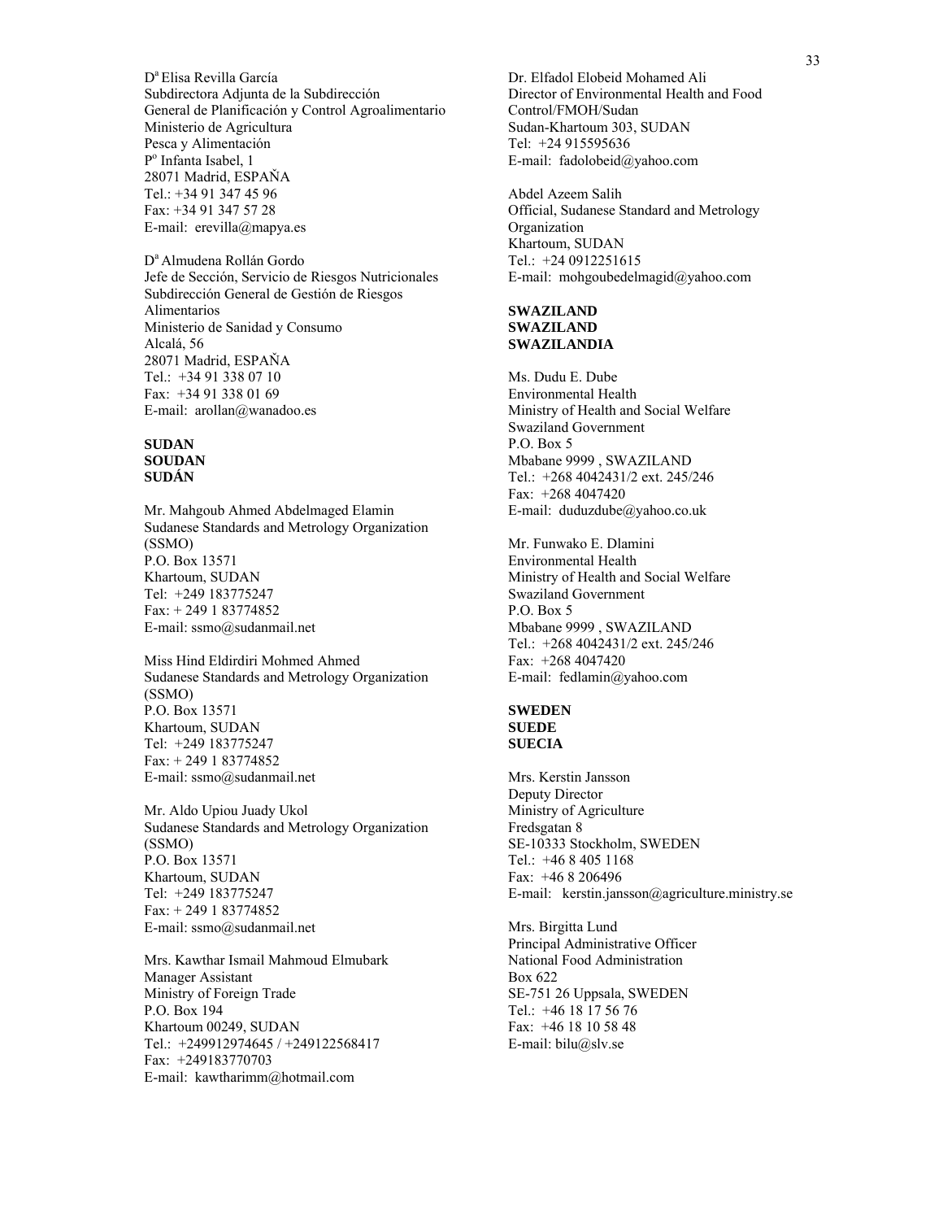Dª Elisa Revilla García
Subdirectora Adjunta de la Subdirección
General de Planificación y Control Agroalimentario
Ministerio de Agricultura
Pesca y Alimentación
Pº Infanta Isabel, 1
28071 Madrid, ESPAÑA
Tel.: +34 91 347 45 96
Fax: +34 91 347 57 28
E-mail: erevilla@mapya.es

Dª Almudena Rollán Gordo
Jefe de Sección, Servicio de Riesgos Nutricionales
Subdirección General de Gestión de Riesgos
Alimentarios
Ministerio de Sanidad y Consumo
Alcalá, 56
28071 Madrid, ESPAÑA
Tel.: +34 91 338 07 10
Fax: +34 91 338 01 69
E-mail: arollan@wanadoo.es

**SUDAN**
**SOUDAN**
**SUDÁN**

Mr. Mahgoub Ahmed Abdelmaged Elamin
Sudanese Standards and Metrology Organization (SSMO)
P.O. Box 13571
Khartoum, SUDAN
Tel: +249 183775247
Fax: + 249 1 83774852
E-mail: ssmo@sudanmail.net

Miss Hind Eldirdiri Mohmed Ahmed
Sudanese Standards and Metrology Organization (SSMO)
P.O. Box 13571
Khartoum, SUDAN
Tel: +249 183775247
Fax: + 249 1 83774852
E-mail: ssmo@sudanmail.net

Mr. Aldo Upiou Juady Ukol
Sudanese Standards and Metrology Organization (SSMO)
P.O. Box 13571
Khartoum, SUDAN
Tel: +249 183775247
Fax: + 249 1 83774852
E-mail: ssmo@sudanmail.net

Mrs. Kawthar Ismail Mahmoud Elmubark
Manager Assistant
Ministry of Foreign Trade
P.O. Box 194
Khartoum 00249, SUDAN
Tel.: +249912974645 / +249122568417
Fax: +249183770703
E-mail: kawtharimm@hotmail.com

Dr. Elfadol Elobeid Mohamed Ali
Director of Environmental Health and Food Control/FMOH/Sudan
Sudan-Khartoum 303, SUDAN
Tel: +24 915595636
E-mail: fadolobeid@yahoo.com

Abdel Azeem Salih
Official, Sudanese Standard and Metrology Organization
Khartoum, SUDAN
Tel.: +24 0912251615
E-mail: mohgoubedelmagid@yahoo.com

**SWAZILAND**
**SWAZILAND**
**SWAZILANDIA**

Ms. Dudu E. Dube
Environmental Health
Ministry of Health and Social Welfare
Swaziland Government
P.O. Box 5
Mbabane 9999 , SWAZILAND
Tel.: +268 4042431/2 ext. 245/246
Fax: +268 4047420
E-mail: duduzdube@yahoo.co.uk

Mr. Funwako E. Dlamini
Environmental Health
Ministry of Health and Social Welfare
Swaziland Government
P.O. Box 5
Mbabane 9999 , SWAZILAND
Tel.: +268 4042431/2 ext. 245/246
Fax: +268 4047420
E-mail: fedlamin@yahoo.com

**SWEDEN**
**SUEDE**
**SUECIA**

Mrs. Kerstin Jansson
Deputy Director
Ministry of Agriculture
Fredsgatan 8
SE-10333 Stockholm, SWEDEN
Tel.: +46 8 405 1168
Fax: +46 8 206496
E-mail: kerstin.jansson@agriculture.ministry.se

Mrs. Birgitta Lund
Principal Administrative Officer
National Food Administration
Box 622
SE-751 26 Uppsala, SWEDEN
Tel.: +46 18 17 56 76
Fax: +46 18 10 58 48
E-mail: bilu@slv.se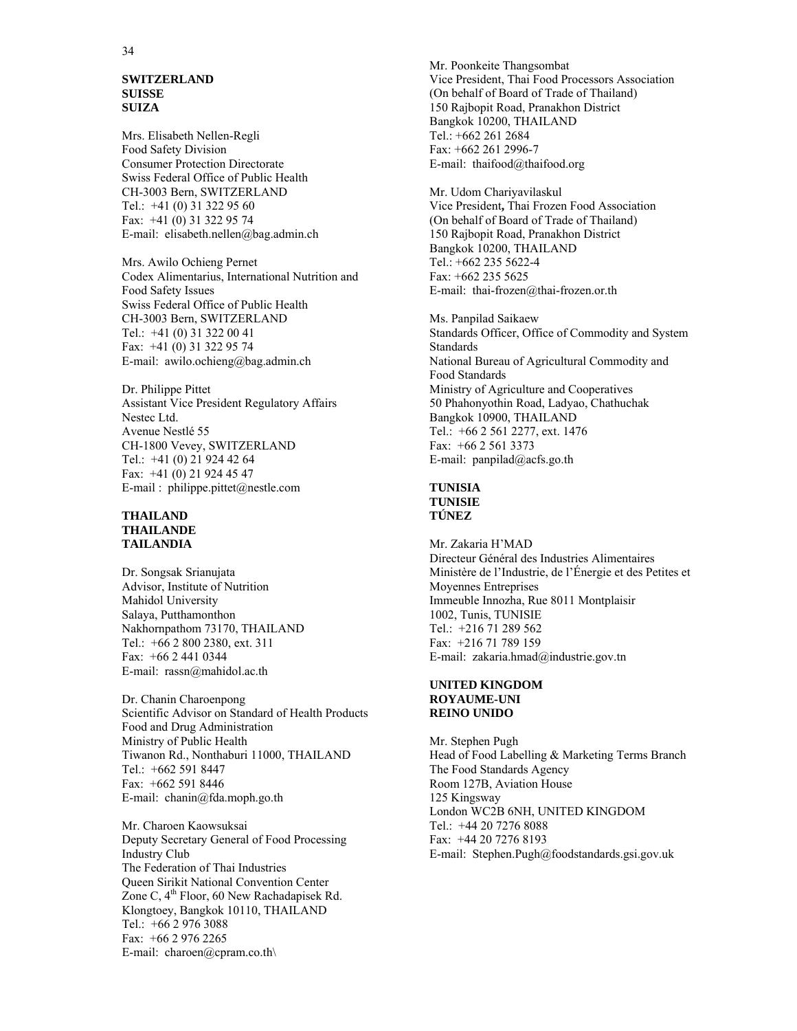**SWITZERLAND**
**SUISSE**
**SUIZA**

Mrs. Elisabeth Nellen-Regli
Food Safety Division
Consumer Protection Directorate
Swiss Federal Office of Public Health
CH-3003 Bern, SWITZERLAND
Tel.: +41 (0) 31 322 95 60
Fax: +41 (0) 31 322 95 74
E-mail: elisabeth.nellen@bag.admin.ch

Mrs. Awilo Ochieng Pernet
Codex Alimentarius, International Nutrition and Food Safety Issues
Swiss Federal Office of Public Health
CH-3003 Bern, SWITZERLAND
Tel.: +41 (0) 31 322 00 41
Fax: +41 (0) 31 322 95 74
E-mail: awilo.ochieng@bag.admin.ch

Dr. Philippe Pittet
Assistant Vice President Regulatory Affairs
Nestec Ltd.
Avenue Nestlé 55
CH-1800 Vevey, SWITZERLAND
Tel.: +41 (0) 21 924 42 64
Fax: +41 (0) 21 924 45 47
E-mail : philippe.pittet@nestle.com

**THAILAND**
**THAILANDE**
**TAILANDIA**

Dr. Songsak Srianujata
Advisor, Institute of Nutrition
Mahidol University
Salaya, Putthamonthon
Nakhornpathom 73170, THAILAND
Tel.: +66 2 800 2380, ext. 311
Fax: +66 2 441 0344
E-mail: rassn@mahidol.ac.th

Dr. Chanin Charoenpong
Scientific Advisor on Standard of Health Products
Food and Drug Administration
Ministry of Public Health
Tiwanon Rd., Nonthaburi 11000, THAILAND
Tel.: +662 591 8447
Fax: +662 591 8446
E-mail: chanin@fda.moph.go.th

Mr. Charoen Kaowsuksai
Deputy Secretary General of Food Processing Industry Club
The Federation of Thai Industries
Queen Sirikit National Convention Center
Zone C, 4th Floor, 60 New Rachadapisek Rd.
Klongtoey, Bangkok 10110, THAILAND
Tel.: +66 2 976 3088
Fax: +66 2 976 2265
E-mail: charoen@cpram.co.th\

Mr. Poonkeite Thangsombat
Vice President, Thai Food Processors Association
(On behalf of Board of Trade of Thailand)
150 Rajbopit Road, Pranakhon District
Bangkok 10200, THAILAND
Tel.: +662 261 2684
Fax: +662 261 2996-7
E-mail: thaifood@thaifood.org

Mr. Udom Chariyavilaskul
Vice President**,** Thai Frozen Food Association
(On behalf of Board of Trade of Thailand)
150 Rajbopit Road, Pranakhon District
Bangkok 10200, THAILAND
Tel.: +662 235 5622-4
Fax: +662 235 5625
E-mail: thai-frozen@thai-frozen.or.th

Ms. Panpilad Saikaew
Standards Officer, Office of Commodity and System Standards
National Bureau of Agricultural Commodity and Food Standards
Ministry of Agriculture and Cooperatives
50 Phahonyothin Road, Ladyao, Chathuchak
Bangkok 10900, THAILAND
Tel.: +66 2 561 2277, ext. 1476
Fax: +66 2 561 3373
E-mail: panpilad@acfs.go.th

**TUNISIA**
**TUNISIE**
**TÚNEZ**

Mr. Zakaria H'MAD
Directeur Général des Industries Alimentaires
Ministère de l'Industrie, de l'Énergie et des Petites et Moyennes Entreprises
Immeuble Innozha, Rue 8011 Montplaisir
1002, Tunis, TUNISIE
Tel.: +216 71 289 562
Fax: +216 71 789 159
E-mail: zakaria.hmad@industrie.gov.tn

**UNITED KINGDOM**
**ROYAUME-UNI**
**REINO UNIDO**

Mr. Stephen Pugh
Head of Food Labelling & Marketing Terms Branch
The Food Standards Agency
Room 127B, Aviation House
125 Kingsway
London WC2B 6NH, UNITED KINGDOM
Tel.: +44 20 7276 8088
Fax: +44 20 7276 8193
E-mail: Stephen.Pugh@foodstandards.gsi.gov.uk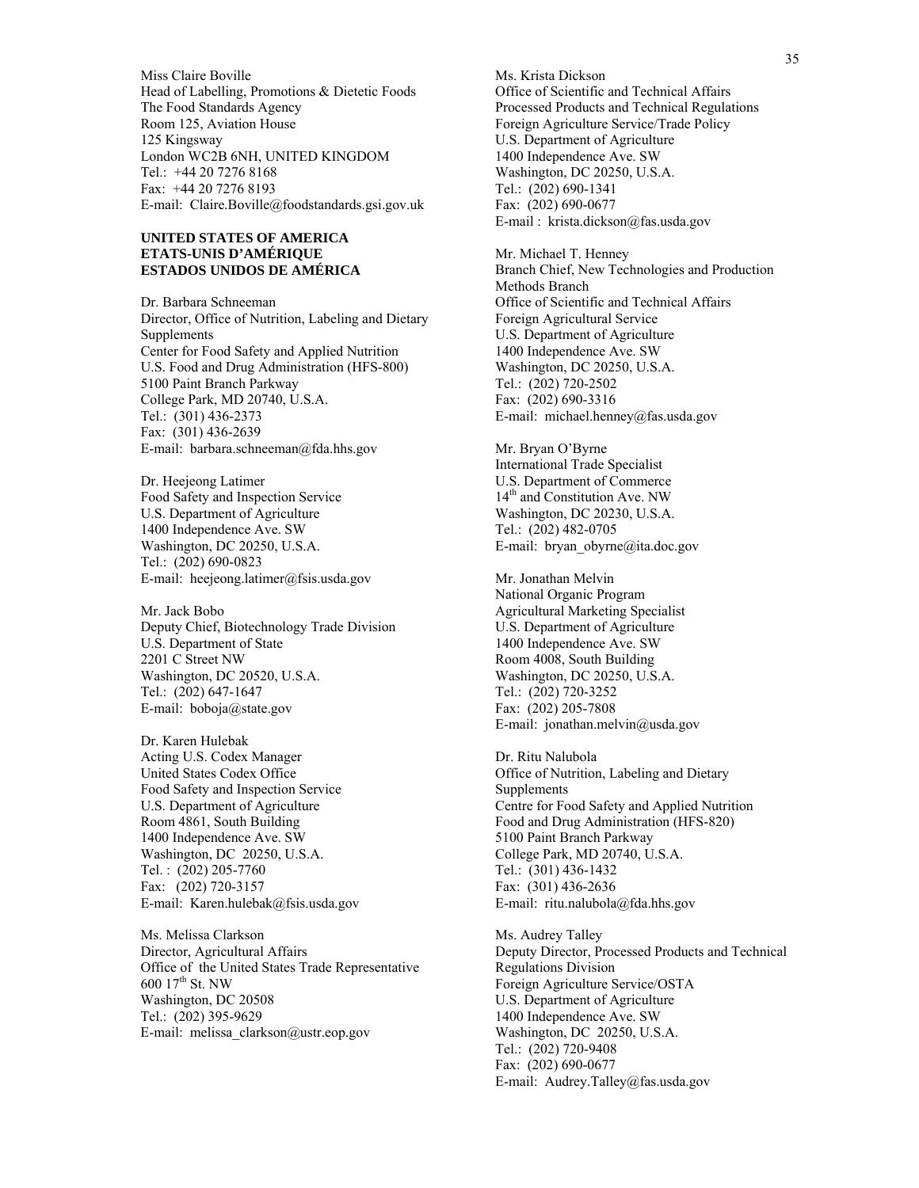Miss Claire Boville
Head of Labelling, Promotions & Dietetic Foods
The Food Standards Agency
Room 125, Aviation House
125 Kingsway
London WC2B 6NH, UNITED KINGDOM
Tel.: +44 20 7276 8168
Fax: +44 20 7276 8193
E-mail: Claire.Boville@foodstandards.gsi.gov.uk

**UNITED STATES OF AMERICA**
**ETATS-UNIS D'AMÉRIQUE**
**ESTADOS UNIDOS DE AMÉRICA**

Dr. Barbara Schneeman
Director, Office of Nutrition, Labeling and Dietary Supplements
Center for Food Safety and Applied Nutrition
U.S. Food and Drug Administration (HFS-800)
5100 Paint Branch Parkway
College Park, MD 20740, U.S.A.
Tel.: (301) 436-2373
Fax: (301) 436-2639
E-mail: barbara.schneeman@fda.hhs.gov

Dr. Heejeong Latimer
Food Safety and Inspection Service
U.S. Department of Agriculture
1400 Independence Ave. SW
Washington, DC 20250, U.S.A.
Tel.: (202) 690-0823
E-mail: heejeong.latimer@fsis.usda.gov

Mr. Jack Bobo
Deputy Chief, Biotechnology Trade Division
U.S. Department of State
2201 C Street NW
Washington, DC 20520, U.S.A.
Tel.: (202) 647-1647
E-mail: boboja@state.gov

Dr. Karen Hulebak
Acting U.S. Codex Manager
United States Codex Office
Food Safety and Inspection Service
U.S. Department of Agriculture
Room 4861, South Building
1400 Independence Ave. SW
Washington, DC 20250, U.S.A.
Tel. : (202) 205-7760
Fax: (202) 720-3157
E-mail: Karen.hulebak@fsis.usda.gov

Ms. Melissa Clarkson
Director, Agricultural Affairs
Office of the United States Trade Representative
600 17th St. NW
Washington, DC 20508
Tel.: (202) 395-9629
E-mail: melissa_clarkson@ustr.eop.gov

Ms. Krista Dickson
Office of Scientific and Technical Affairs
Processed Products and Technical Regulations
Foreign Agriculture Service/Trade Policy
U.S. Department of Agriculture
1400 Independence Ave. SW
Washington, DC 20250, U.S.A.
Tel.: (202) 690-1341
Fax: (202) 690-0677
E-mail : krista.dickson@fas.usda.gov

Mr. Michael T. Henney
Branch Chief, New Technologies and Production Methods Branch
Office of Scientific and Technical Affairs
Foreign Agricultural Service
U.S. Department of Agriculture
1400 Independence Ave. SW
Washington, DC 20250, U.S.A.
Tel.: (202) 720-2502
Fax: (202) 690-3316
E-mail: michael.henney@fas.usda.gov

Mr. Bryan O'Byrne
International Trade Specialist
U.S. Department of Commerce
14th and Constitution Ave. NW
Washington, DC 20230, U.S.A.
Tel.: (202) 482-0705
E-mail: bryan_obyrne@ita.doc.gov

Mr. Jonathan Melvin
National Organic Program
Agricultural Marketing Specialist
U.S. Department of Agriculture
1400 Independence Ave. SW
Room 4008, South Building
Washington, DC 20250, U.S.A.
Tel.: (202) 720-3252
Fax: (202) 205-7808
E-mail: jonathan.melvin@usda.gov

Dr. Ritu Nalubola
Office of Nutrition, Labeling and Dietary Supplements
Centre for Food Safety and Applied Nutrition
Food and Drug Administration (HFS-820)
5100 Paint Branch Parkway
College Park, MD 20740, U.S.A.
Tel.: (301) 436-1432
Fax: (301) 436-2636
E-mail: ritu.nalubola@fda.hhs.gov

Ms. Audrey Talley
Deputy Director, Processed Products and Technical Regulations Division
Foreign Agriculture Service/OSTA
U.S. Department of Agriculture
1400 Independence Ave. SW
Washington, DC 20250, U.S.A.
Tel.: (202) 720-9408
Fax: (202) 690-0677
E-mail: Audrey.Talley@fas.usda.gov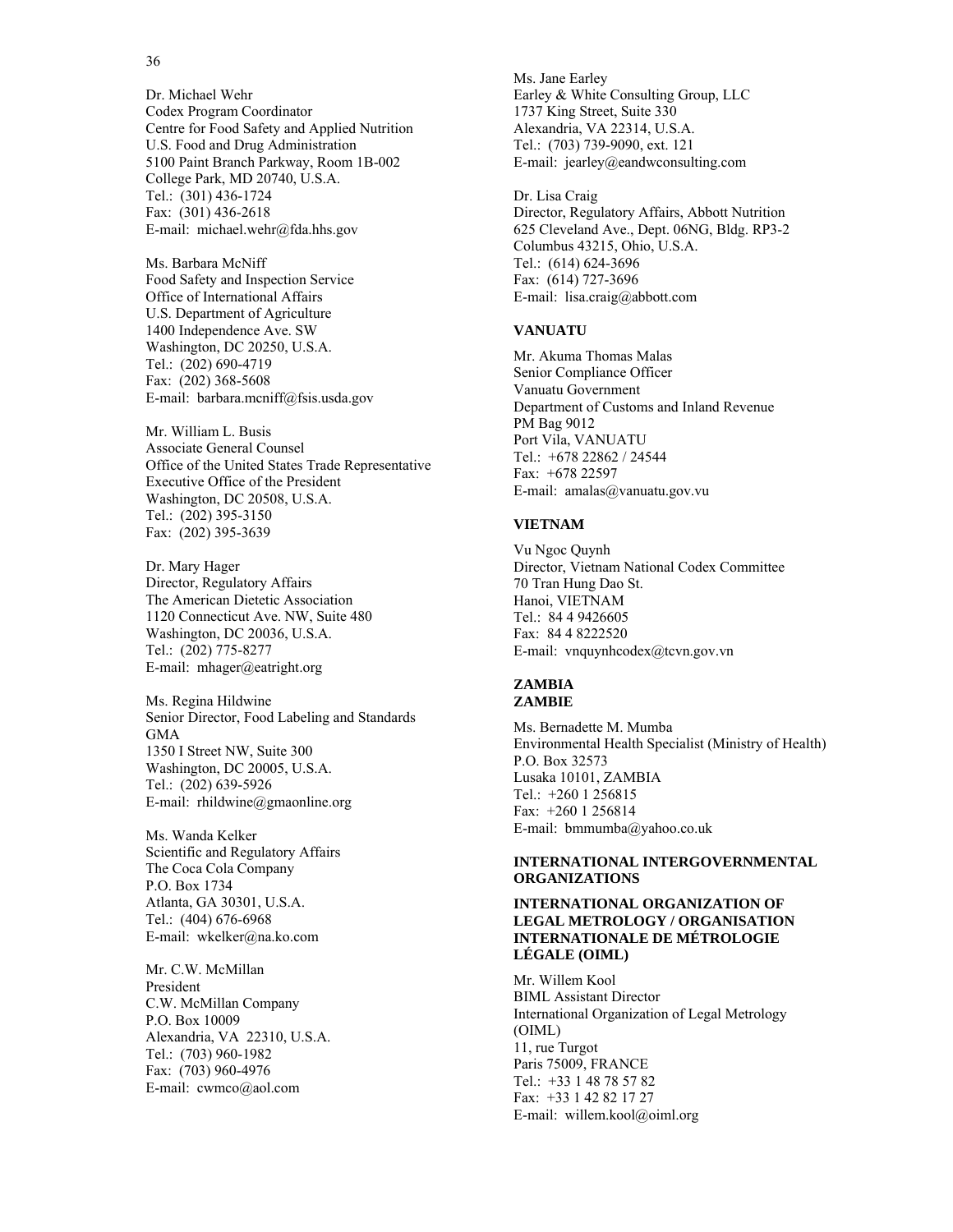Dr. Michael Wehr
Codex Program Coordinator
Centre for Food Safety and Applied Nutrition
U.S. Food and Drug Administration
5100 Paint Branch Parkway, Room 1B-002
College Park, MD 20740, U.S.A.
Tel.: (301) 436-1724
Fax: (301) 436-2618
E-mail: michael.wehr@fda.hhs.gov

Ms. Barbara McNiff
Food Safety and Inspection Service
Office of International Affairs
U.S. Department of Agriculture
1400 Independence Ave. SW
Washington, DC 20250, U.S.A.
Tel.: (202) 690-4719
Fax: (202) 368-5608
E-mail: barbara.mcniff@fsis.usda.gov

Mr. William L. Busis
Associate General Counsel
Office of the United States Trade Representative
Executive Office of the President
Washington, DC 20508, U.S.A.
Tel.: (202) 395-3150
Fax: (202) 395-3639

Dr. Mary Hager
Director, Regulatory Affairs
The American Dietetic Association
1120 Connecticut Ave. NW, Suite 480
Washington, DC 20036, U.S.A.
Tel.: (202) 775-8277
E-mail: mhager@eatright.org

Ms. Regina Hildwine
Senior Director, Food Labeling and Standards
GMA
1350 I Street NW, Suite 300
Washington, DC 20005, U.S.A.
Tel.: (202) 639-5926
E-mail: rhildwine@gmaonline.org

Ms. Wanda Kelker
Scientific and Regulatory Affairs
The Coca Cola Company
P.O. Box 1734
Atlanta, GA 30301, U.S.A.
Tel.: (404) 676-6968
E-mail: wkelker@na.ko.com

Mr. C.W. McMillan
President
C.W. McMillan Company
P.O. Box 10009
Alexandria, VA 22310, U.S.A.
Tel.: (703) 960-1982
Fax: (703) 960-4976
E-mail: cwmco@aol.com

Ms. Jane Earley
Earley & White Consulting Group, LLC
1737 King Street, Suite 330
Alexandria, VA 22314, U.S.A.
Tel.: (703) 739-9090, ext. 121
E-mail: jearley@eandwconsulting.com

Dr. Lisa Craig
Director, Regulatory Affairs, Abbott Nutrition
625 Cleveland Ave., Dept. 06NG, Bldg. RP3-2
Columbus 43215, Ohio, U.S.A.
Tel.: (614) 624-3696
Fax: (614) 727-3696
E-mail: lisa.craig@abbott.com

**VANUATU**

Mr. Akuma Thomas Malas
Senior Compliance Officer
Vanuatu Government
Department of Customs and Inland Revenue
PM Bag 9012
Port Vila, VANUATU
Tel.: +678 22862 / 24544
Fax: +678 22597
E-mail: amalas@vanuatu.gov.vu

**VIETNAM**

Vu Ngoc Quynh
Director, Vietnam National Codex Committee
70 Tran Hung Dao St.
Hanoi, VIETNAM
Tel.: 84 4 9426605
Fax: 84 4 8222520
E-mail: vnquynhcodex@tcvn.gov.vn

**ZAMBIA**
**ZAMBIE**

Ms. Bernadette M. Mumba
Environmental Health Specialist (Ministry of Health)
P.O. Box 32573
Lusaka 10101, ZAMBIA
Tel.: +260 1 256815
Fax: +260 1 256814
E-mail: bmmumba@yahoo.co.uk

**INTERNATIONAL INTERGOVERNMENTAL ORGANIZATIONS**

**INTERNATIONAL ORGANIZATION OF LEGAL METROLOGY / ORGANISATION INTERNATIONALE DE MÉTROLOGIE LÉGALE (OIML)**

Mr. Willem Kool
BIML Assistant Director
International Organization of Legal Metrology (OIML)
11, rue Turgot
Paris 75009, FRANCE
Tel.: +33 1 48 78 57 82
Fax: +33 1 42 82 17 27
E-mail: willem.kool@oiml.org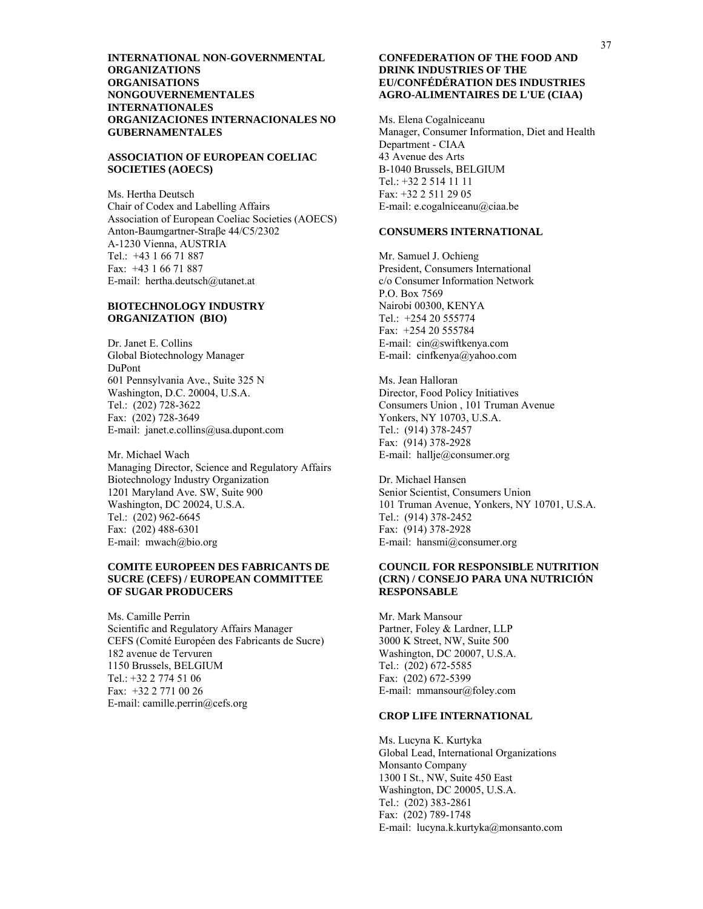**INTERNATIONAL NON-GOVERNMENTAL ORGANIZATIONS
ORGANISATIONS NONGOUVERNEMENTALES INTERNATIONALES
ORGANIZACIONES INTERNACIONALES NO GUBERNAMENTALES**

**ASSOCIATION OF EUROPEAN COELIAC SOCIETIES (AOECS)**

Ms. Hertha Deutsch
Chair of Codex and Labelling Affairs
Association of European Coeliac Societies (AOECS)
Anton-Baumgartner-Straβe 44/C5/2302
A-1230 Vienna, AUSTRIA
Tel.: +43 1 66 71 887
Fax: +43 1 66 71 887
E-mail: hertha.deutsch@utanet.at

**BIOTECHNOLOGY INDUSTRY ORGANIZATION (BIO)**

Dr. Janet E. Collins
Global Biotechnology Manager
DuPont
601 Pennsylvania Ave., Suite 325 N
Washington, D.C. 20004, U.S.A.
Tel.: (202) 728-3622
Fax: (202) 728-3649
E-mail: janet.e.collins@usa.dupont.com

Mr. Michael Wach
Managing Director, Science and Regulatory Affairs
Biotechnology Industry Organization
1201 Maryland Ave. SW, Suite 900
Washington, DC 20024, U.S.A.
Tel.: (202) 962-6645
Fax: (202) 488-6301
E-mail: mwach@bio.org

**COMITE EUROPEEN DES FABRICANTS DE SUCRE (CEFS) / EUROPEAN COMMITTEE OF SUGAR PRODUCERS**

Ms. Camille Perrin
Scientific and Regulatory Affairs Manager
CEFS (Comité Européen des Fabricants de Sucre)
182 avenue de Tervuren
1150 Brussels, BELGIUM
Tel.: +32 2 774 51 06
Fax: +32 2 771 00 26
E-mail: camille.perrin@cefs.org

**CONFEDERATION OF THE FOOD AND DRINK INDUSTRIES OF THE EU/CONFÉDÉRATION DES INDUSTRIES AGRO-ALIMENTAIRES DE L'UE (CIAA)**

Ms. Elena Cogalniceanu
Manager, Consumer Information, Diet and Health Department - CIAA
43 Avenue des Arts
B-1040 Brussels, BELGIUM
Tel.: +32 2 514 11 11
Fax: +32 2 511 29 05
E-mail: e.cogalniceanu@ciaa.be

**CONSUMERS INTERNATIONAL**

Mr. Samuel J. Ochieng
President, Consumers International
c/o Consumer Information Network
P.O. Box 7569
Nairobi 00300, KENYA
Tel.: +254 20 555774
Fax: +254 20 555784
E-mail: cin@swiftkenya.com
E-mail: cinfkenya@yahoo.com

Ms. Jean Halloran
Director, Food Policy Initiatives
Consumers Union , 101 Truman Avenue
Yonkers, NY 10703, U.S.A.
Tel.: (914) 378-2457
Fax: (914) 378-2928
E-mail: hallje@consumer.org

Dr. Michael Hansen
Senior Scientist, Consumers Union
101 Truman Avenue, Yonkers, NY 10701, U.S.A.
Tel.: (914) 378-2452
Fax: (914) 378-2928
E-mail: hansmi@consumer.org

**COUNCIL FOR RESPONSIBLE NUTRITION (CRN) / CONSEJO PARA UNA NUTRICIÓN RESPONSABLE**

Mr. Mark Mansour
Partner, Foley & Lardner, LLP
3000 K Street, NW, Suite 500
Washington, DC 20007, U.S.A.
Tel.: (202) 672-5585
Fax: (202) 672-5399
E-mail: mmansour@foley.com

**CROP LIFE INTERNATIONAL**

Ms. Lucyna K. Kurtyka
Global Lead, International Organizations
Monsanto Company
1300 I St., NW, Suite 450 East
Washington, DC 20005, U.S.A.
Tel.: (202) 383-2861
Fax: (202) 789-1748
E-mail: lucyna.k.kurtyka@monsanto.com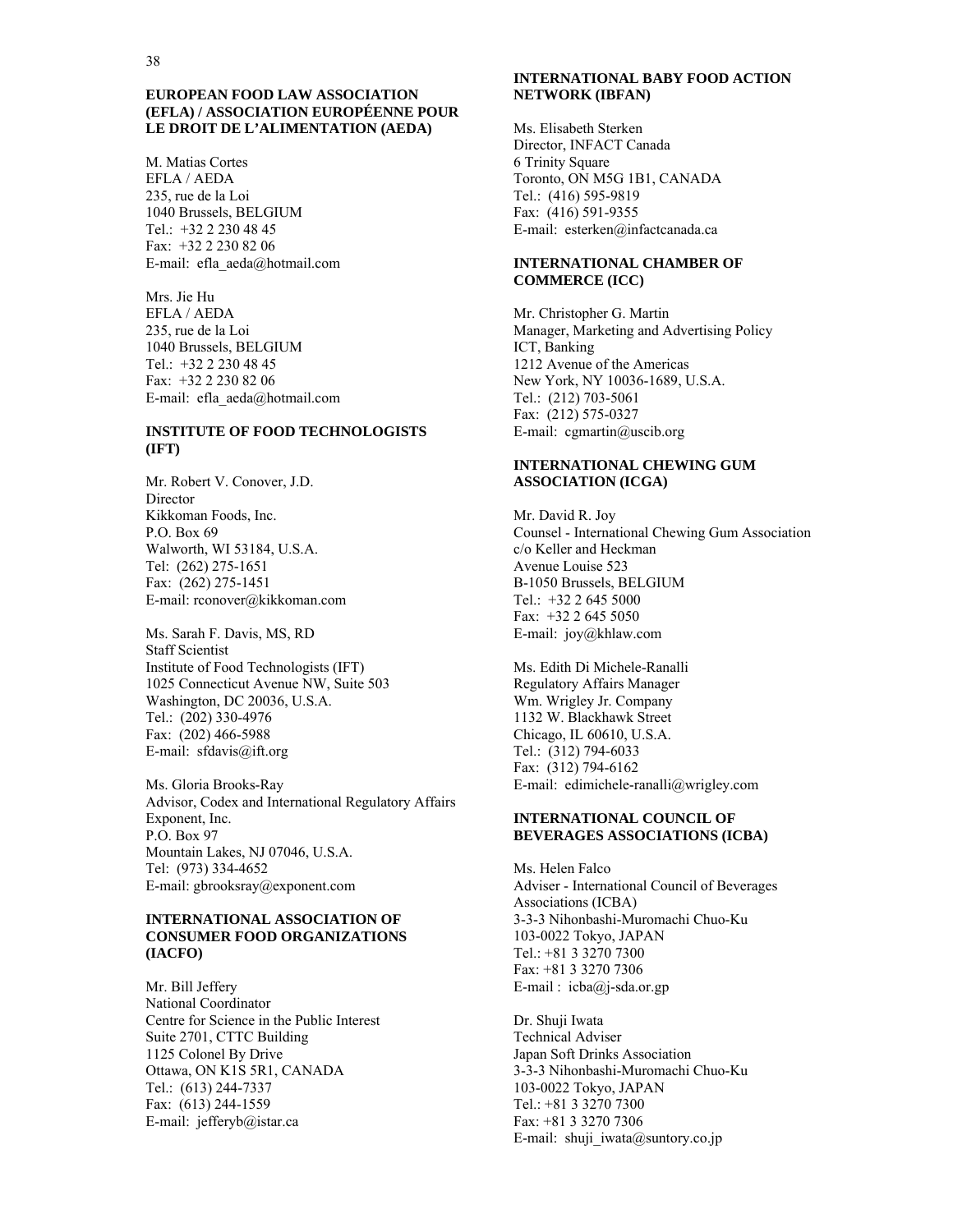**EUROPEAN FOOD LAW ASSOCIATION (EFLA) / ASSOCIATION EUROPÉENNE POUR LE DROIT DE L'ALIMENTATION (AEDA)**

M. Matias Cortes
EFLA / AEDA
235, rue de la Loi
1040 Brussels, BELGIUM
Tel.: +32 2 230 48 45
Fax: +32 2 230 82 06
E-mail: efla_aeda@hotmail.com

Mrs. Jie Hu
EFLA / AEDA
235, rue de la Loi
1040 Brussels, BELGIUM
Tel.: +32 2 230 48 45
Fax: +32 2 230 82 06
E-mail: efla_aeda@hotmail.com

**INSTITUTE OF FOOD TECHNOLOGISTS (IFT)**

Mr. Robert V. Conover, J.D.
Director
Kikkoman Foods, Inc.
P.O. Box 69
Walworth, WI 53184, U.S.A.
Tel: (262) 275-1651
Fax: (262) 275-1451
E-mail: rconover@kikkoman.com

Ms. Sarah F. Davis, MS, RD
Staff Scientist
Institute of Food Technologists (IFT)
1025 Connecticut Avenue NW, Suite 503
Washington, DC 20036, U.S.A.
Tel.: (202) 330-4976
Fax: (202) 466-5988
E-mail: sfdavis@ift.org

Ms. Gloria Brooks-Ray
Advisor, Codex and International Regulatory Affairs
Exponent, Inc.
P.O. Box 97
Mountain Lakes, NJ 07046, U.S.A.
Tel: (973) 334-4652
E-mail: gbrooksray@exponent.com

**INTERNATIONAL ASSOCIATION OF CONSUMER FOOD ORGANIZATIONS (IACFO)**

Mr. Bill Jeffery
National Coordinator
Centre for Science in the Public Interest
Suite 2701, CTTC Building
1125 Colonel By Drive
Ottawa, ON K1S 5R1, CANADA
Tel.: (613) 244-7337
Fax: (613) 244-1559
E-mail: jefferyb@istar.ca

**INTERNATIONAL BABY FOOD ACTION NETWORK (IBFAN)**

Ms. Elisabeth Sterken
Director, INFACT Canada
6 Trinity Square
Toronto, ON M5G 1B1, CANADA
Tel.: (416) 595-9819
Fax: (416) 591-9355
E-mail: esterken@infactcanada.ca

**INTERNATIONAL CHAMBER OF COMMERCE (ICC)**

Mr. Christopher G. Martin
Manager, Marketing and Advertising Policy
ICT, Banking
1212 Avenue of the Americas
New York, NY 10036-1689, U.S.A.
Tel.: (212) 703-5061
Fax: (212) 575-0327
E-mail: cgmartin@uscib.org

**INTERNATIONAL CHEWING GUM ASSOCIATION (ICGA)**

Mr. David R. Joy
Counsel - International Chewing Gum Association
c/o Keller and Heckman
Avenue Louise 523
B-1050 Brussels, BELGIUM
Tel.: +32 2 645 5000
Fax: +32 2 645 5050
E-mail: joy@khlaw.com

Ms. Edith Di Michele-Ranalli
Regulatory Affairs Manager
Wm. Wrigley Jr. Company
1132 W. Blackhawk Street
Chicago, IL 60610, U.S.A.
Tel.: (312) 794-6033
Fax: (312) 794-6162
E-mail: edimichele-ranalli@wrigley.com

**INTERNATIONAL COUNCIL OF BEVERAGES ASSOCIATIONS (ICBA)**

Ms. Helen Falco
Adviser - International Council of Beverages Associations (ICBA)
3-3-3 Nihonbashi-Muromachi Chuo-Ku
103-0022 Tokyo, JAPAN
Tel.: +81 3 3270 7300
Fax: +81 3 3270 7306
E-mail : icba@j-sda.or.gp

Dr. Shuji Iwata
Technical Adviser
Japan Soft Drinks Association
3-3-3 Nihonbashi-Muromachi Chuo-Ku
103-0022 Tokyo, JAPAN
Tel.: +81 3 3270 7300
Fax: +81 3 3270 7306
E-mail: shuji_iwata@suntory.co.jp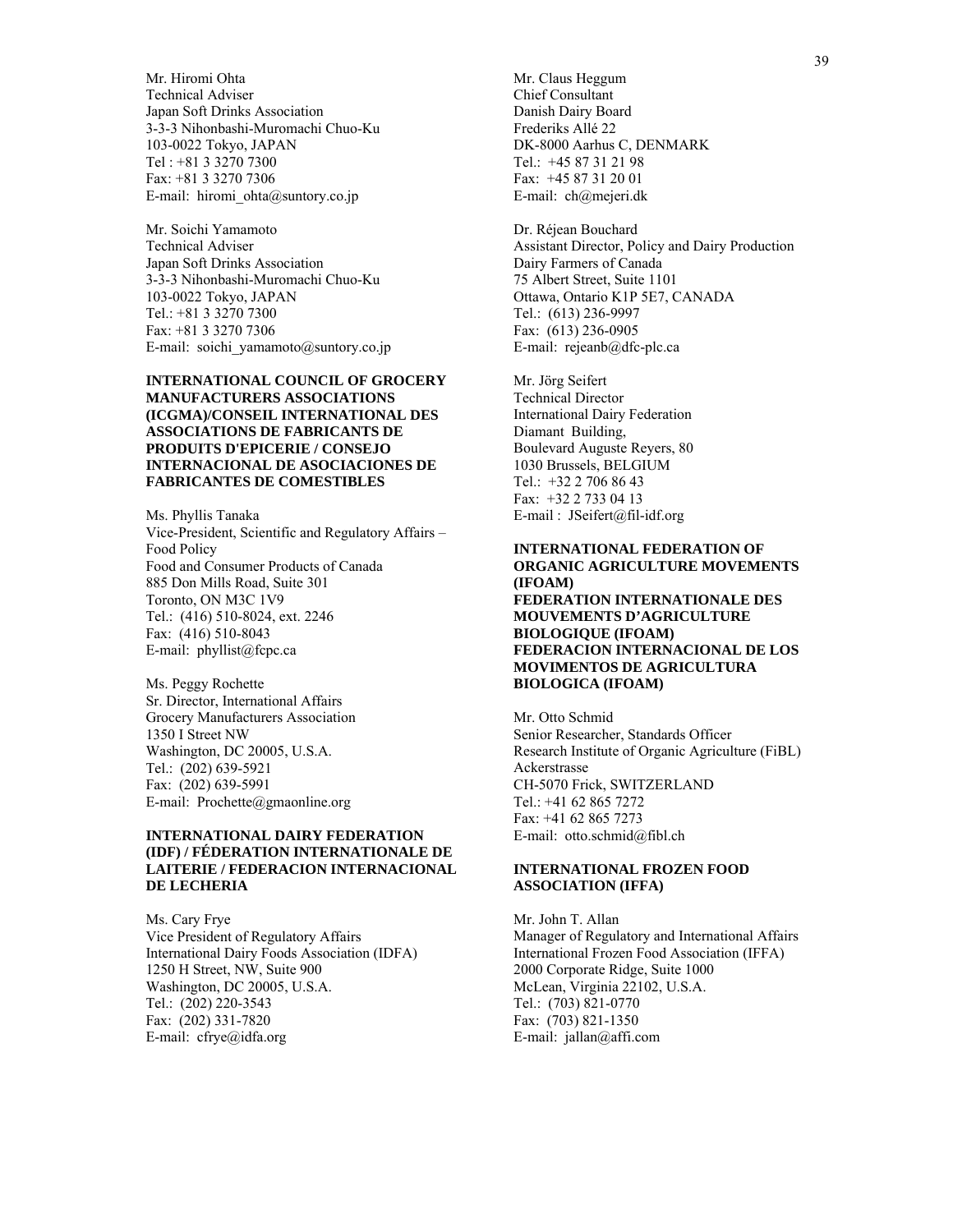Mr. Hiromi Ohta
Technical Adviser
Japan Soft Drinks Association
3-3-3 Nihonbashi-Muromachi Chuo-Ku
103-0022 Tokyo, JAPAN
Tel : +81 3 3270 7300
Fax: +81 3 3270 7306
E-mail: hiromi_ohta@suntory.co.jp

Mr. Soichi Yamamoto
Technical Adviser
Japan Soft Drinks Association
3-3-3 Nihonbashi-Muromachi Chuo-Ku
103-0022 Tokyo, JAPAN
Tel.: +81 3 3270 7300
Fax: +81 3 3270 7306
E-mail: soichi_yamamoto@suntory.co.jp

**INTERNATIONAL COUNCIL OF GROCERY MANUFACTURERS ASSOCIATIONS (ICGMA)/CONSEIL INTERNATIONAL DES ASSOCIATIONS DE FABRICANTS DE PRODUITS D'EPICERIE / CONSEJO INTERNACIONAL DE ASOCIACIONES DE FABRICANTES DE COMESTIBLES**

Ms. Phyllis Tanaka
Vice-President, Scientific and Regulatory Affairs – Food Policy
Food and Consumer Products of Canada
885 Don Mills Road, Suite 301
Toronto, ON M3C 1V9
Tel.: (416) 510-8024, ext. 2246
Fax: (416) 510-8043
E-mail: phyllist@fcpc.ca

Ms. Peggy Rochette
Sr. Director, International Affairs
Grocery Manufacturers Association
1350 I Street NW
Washington, DC 20005, U.S.A.
Tel.: (202) 639-5921
Fax: (202) 639-5991
E-mail: Prochette@gmaonline.org

**INTERNATIONAL DAIRY FEDERATION (IDF) / FÉDERATION INTERNATIONALE DE LAITERIE / FEDERACION INTERNACIONAL DE LECHERIA**

Ms. Cary Frye
Vice President of Regulatory Affairs
International Dairy Foods Association (IDFA)
1250 H Street, NW, Suite 900
Washington, DC 20005, U.S.A.
Tel.: (202) 220-3543
Fax: (202) 331-7820
E-mail: cfrye@idfa.org

Mr. Claus Heggum
Chief Consultant
Danish Dairy Board
Frederiks Allé 22
DK-8000 Aarhus C, DENMARK
Tel.: +45 87 31 21 98
Fax: +45 87 31 20 01
E-mail: ch@mejeri.dk

Dr. Réjean Bouchard
Assistant Director, Policy and Dairy Production
Dairy Farmers of Canada
75 Albert Street, Suite 1101
Ottawa, Ontario K1P 5E7, CANADA
Tel.: (613) 236-9997
Fax: (613) 236-0905
E-mail: rejeanb@dfc-plc.ca

Mr. Jörg Seifert
Technical Director
International Dairy Federation
Diamant Building,
Boulevard Auguste Reyers, 80
1030 Brussels, BELGIUM
Tel.: +32 2 706 86 43
Fax: +32 2 733 04 13
E-mail : JSeifert@fil-idf.org

**INTERNATIONAL FEDERATION OF ORGANIC AGRICULTURE MOVEMENTS (IFOAM)**
**FEDERATION INTERNATIONALE DES MOUVEMENTS D'AGRICULTURE BIOLOGIQUE (IFOAM)**
**FEDERACION INTERNACIONAL DE LOS MOVIMENTOS DE AGRICULTURA BIOLOGICA (IFOAM)**

Mr. Otto Schmid
Senior Researcher, Standards Officer
Research Institute of Organic Agriculture (FiBL)
Ackerstrasse
CH-5070 Frick, SWITZERLAND
Tel.: +41 62 865 7272
Fax: +41 62 865 7273
E-mail: otto.schmid@fibl.ch

**INTERNATIONAL FROZEN FOOD ASSOCIATION (IFFA)**

Mr. John T. Allan
Manager of Regulatory and International Affairs
International Frozen Food Association (IFFA)
2000 Corporate Ridge, Suite 1000
McLean, Virginia 22102, U.S.A.
Tel.: (703) 821-0770
Fax: (703) 821-1350
E-mail: jallan@affi.com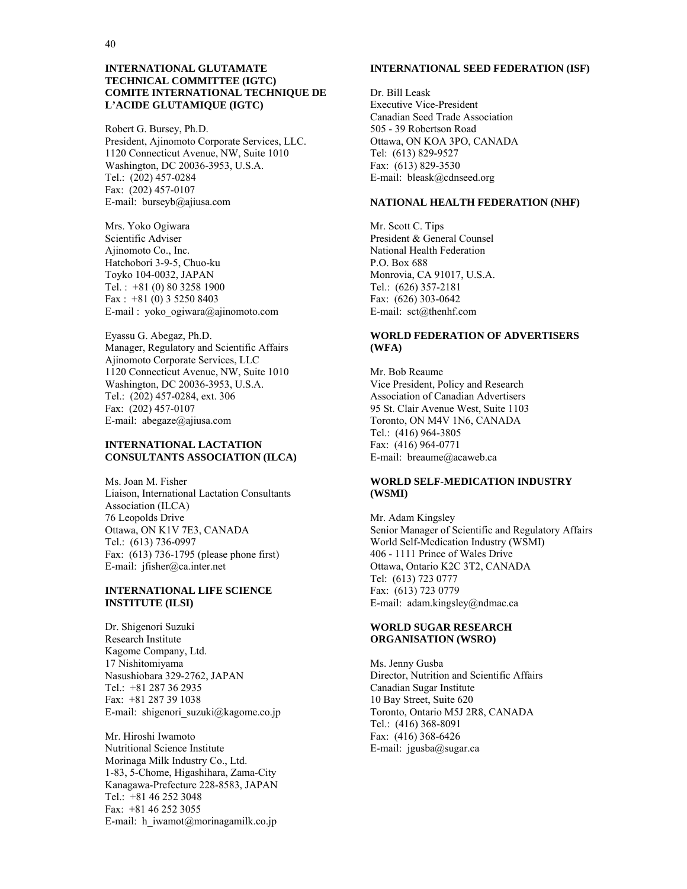**INTERNATIONAL GLUTAMATE TECHNICAL COMMITTEE (IGTC)**
**COMITE INTERNATIONAL TECHNIQUE DE L'ACIDE GLUTAMIQUE (IGTC)**

Robert G. Bursey, Ph.D.
President, Ajinomoto Corporate Services, LLC.
1120 Connecticut Avenue, NW, Suite 1010
Washington, DC 20036-3953, U.S.A.
Tel.: (202) 457-0284
Fax: (202) 457-0107
E-mail: burseyb@ajiusa.com

Mrs. Yoko Ogiwara
Scientific Adviser
Ajinomoto Co., Inc.
Hatchobori 3-9-5, Chuo-ku
Toyko 104-0032, JAPAN
Tel. : +81 (0) 80 3258 1900
Fax : +81 (0) 3 5250 8403
E-mail : yoko_ogiwara@ajinomoto.com

Eyassu G. Abegaz, Ph.D.
Manager, Regulatory and Scientific Affairs
Ajinomoto Corporate Services, LLC
1120 Connecticut Avenue, NW, Suite 1010
Washington, DC 20036-3953, U.S.A.
Tel.: (202) 457-0284, ext. 306
Fax: (202) 457-0107
E-mail: abegaze@ajiusa.com

**INTERNATIONAL LACTATION CONSULTANTS ASSOCIATION (ILCA)**

Ms. Joan M. Fisher
Liaison, International Lactation Consultants Association (ILCA)
76 Leopolds Drive
Ottawa, ON K1V 7E3, CANADA
Tel.: (613) 736-0997
Fax: (613) 736-1795 (please phone first)
E-mail: jfisher@ca.inter.net

**INTERNATIONAL LIFE SCIENCE INSTITUTE (ILSI)**

Dr. Shigenori Suzuki
Research Institute
Kagome Company, Ltd.
17 Nishitomiyama
Nasushiobara 329-2762, JAPAN
Tel.: +81 287 36 2935
Fax: +81 287 39 1038
E-mail: shigenori_suzuki@kagome.co.jp

Mr. Hiroshi Iwamoto
Nutritional Science Institute
Morinaga Milk Industry Co., Ltd.
1-83, 5-Chome, Higashihara, Zama-City
Kanagawa-Prefecture 228-8583, JAPAN
Tel.: +81 46 252 3048
Fax: +81 46 252 3055
E-mail: h_iwamot@morinagamilk.co.jp

**INTERNATIONAL SEED FEDERATION (ISF)**

Dr. Bill Leask
Executive Vice-President
Canadian Seed Trade Association
505 - 39 Robertson Road
Ottawa, ON KOA 3PO, CANADA
Tel: (613) 829-9527
Fax: (613) 829-3530
E-mail: bleask@cdnseed.org

**NATIONAL HEALTH FEDERATION (NHF)**

Mr. Scott C. Tips
President & General Counsel
National Health Federation
P.O. Box 688
Monrovia, CA 91017, U.S.A.
Tel.: (626) 357-2181
Fax: (626) 303-0642
E-mail: sct@thenhf.com

**WORLD FEDERATION OF ADVERTISERS (WFA)**

Mr. Bob Reaume
Vice President, Policy and Research
Association of Canadian Advertisers
95 St. Clair Avenue West, Suite 1103
Toronto, ON M4V 1N6, CANADA
Tel.: (416) 964-3805
Fax: (416) 964-0771
E-mail: breaume@acaweb.ca

**WORLD SELF-MEDICATION INDUSTRY (WSMI)**

Mr. Adam Kingsley
Senior Manager of Scientific and Regulatory Affairs
World Self-Medication Industry (WSMI)
406 - 1111 Prince of Wales Drive
Ottawa, Ontario K2C 3T2, CANADA
Tel: (613) 723 0777
Fax: (613) 723 0779
E-mail: adam.kingsley@ndmac.ca

**WORLD SUGAR RESEARCH ORGANISATION (WSRO)**

Ms. Jenny Gusba
Director, Nutrition and Scientific Affairs
Canadian Sugar Institute
10 Bay Street, Suite 620
Toronto, Ontario M5J 2R8, CANADA
Tel.: (416) 368-8091
Fax: (416) 368-6426
E-mail: jgusba@sugar.ca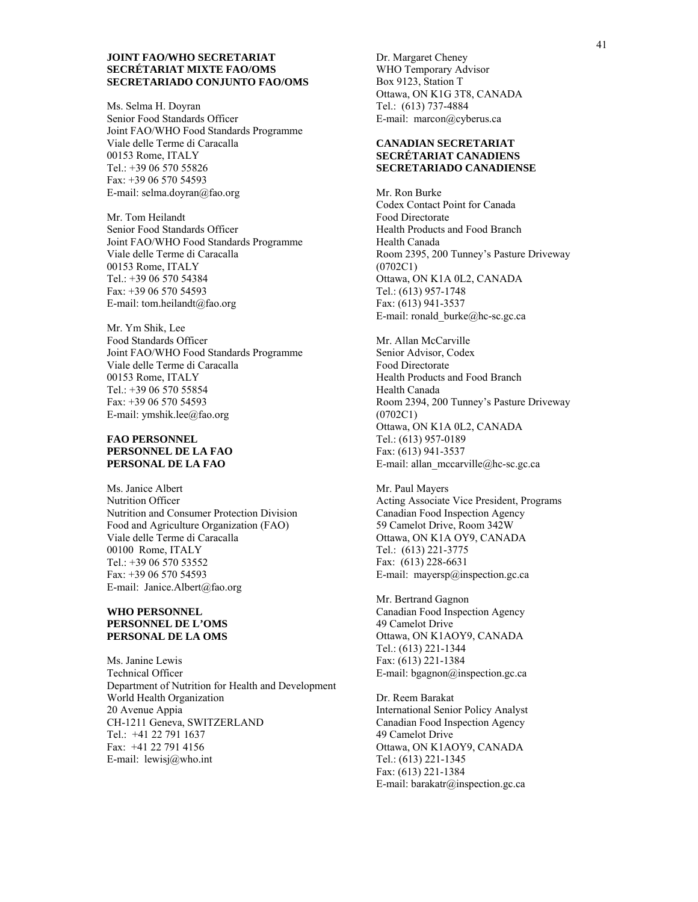**JOINT FAO/WHO SECRETARIAT**
**SECRÉTARIAT MIXTE FAO/OMS**
**SECRETARIADO CONJUNTO FAO/OMS**

Ms. Selma H. Doyran
Senior Food Standards Officer
Joint FAO/WHO Food Standards Programme
Viale delle Terme di Caracalla
00153 Rome, ITALY
Tel.: +39 06 570 55826
Fax: +39 06 570 54593
E-mail: selma.doyran@fao.org

Mr. Tom Heilandt
Senior Food Standards Officer
Joint FAO/WHO Food Standards Programme
Viale delle Terme di Caracalla
00153 Rome, ITALY
Tel.: +39 06 570 54384
Fax: +39 06 570 54593
E-mail: tom.heilandt@fao.org

Mr. Ym Shik, Lee
Food Standards Officer
Joint FAO/WHO Food Standards Programme
Viale delle Terme di Caracalla
00153 Rome, ITALY
Tel.: +39 06 570 55854
Fax: +39 06 570 54593
E-mail: ymshik.lee@fao.org

**FAO PERSONNEL**
**PERSONNEL DE LA FAO**
**PERSONAL DE LA FAO**

Ms. Janice Albert
Nutrition Officer
Nutrition and Consumer Protection Division
Food and Agriculture Organization (FAO)
Viale delle Terme di Caracalla
00100 Rome, ITALY
Tel.: +39 06 570 53552
Fax: +39 06 570 54593
E-mail: Janice.Albert@fao.org

**WHO PERSONNEL**
**PERSONNEL DE L'OMS**
**PERSONAL DE LA OMS**

Ms. Janine Lewis
Technical Officer
Department of Nutrition for Health and Development
World Health Organization
20 Avenue Appia
CH-1211 Geneva, SWITZERLAND
Tel.: +41 22 791 1637
Fax: +41 22 791 4156
E-mail: lewisj@who.int

Dr. Margaret Cheney
WHO Temporary Advisor
Box 9123, Station T
Ottawa, ON K1G 3T8, CANADA
Tel.: (613) 737-4884
E-mail: marcon@cyberus.ca

**CANADIAN SECRETARIAT**
**SECRÉTARIAT CANADIENS**
**SECRETARIADO CANADIENSE**

Mr. Ron Burke
Codex Contact Point for Canada
Food Directorate
Health Products and Food Branch
Health Canada
Room 2395, 200 Tunney's Pasture Driveway
(0702C1)
Ottawa, ON K1A 0L2, CANADA
Tel.: (613) 957-1748
Fax: (613) 941-3537
E-mail: ronald_burke@hc-sc.gc.ca

Mr. Allan McCarville
Senior Advisor, Codex
Food Directorate
Health Products and Food Branch
Health Canada
Room 2394, 200 Tunney's Pasture Driveway
(0702C1)
Ottawa, ON K1A 0L2, CANADA
Tel.: (613) 957-0189
Fax: (613) 941-3537
E-mail: allan_mccarville@hc-sc.gc.ca

Mr. Paul Mayers
Acting Associate Vice President, Programs
Canadian Food Inspection Agency
59 Camelot Drive, Room 342W
Ottawa, ON K1A OY9, CANADA
Tel.: (613) 221-3775
Fax: (613) 228-6631
E-mail: mayersp@inspection.gc.ca

Mr. Bertrand Gagnon
Canadian Food Inspection Agency
49 Camelot Drive
Ottawa, ON K1AOY9, CANADA
Tel.: (613) 221-1344
Fax: (613) 221-1384
E-mail: bgagnon@inspection.gc.ca

Dr. Reem Barakat
International Senior Policy Analyst
Canadian Food Inspection Agency
49 Camelot Drive
Ottawa, ON K1AOY9, CANADA
Tel.: (613) 221-1345
Fax: (613) 221-1384
E-mail: barakatr@inspection.gc.ca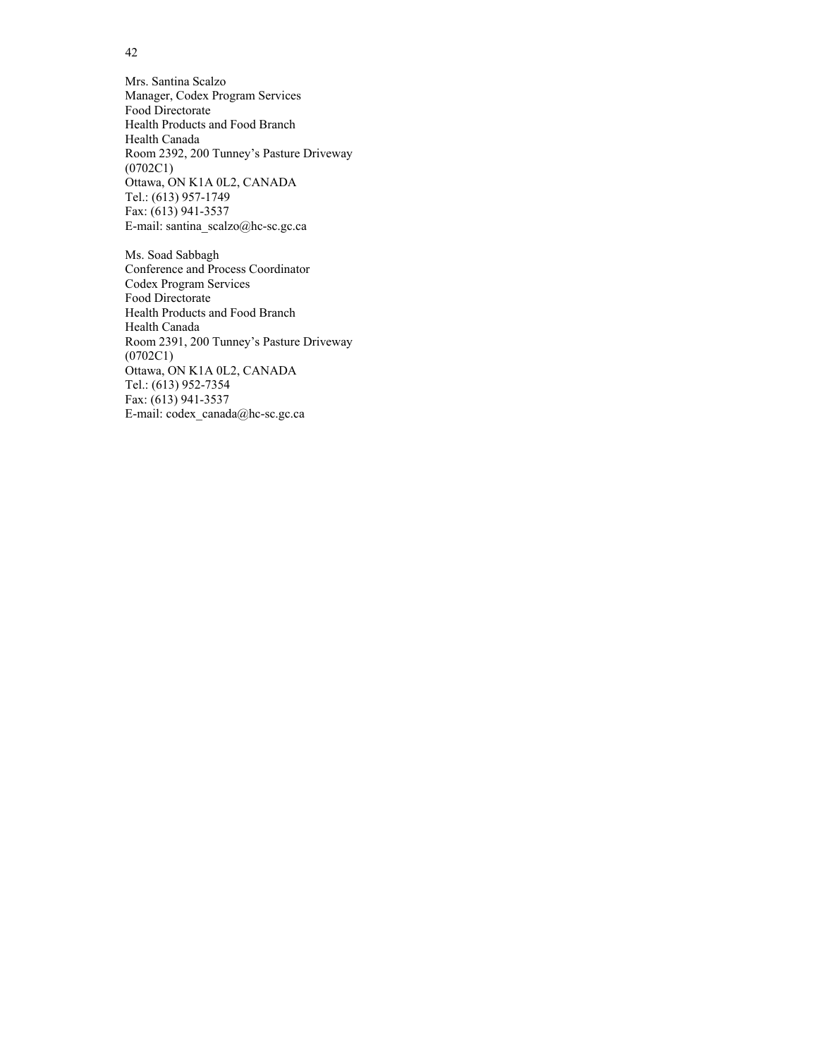Mrs. Santina Scalzo
Manager, Codex Program Services
Food Directorate
Health Products and Food Branch
Health Canada
Room 2392, 200 Tunney's Pasture Driveway
(0702C1)
Ottawa, ON K1A 0L2, CANADA
Tel.: (613) 957-1749
Fax: (613) 941-3537
E-mail: santina_scalzo@hc-sc.gc.ca

Ms. Soad Sabbagh
Conference and Process Coordinator
Codex Program Services
Food Directorate
Health Products and Food Branch
Health Canada
Room 2391, 200 Tunney's Pasture Driveway
(0702C1)
Ottawa, ON K1A 0L2, CANADA
Tel.: (613) 952-7354
Fax: (613) 941-3537
E-mail: codex_canada@hc-sc.gc.ca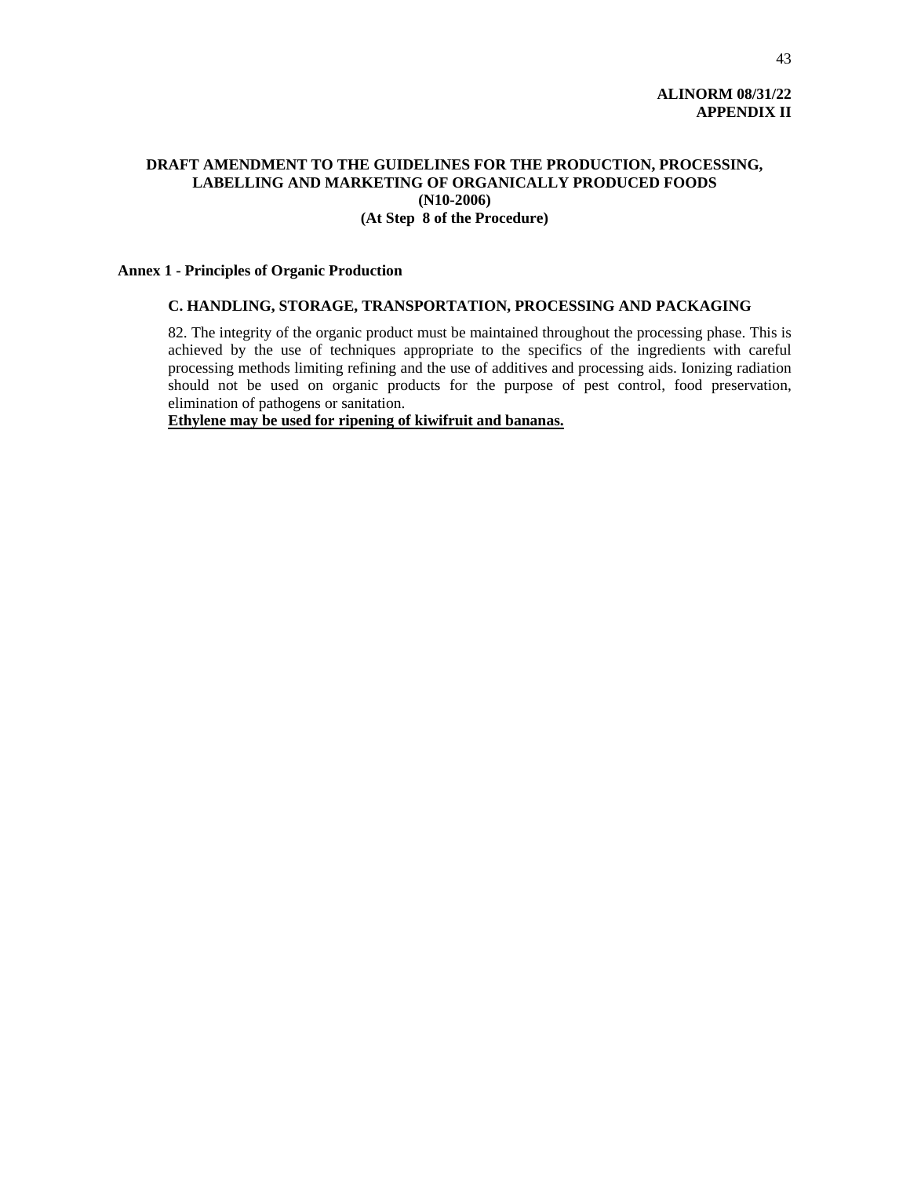**ALINORM 08/31/22**
**APPENDIX II**

# DRAFT AMENDMENT TO THE GUIDELINES FOR THE PRODUCTION, PROCESSING, LABELLING AND MARKETING OF ORGANICALLY PRODUCED FOODS (N10-2006) (At Step 8 of the Procedure)

## Annex 1 - Principles of Organic Production

### C. HANDLING, STORAGE, TRANSPORTATION, PROCESSING AND PACKAGING

82. The integrity of the organic product must be maintained throughout the processing phase. This is achieved by the use of techniques appropriate to the specifics of the ingredients with careful processing methods limiting refining and the use of additives and processing aids. Ionizing radiation should not be used on organic products for the purpose of pest control, food preservation, elimination of pathogens or sanitation.
**Ethylene may be used for ripening of kiwifruit and bananas.**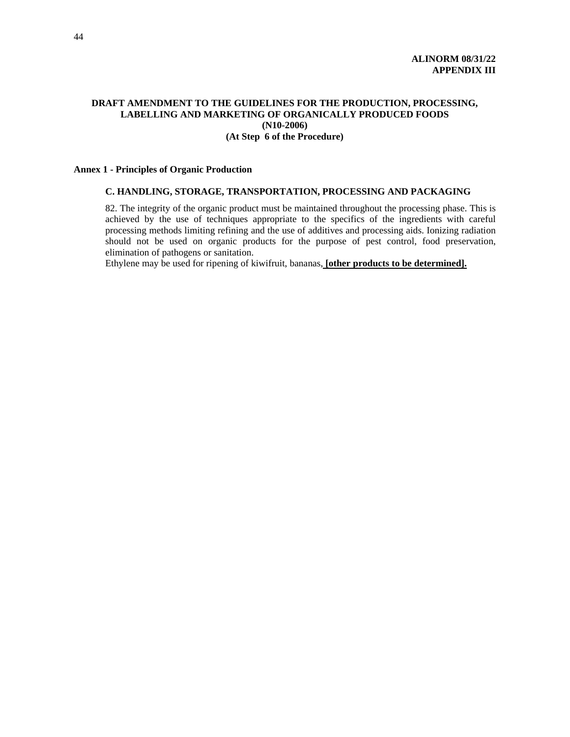**ALINORM 08/31/22**
**APPENDIX III**

# DRAFT AMENDMENT TO THE GUIDELINES FOR THE PRODUCTION, PROCESSING, LABELLING AND MARKETING OF ORGANICALLY PRODUCED FOODS (N10-2006) (At Step 6 of the Procedure)

## Annex 1 - Principles of Organic Production

### C. HANDLING, STORAGE, TRANSPORTATION, PROCESSING AND PACKAGING

82. The integrity of the organic product must be maintained throughout the processing phase. This is achieved by the use of techniques appropriate to the specifics of the ingredients with careful processing methods limiting refining and the use of additives and processing aids. Ionizing radiation should not be used on organic products for the purpose of pest control, food preservation, elimination of pathogens or sanitation.

Ethylene may be used for ripening of kiwifruit, bananas, **[other products to be determined].**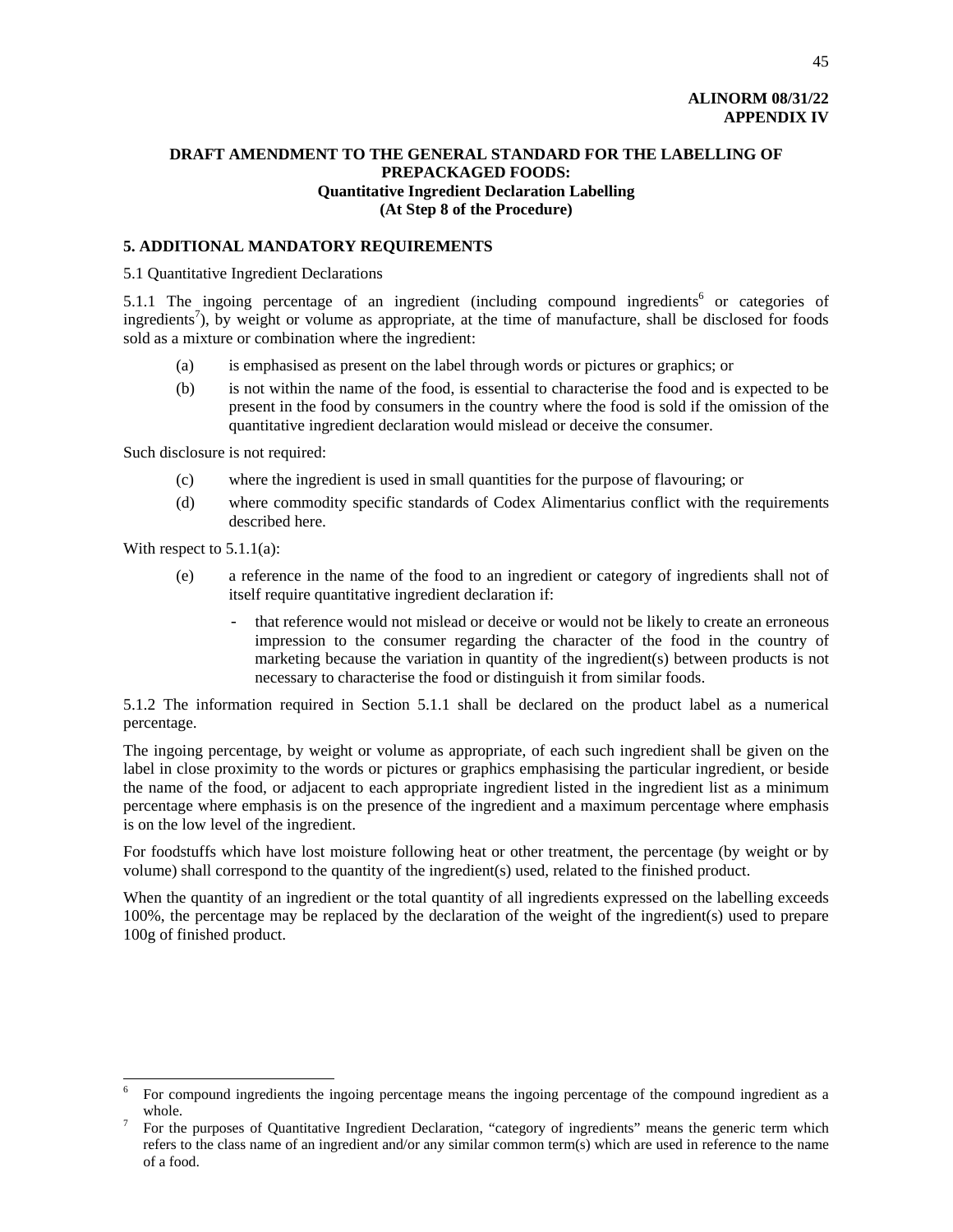**ALINORM 08/31/22**
**APPENDIX IV**

**DRAFT AMENDMENT TO THE GENERAL STANDARD FOR THE LABELLING OF PREPACKAGED FOODS:**
**Quantitative Ingredient Declaration Labelling**
**(At Step 8 of the Procedure)**

### 5. ADDITIONAL MANDATORY REQUIREMENTS

5.1 Quantitative Ingredient Declarations

5.1.1 The ingoing percentage of an ingredient (including compound ingredients[6] or categories of ingredients[7]), by weight or volume as appropriate, at the time of manufacture, shall be disclosed for foods sold as a mixture or combination where the ingredient:

(a) is emphasised as present on the label through words or pictures or graphics; or

(b) is not within the name of the food, is essential to characterise the food and is expected to be present in the food by consumers in the country where the food is sold if the omission of the quantitative ingredient declaration would mislead or deceive the consumer.

Such disclosure is not required:

(c) where the ingredient is used in small quantities for the purpose of flavouring; or

(d) where commodity specific standards of Codex Alimentarius conflict with the requirements described here.

With respect to 5.1.1(a):

(e) a reference in the name of the food to an ingredient or category of ingredients shall not of itself require quantitative ingredient declaration if:

- that reference would not mislead or deceive or would not be likely to create an erroneous impression to the consumer regarding the character of the food in the country of marketing because the variation in quantity of the ingredient(s) between products is not necessary to characterise the food or distinguish it from similar foods.

5.1.2 The information required in Section 5.1.1 shall be declared on the product label as a numerical percentage.

The ingoing percentage, by weight or volume as appropriate, of each such ingredient shall be given on the label in close proximity to the words or pictures or graphics emphasising the particular ingredient, or beside the name of the food, or adjacent to each appropriate ingredient listed in the ingredient list as a minimum percentage where emphasis is on the presence of the ingredient and a maximum percentage where emphasis is on the low level of the ingredient.

For foodstuffs which have lost moisture following heat or other treatment, the percentage (by weight or by volume) shall correspond to the quantity of the ingredient(s) used, related to the finished product.

When the quantity of an ingredient or the total quantity of all ingredients expressed on the labelling exceeds 100%, the percentage may be replaced by the declaration of the weight of the ingredient(s) used to prepare 100g of finished product.

---

[6] For compound ingredients the ingoing percentage means the ingoing percentage of the compound ingredient as a whole.

[7] For the purposes of Quantitative Ingredient Declaration, "category of ingredients" means the generic term which refers to the class name of an ingredient and/or any similar common term(s) which are used in reference to the name of a food.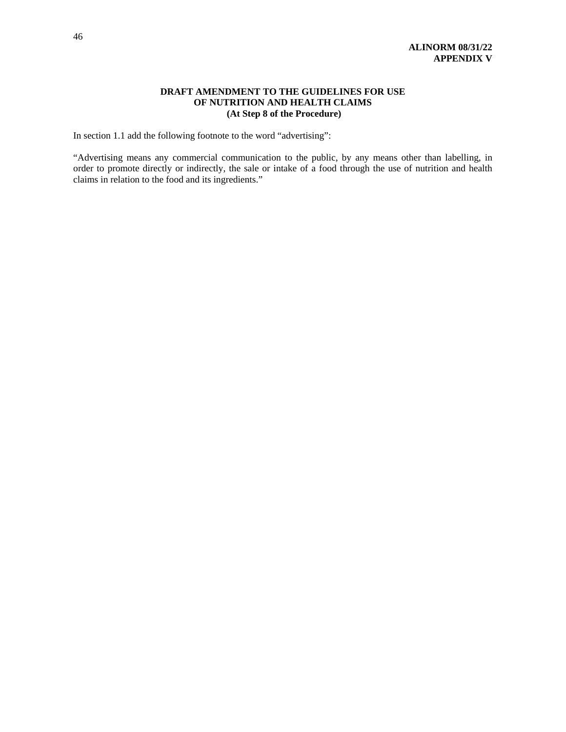**ALINORM 08/31/22**
**APPENDIX V**

## DRAFT AMENDMENT TO THE GUIDELINES FOR USE OF NUTRITION AND HEALTH CLAIMS
### (At Step 8 of the Procedure)

In section 1.1 add the following footnote to the word "advertising":

"Advertising means any commercial communication to the public, by any means other than labelling, in order to promote directly or indirectly, the sale or intake of a food through the use of nutrition and health claims in relation to the food and its ingredients."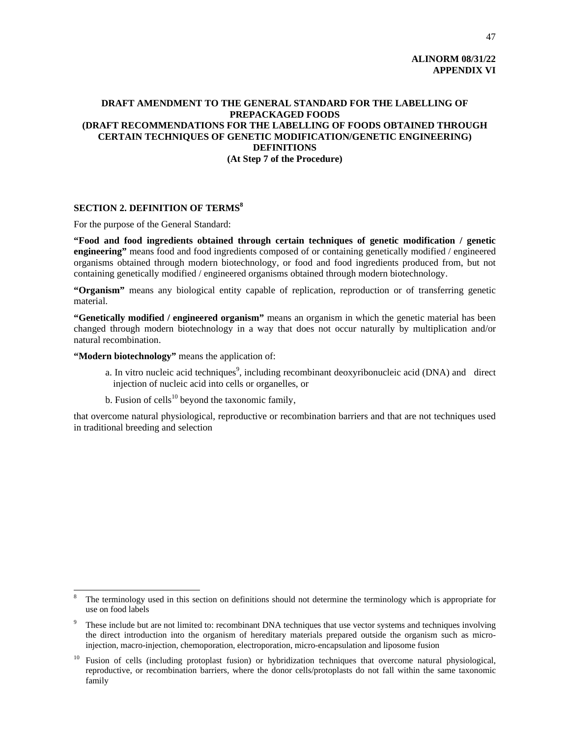**ALINORM 08/31/22**
**APPENDIX VI**

# DRAFT AMENDMENT TO THE GENERAL STANDARD FOR THE LABELLING OF PREPACKAGED FOODS (DRAFT RECOMMENDATIONS FOR THE LABELLING OF FOODS OBTAINED THROUGH CERTAIN TECHNIQUES OF GENETIC MODIFICATION/GENETIC ENGINEERING) DEFINITIONS

**(At Step 7 of the Procedure)**

## SECTION 2. DEFINITION OF TERMS[8]

For the purpose of the General Standard:

**"Food and food ingredients obtained through certain techniques of genetic modification / genetic engineering"** means food and food ingredients composed of or containing genetically modified / engineered organisms obtained through modern biotechnology, or food and food ingredients produced from, but not containing genetically modified / engineered organisms obtained through modern biotechnology.

**"Organism"** means any biological entity capable of replication, reproduction or of transferring genetic material.

**"Genetically modified / engineered organism"** means an organism in which the genetic material has been changed through modern biotechnology in a way that does not occur naturally by multiplication and/or natural recombination.

**"Modern biotechnology"** means the application of:

a. In vitro nucleic acid techniques[9], including recombinant deoxyribonucleic acid (DNA) and direct injection of nucleic acid into cells or organelles, or

b. Fusion of cells[10] beyond the taxonomic family,

that overcome natural physiological, reproductive or recombination barriers and that are not techniques used in traditional breeding and selection

---

[8] The terminology used in this section on definitions should not determine the terminology which is appropriate for use on food labels

[9] These include but are not limited to: recombinant DNA techniques that use vector systems and techniques involving the direct introduction into the organism of hereditary materials prepared outside the organism such as micro-injection, macro-injection, chemoporation, electroporation, micro-encapsulation and liposome fusion

[10] Fusion of cells (including protoplast fusion) or hybridization techniques that overcome natural physiological, reproductive, or recombination barriers, where the donor cells/protoplasts do not fall within the same taxonomic family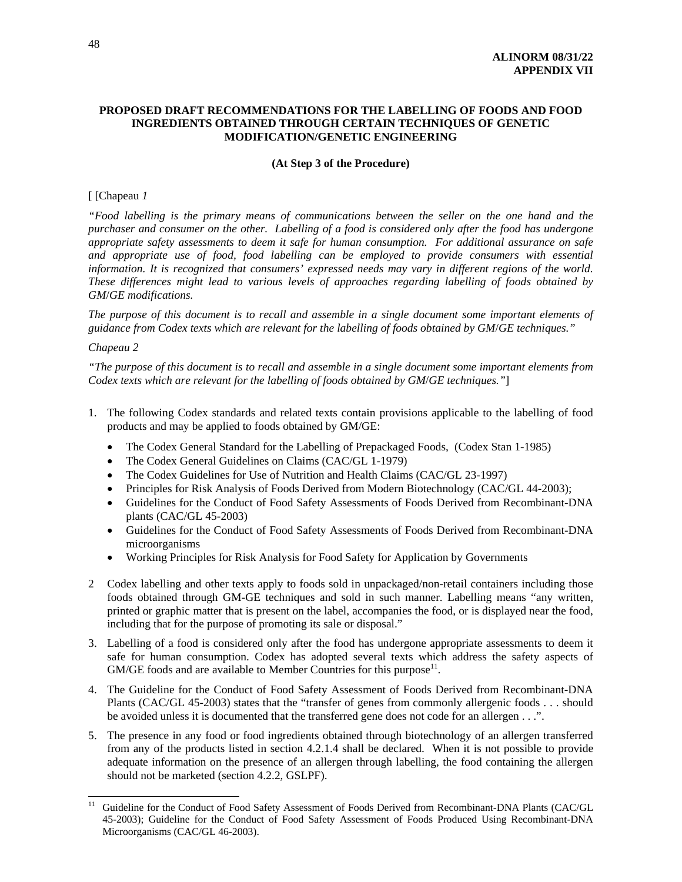**ALINORM 08/31/22**
**APPENDIX VII**

## PROPOSED DRAFT RECOMMENDATIONS FOR THE LABELLING OF FOODS AND FOOD INGREDIENTS OBTAINED THROUGH CERTAIN TECHNIQUES OF GENETIC MODIFICATION/GENETIC ENGINEERING

**(At Step 3 of the Procedure)**

[ [Chapeau *1*

*"Food labelling is the primary means of communications between the seller on the one hand and the purchaser and consumer on the other. Labelling of a food is considered only after the food has undergone appropriate safety assessments to deem it safe for human consumption. For additional assurance on safe and appropriate use of food, food labelling can be employed to provide consumers with essential information. It is recognized that consumers' expressed needs may vary in different regions of the world. These differences might lead to various levels of approaches regarding labelling of foods obtained by GM/GE modifications.*

*The purpose of this document is to recall and assemble in a single document some important elements of guidance from Codex texts which are relevant for the labelling of foods obtained by GM/GE techniques."*

*Chapeau 2*

*"The purpose of this document is to recall and assemble in a single document some important elements from Codex texts which are relevant for the labelling of foods obtained by GM/GE techniques."*]

1. The following Codex standards and related texts contain provisions applicable to the labelling of food products and may be applied to foods obtained by GM/GE:
   - The Codex General Standard for the Labelling of Prepackaged Foods, (Codex Stan 1-1985)
   - The Codex General Guidelines on Claims (CAC/GL 1-1979)
   - The Codex Guidelines for Use of Nutrition and Health Claims (CAC/GL 23-1997)
   - Principles for Risk Analysis of Foods Derived from Modern Biotechnology (CAC/GL 44-2003);
   - Guidelines for the Conduct of Food Safety Assessments of Foods Derived from Recombinant-DNA plants (CAC/GL 45-2003)
   - Guidelines for the Conduct of Food Safety Assessments of Foods Derived from Recombinant-DNA microorganisms
   - Working Principles for Risk Analysis for Food Safety for Application by Governments

2 Codex labelling and other texts apply to foods sold in unpackaged/non-retail containers including those foods obtained through GM-GE techniques and sold in such manner. Labelling means "any written, printed or graphic matter that is present on the label, accompanies the food, or is displayed near the food, including that for the purpose of promoting its sale or disposal."

3. Labelling of a food is considered only after the food has undergone appropriate assessments to deem it safe for human consumption. Codex has adopted several texts which address the safety aspects of GM/GE foods and are available to Member Countries for this purpose[11].

4. The Guideline for the Conduct of Food Safety Assessment of Foods Derived from Recombinant-DNA Plants (CAC/GL 45-2003) states that the "transfer of genes from commonly allergenic foods . . . should be avoided unless it is documented that the transferred gene does not code for an allergen . . .".

5. The presence in any food or food ingredients obtained through biotechnology of an allergen transferred from any of the products listed in section 4.2.1.4 shall be declared. When it is not possible to provide adequate information on the presence of an allergen through labelling, the food containing the allergen should not be marketed (section 4.2.2, GSLPF).

---

[11] Guideline for the Conduct of Food Safety Assessment of Foods Derived from Recombinant-DNA Plants (CAC/GL 45-2003); Guideline for the Conduct of Food Safety Assessment of Foods Produced Using Recombinant-DNA Microorganisms (CAC/GL 46-2003).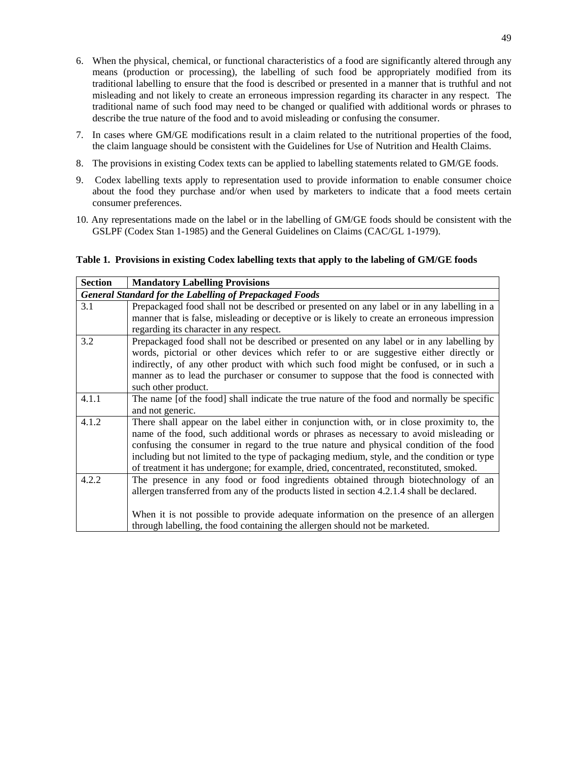6. When the physical, chemical, or functional characteristics of a food are significantly altered through any means (production or processing), the labelling of such food be appropriately modified from its traditional labelling to ensure that the food is described or presented in a manner that is truthful and not misleading and not likely to create an erroneous impression regarding its character in any respect. The traditional name of such food may need to be changed or qualified with additional words or phrases to describe the true nature of the food and to avoid misleading or confusing the consumer.

7. In cases where GM/GE modifications result in a claim related to the nutritional properties of the food, the claim language should be consistent with the Guidelines for Use of Nutrition and Health Claims.

8. The provisions in existing Codex texts can be applied to labelling statements related to GM/GE foods.

9. Codex labelling texts apply to representation used to provide information to enable consumer choice about the food they purchase and/or when used by marketers to indicate that a food meets certain consumer preferences.

10. Any representations made on the label or in the labelling of GM/GE foods should be consistent with the GSLPF (Codex Stan 1-1985) and the General Guidelines on Claims (CAC/GL 1-1979).

**Table 1. Provisions in existing Codex labelling texts that apply to the labeling of GM/GE foods**

| Section | Mandatory Labelling Provisions |
|---|---|
| ***General Standard for the Labelling of Prepackaged Foods*** | |
| 3.1 | Prepackaged food shall not be described or presented on any label or in any labelling in a manner that is false, misleading or deceptive or is likely to create an erroneous impression regarding its character in any respect. |
| 3.2 | Prepackaged food shall not be described or presented on any label or in any labelling by words, pictorial or other devices which refer to or are suggestive either directly or indirectly, of any other product with which such food might be confused, or in such a manner as to lead the purchaser or consumer to suppose that the food is connected with such other product. |
| 4.1.1 | The name [of the food] shall indicate the true nature of the food and normally be specific and not generic. |
| 4.1.2 | There shall appear on the label either in conjunction with, or in close proximity to, the name of the food, such additional words or phrases as necessary to avoid misleading or confusing the consumer in regard to the true nature and physical condition of the food including but not limited to the type of packaging medium, style, and the condition or type of treatment it has undergone; for example, dried, concentrated, reconstituted, smoked. |
| 4.2.2 | The presence in any food or food ingredients obtained through biotechnology of an allergen transferred from any of the products listed in section 4.2.1.4 shall be declared.<br><br>When it is not possible to provide adequate information on the presence of an allergen through labelling, the food containing the allergen should not be marketed. |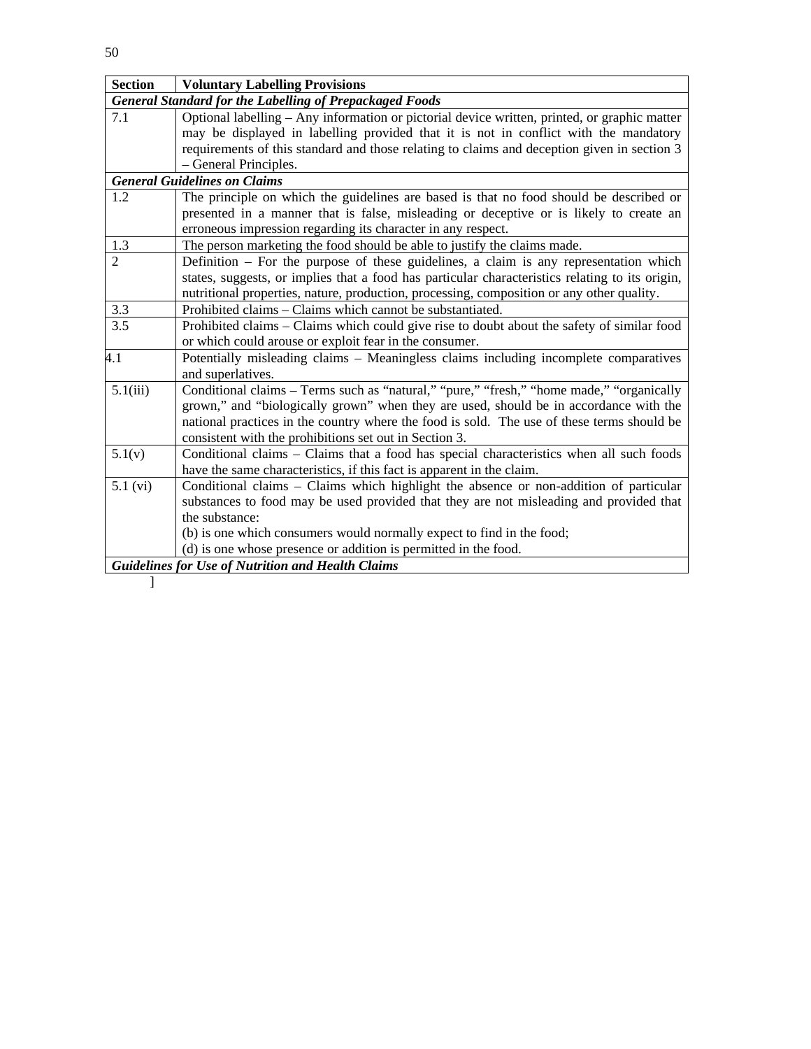| Section | Voluntary Labelling Provisions |
|---|---|
| ***General Standard for the Labelling of Prepackaged Foods*** | |
| 7.1 | Optional labelling – Any information or pictorial device written, printed, or graphic matter may be displayed in labelling provided that it is not in conflict with the mandatory requirements of this standard and those relating to claims and deception given in section 3 – General Principles. |
| ***General Guidelines on Claims*** | |
| 1.2 | The principle on which the guidelines are based is that no food should be described or presented in a manner that is false, misleading or deceptive or is likely to create an erroneous impression regarding its character in any respect. |
| 1.3 | The person marketing the food should be able to justify the claims made. |
| 2 | Definition – For the purpose of these guidelines, a claim is any representation which states, suggests, or implies that a food has particular characteristics relating to its origin, nutritional properties, nature, production, processing, composition or any other quality. |
| 3.3 | Prohibited claims – Claims which cannot be substantiated. |
| 3.5 | Prohibited claims – Claims which could give rise to doubt about the safety of similar food or which could arouse or exploit fear in the consumer. |
| 4.1 | Potentially misleading claims – Meaningless claims including incomplete comparatives and superlatives. |
| 5.1(iii) | Conditional claims – Terms such as "natural," "pure," "fresh," "home made," "organically grown," and "biologically grown" when they are used, should be in accordance with the national practices in the country where the food is sold. The use of these terms should be consistent with the prohibitions set out in Section 3. |
| 5.1(v) | Conditional claims – Claims that a food has special characteristics when all such foods have the same characteristics, if this fact is apparent in the claim. |
| 5.1 (vi) | Conditional claims – Claims which highlight the absence or non-addition of particular substances to food may be used provided that they are not misleading and provided that the substance:<br>(b) is one which consumers would normally expect to find in the food;<br>(d) is one whose presence or addition is permitted in the food. |
| ***Guidelines for Use of Nutrition and Health Claims*** | |

]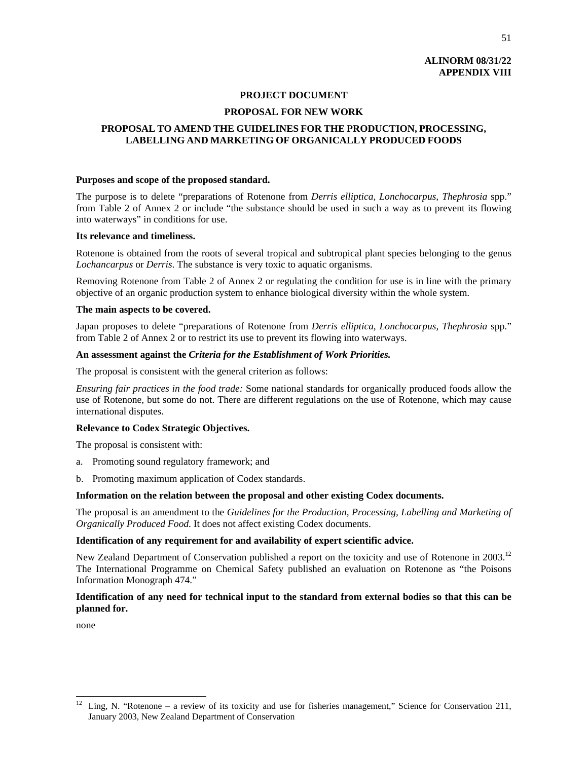**ALINORM 08/31/22**
**APPENDIX VIII**

**PROJECT DOCUMENT**

**PROPOSAL FOR NEW WORK**

**PROPOSAL TO AMEND THE GUIDELINES FOR THE PRODUCTION, PROCESSING, LABELLING AND MARKETING OF ORGANICALLY PRODUCED FOODS**

**Purposes and scope of the proposed standard.**

The purpose is to delete "preparations of Rotenone from *Derris elliptica, Lonchocarpus, Thephrosia* spp." from Table 2 of Annex 2 or include "the substance should be used in such a way as to prevent its flowing into waterways" in conditions for use.

**Its relevance and timeliness.**

Rotenone is obtained from the roots of several tropical and subtropical plant species belonging to the genus *Lochancarpus* or *Derris*. The substance is very toxic to aquatic organisms.

Removing Rotenone from Table 2 of Annex 2 or regulating the condition for use is in line with the primary objective of an organic production system to enhance biological diversity within the whole system.

**The main aspects to be covered.**

Japan proposes to delete "preparations of Rotenone from *Derris elliptica, Lonchocarpus, Thephrosia* spp." from Table 2 of Annex 2 or to restrict its use to prevent its flowing into waterways.

**An assessment against the *Criteria for the Establishment of Work Priorities.***

The proposal is consistent with the general criterion as follows:

*Ensuring fair practices in the food trade:* Some national standards for organically produced foods allow the use of Rotenone, but some do not. There are different regulations on the use of Rotenone, which may cause international disputes.

**Relevance to Codex Strategic Objectives.**

The proposal is consistent with:

a. Promoting sound regulatory framework; and

b. Promoting maximum application of Codex standards.

**Information on the relation between the proposal and other existing Codex documents.**

The proposal is an amendment to the *Guidelines for the Production, Processing, Labelling and Marketing of Organically Produced Food*. It does not affect existing Codex documents.

**Identification of any requirement for and availability of expert scientific advice.**

New Zealand Department of Conservation published a report on the toxicity and use of Rotenone in 2003.[12] The International Programme on Chemical Safety published an evaluation on Rotenone as "the Poisons Information Monograph 474."

**Identification of any need for technical input to the standard from external bodies so that this can be planned for.**

none

---

[12] Ling, N. "Rotenone – a review of its toxicity and use for fisheries management," Science for Conservation 211, January 2003, New Zealand Department of Conservation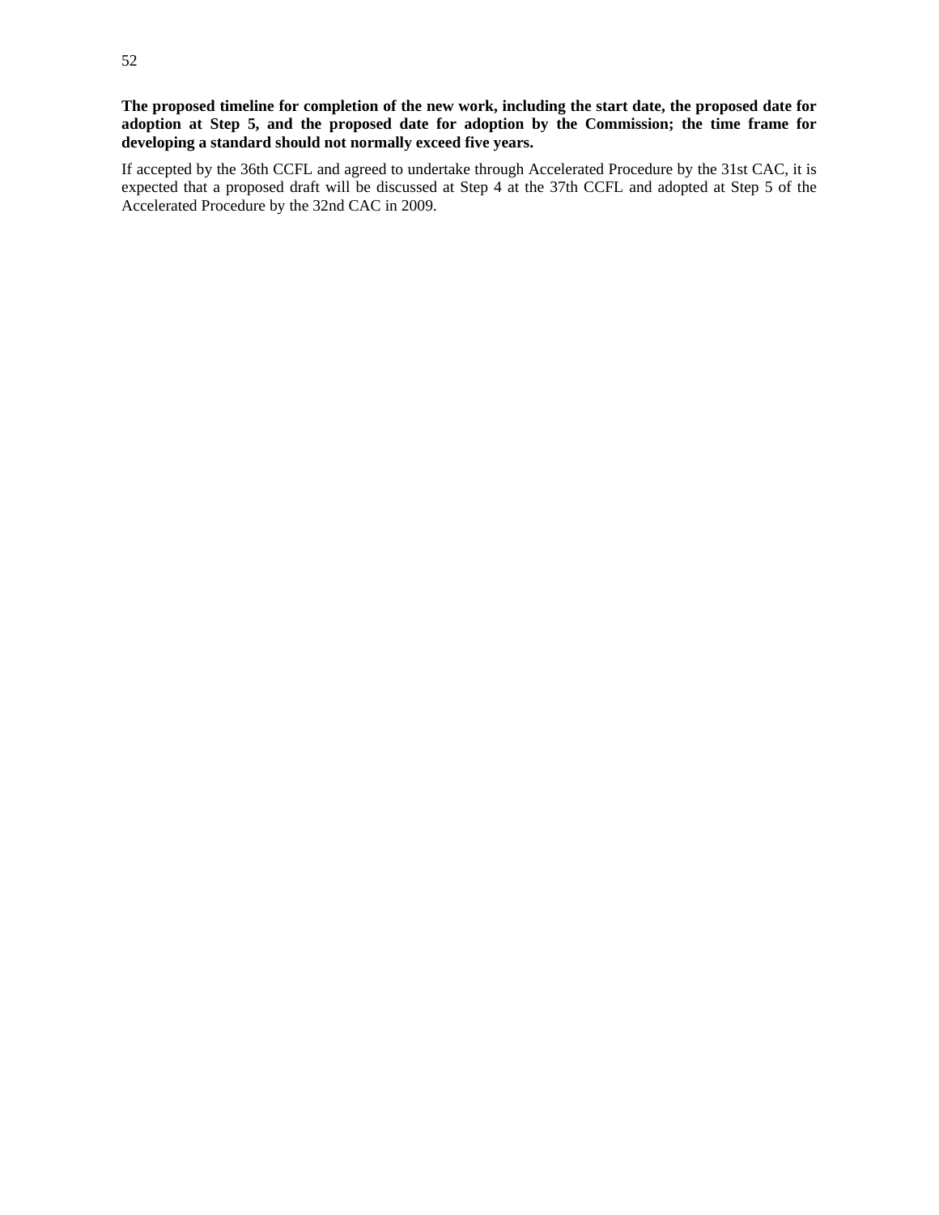**The proposed timeline for completion of the new work, including the start date, the proposed date for adoption at Step 5, and the proposed date for adoption by the Commission; the time frame for developing a standard should not normally exceed five years.**

If accepted by the 36th CCFL and agreed to undertake through Accelerated Procedure by the 31st CAC, it is expected that a proposed draft will be discussed at Step 4 at the 37th CCFL and adopted at Step 5 of the Accelerated Procedure by the 32nd CAC in 2009.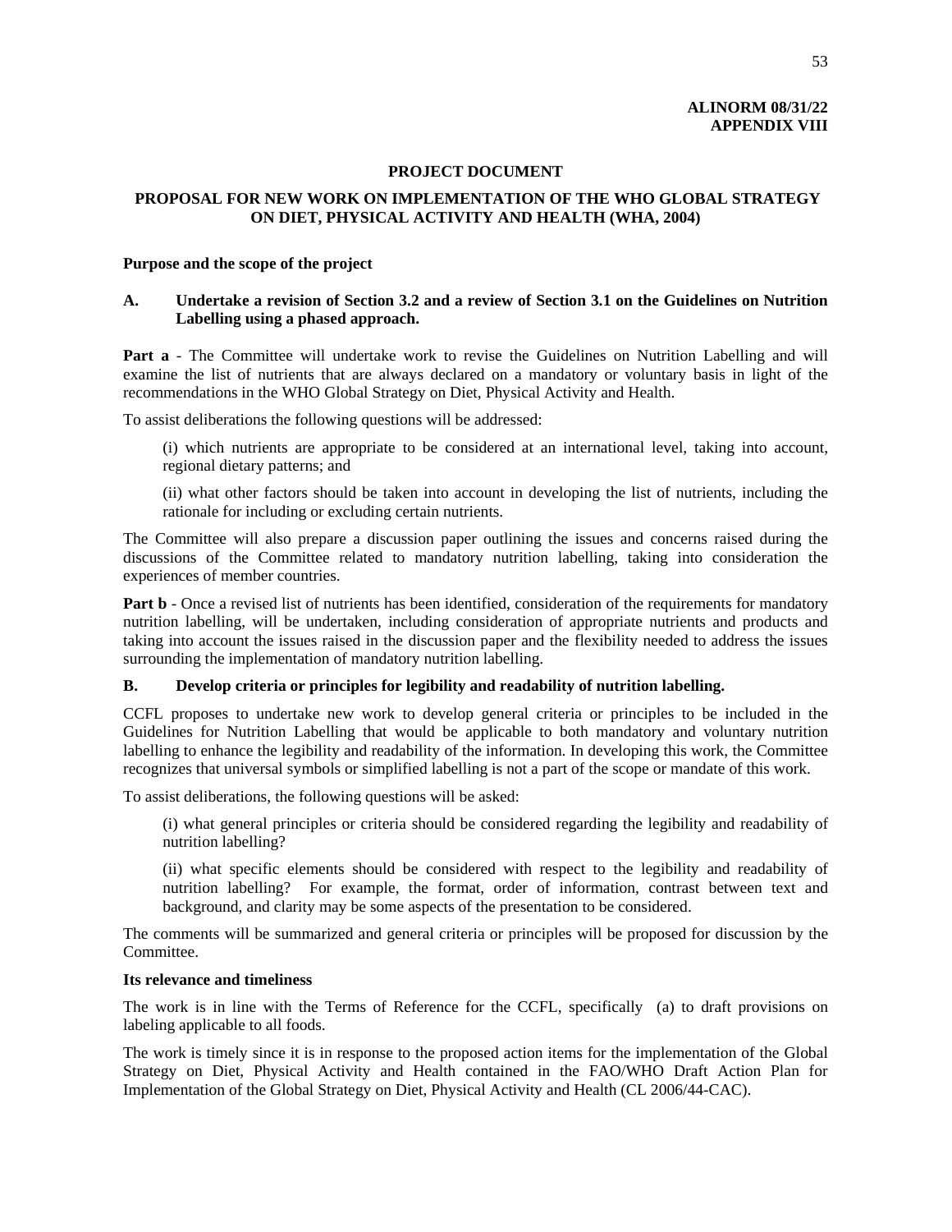**ALINORM 08/31/22**
**APPENDIX VIII**

**PROJECT DOCUMENT**

**PROPOSAL FOR NEW WORK ON IMPLEMENTATION OF THE WHO GLOBAL STRATEGY ON DIET, PHYSICAL ACTIVITY AND HEALTH (WHA, 2004)**

**Purpose and the scope of the project**

**A. Undertake a revision of Section 3.2 and a review of Section 3.1 on the Guidelines on Nutrition Labelling using a phased approach.**

**Part a** - The Committee will undertake work to revise the Guidelines on Nutrition Labelling and will examine the list of nutrients that are always declared on a mandatory or voluntary basis in light of the recommendations in the WHO Global Strategy on Diet, Physical Activity and Health.

To assist deliberations the following questions will be addressed:

(i) which nutrients are appropriate to be considered at an international level, taking into account, regional dietary patterns; and

(ii) what other factors should be taken into account in developing the list of nutrients, including the rationale for including or excluding certain nutrients.

The Committee will also prepare a discussion paper outlining the issues and concerns raised during the discussions of the Committee related to mandatory nutrition labelling, taking into consideration the experiences of member countries.

**Part b** - Once a revised list of nutrients has been identified, consideration of the requirements for mandatory nutrition labelling, will be undertaken, including consideration of appropriate nutrients and products and taking into account the issues raised in the discussion paper and the flexibility needed to address the issues surrounding the implementation of mandatory nutrition labelling.

**B. Develop criteria or principles for legibility and readability of nutrition labelling.**

CCFL proposes to undertake new work to develop general criteria or principles to be included in the Guidelines for Nutrition Labelling that would be applicable to both mandatory and voluntary nutrition labelling to enhance the legibility and readability of the information. In developing this work, the Committee recognizes that universal symbols or simplified labelling is not a part of the scope or mandate of this work.

To assist deliberations, the following questions will be asked:

(i) what general principles or criteria should be considered regarding the legibility and readability of nutrition labelling?

(ii) what specific elements should be considered with respect to the legibility and readability of nutrition labelling? For example, the format, order of information, contrast between text and background, and clarity may be some aspects of the presentation to be considered.

The comments will be summarized and general criteria or principles will be proposed for discussion by the Committee.

**Its relevance and timeliness**

The work is in line with the Terms of Reference for the CCFL, specifically (a) to draft provisions on labeling applicable to all foods.

The work is timely since it is in response to the proposed action items for the implementation of the Global Strategy on Diet, Physical Activity and Health contained in the FAO/WHO Draft Action Plan for Implementation of the Global Strategy on Diet, Physical Activity and Health (CL 2006/44-CAC).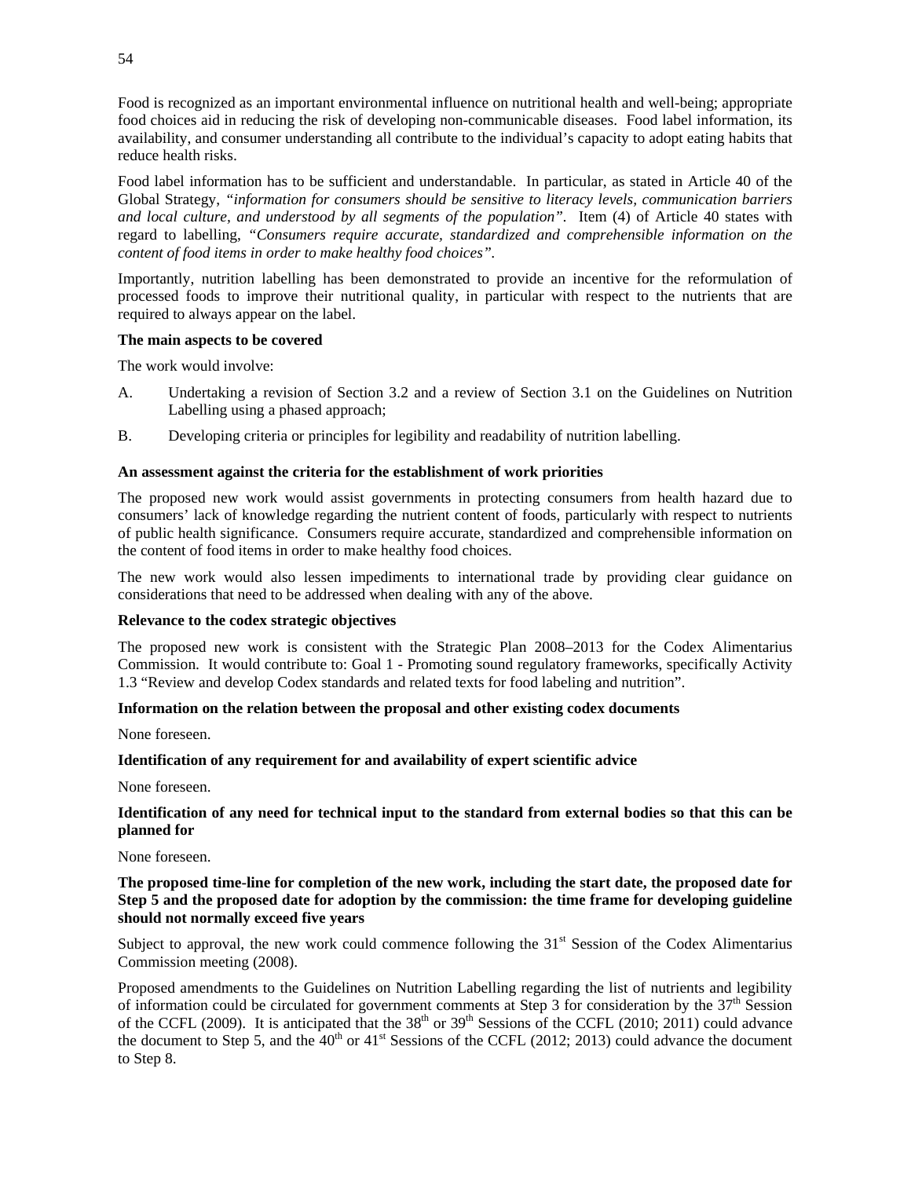Food is recognized as an important environmental influence on nutritional health and well-being; appropriate food choices aid in reducing the risk of developing non-communicable diseases. Food label information, its availability, and consumer understanding all contribute to the individual's capacity to adopt eating habits that reduce health risks.

Food label information has to be sufficient and understandable. In particular, as stated in Article 40 of the Global Strategy, *"information for consumers should be sensitive to literacy levels, communication barriers and local culture, and understood by all segments of the population"*. Item (4) of Article 40 states with regard to labelling, *"Consumers require accurate, standardized and comprehensible information on the content of food items in order to make healthy food choices"*.

Importantly, nutrition labelling has been demonstrated to provide an incentive for the reformulation of processed foods to improve their nutritional quality, in particular with respect to the nutrients that are required to always appear on the label.

**The main aspects to be covered**

The work would involve:

A. Undertaking a revision of Section 3.2 and a review of Section 3.1 on the Guidelines on Nutrition Labelling using a phased approach;

B. Developing criteria or principles for legibility and readability of nutrition labelling.

**An assessment against the criteria for the establishment of work priorities**

The proposed new work would assist governments in protecting consumers from health hazard due to consumers' lack of knowledge regarding the nutrient content of foods, particularly with respect to nutrients of public health significance. Consumers require accurate, standardized and comprehensible information on the content of food items in order to make healthy food choices.

The new work would also lessen impediments to international trade by providing clear guidance on considerations that need to be addressed when dealing with any of the above.

**Relevance to the codex strategic objectives**

The proposed new work is consistent with the Strategic Plan 2008–2013 for the Codex Alimentarius Commission. It would contribute to: Goal 1 - Promoting sound regulatory frameworks, specifically Activity 1.3 "Review and develop Codex standards and related texts for food labeling and nutrition".

**Information on the relation between the proposal and other existing codex documents**

None foreseen.

**Identification of any requirement for and availability of expert scientific advice**

None foreseen.

**Identification of any need for technical input to the standard from external bodies so that this can be planned for**

None foreseen.

**The proposed time-line for completion of the new work, including the start date, the proposed date for Step 5 and the proposed date for adoption by the commission: the time frame for developing guideline should not normally exceed five years**

Subject to approval, the new work could commence following the 31st Session of the Codex Alimentarius Commission meeting (2008).

Proposed amendments to the Guidelines on Nutrition Labelling regarding the list of nutrients and legibility of information could be circulated for government comments at Step 3 for consideration by the 37th Session of the CCFL (2009). It is anticipated that the 38th or 39th Sessions of the CCFL (2010; 2011) could advance the document to Step 5, and the 40th or 41st Sessions of the CCFL (2012; 2013) could advance the document to Step 8.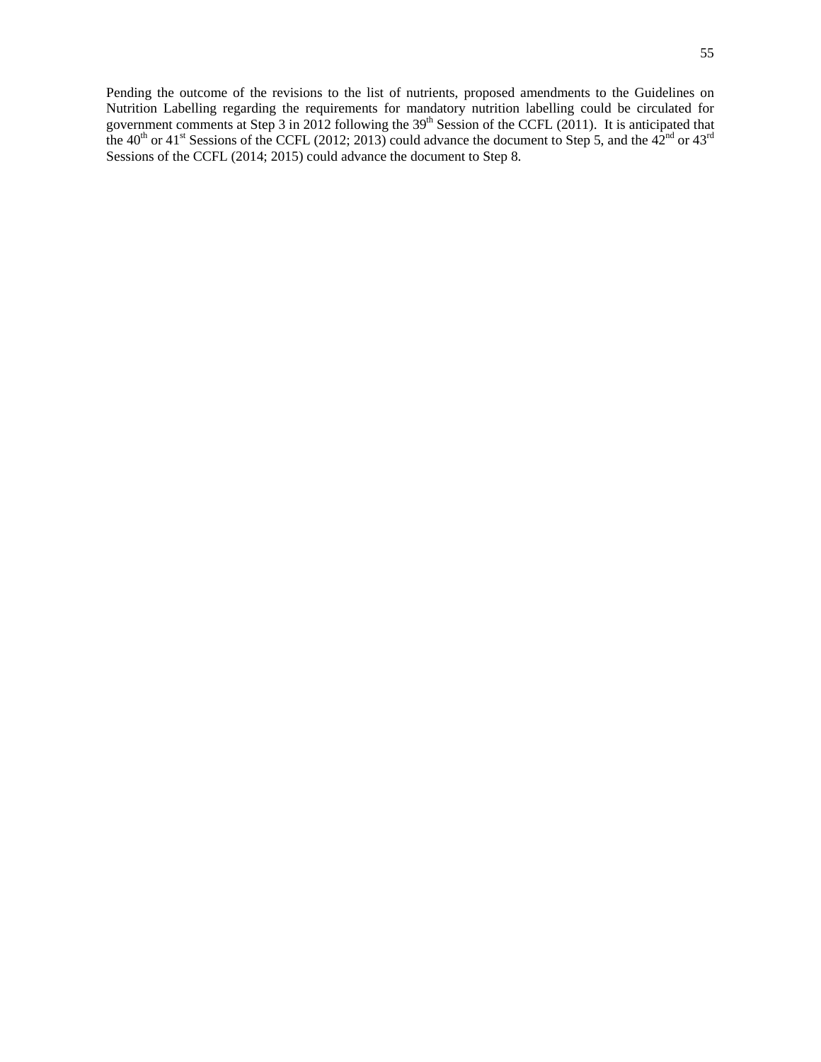Pending the outcome of the revisions to the list of nutrients, proposed amendments to the Guidelines on Nutrition Labelling regarding the requirements for mandatory nutrition labelling could be circulated for government comments at Step 3 in 2012 following the $39^{th}$ Session of the CCFL (2011). It is anticipated that the $40^{th}$ or $41^{st}$ Sessions of the CCFL (2012; 2013) could advance the document to Step 5, and the $42^{nd}$ or $43^{rd}$ Sessions of the CCFL (2014; 2015) could advance the document to Step 8.